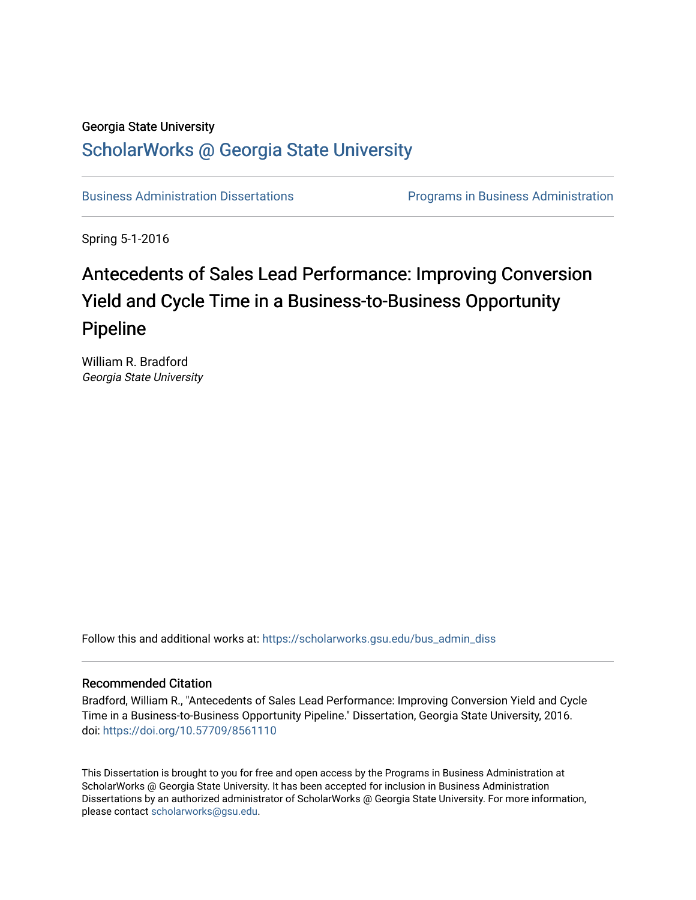Georgia State University

# ScholarWorks @ Georgia State University

Business Administration Dissertations | Programs in Business Administration

Spring 5-1-2016

## Antecedents of Sales Lead Performance: Improving Conversion Yield and Cycle Time in a Business-to-Business Opportunity Pipeline

William R. Bradford
*Georgia State University*

Follow this and additional works at: https://scholarworks.gsu.edu/bus_admin_diss

### Recommended Citation

Bradford, William R., "Antecedents of Sales Lead Performance: Improving Conversion Yield and Cycle Time in a Business-to-Business Opportunity Pipeline." Dissertation, Georgia State University, 2016.
doi: https://doi.org/10.57709/8561110

This Dissertation is brought to you for free and open access by the Programs in Business Administration at ScholarWorks @ Georgia State University. It has been accepted for inclusion in Business Administration Dissertations by an authorized administrator of ScholarWorks @ Georgia State University. For more information, please contact scholarworks@gsu.edu.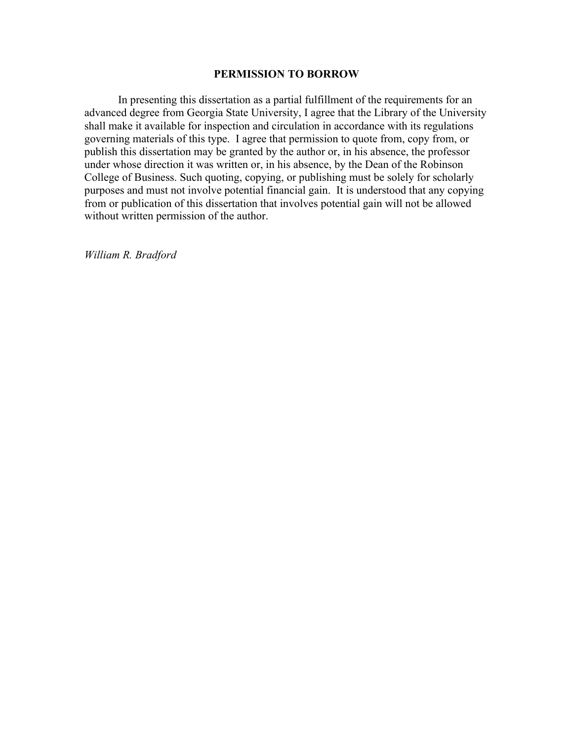**PERMISSION TO BORROW**

In presenting this dissertation as a partial fulfillment of the requirements for an advanced degree from Georgia State University, I agree that the Library of the University shall make it available for inspection and circulation in accordance with its regulations governing materials of this type. I agree that permission to quote from, copy from, or publish this dissertation may be granted by the author or, in his absence, the professor under whose direction it was written or, in his absence, by the Dean of the Robinson College of Business. Such quoting, copying, or publishing must be solely for scholarly purposes and must not involve potential financial gain. It is understood that any copying from or publication of this dissertation that involves potential gain will not be allowed without written permission of the author.

*William R. Bradford*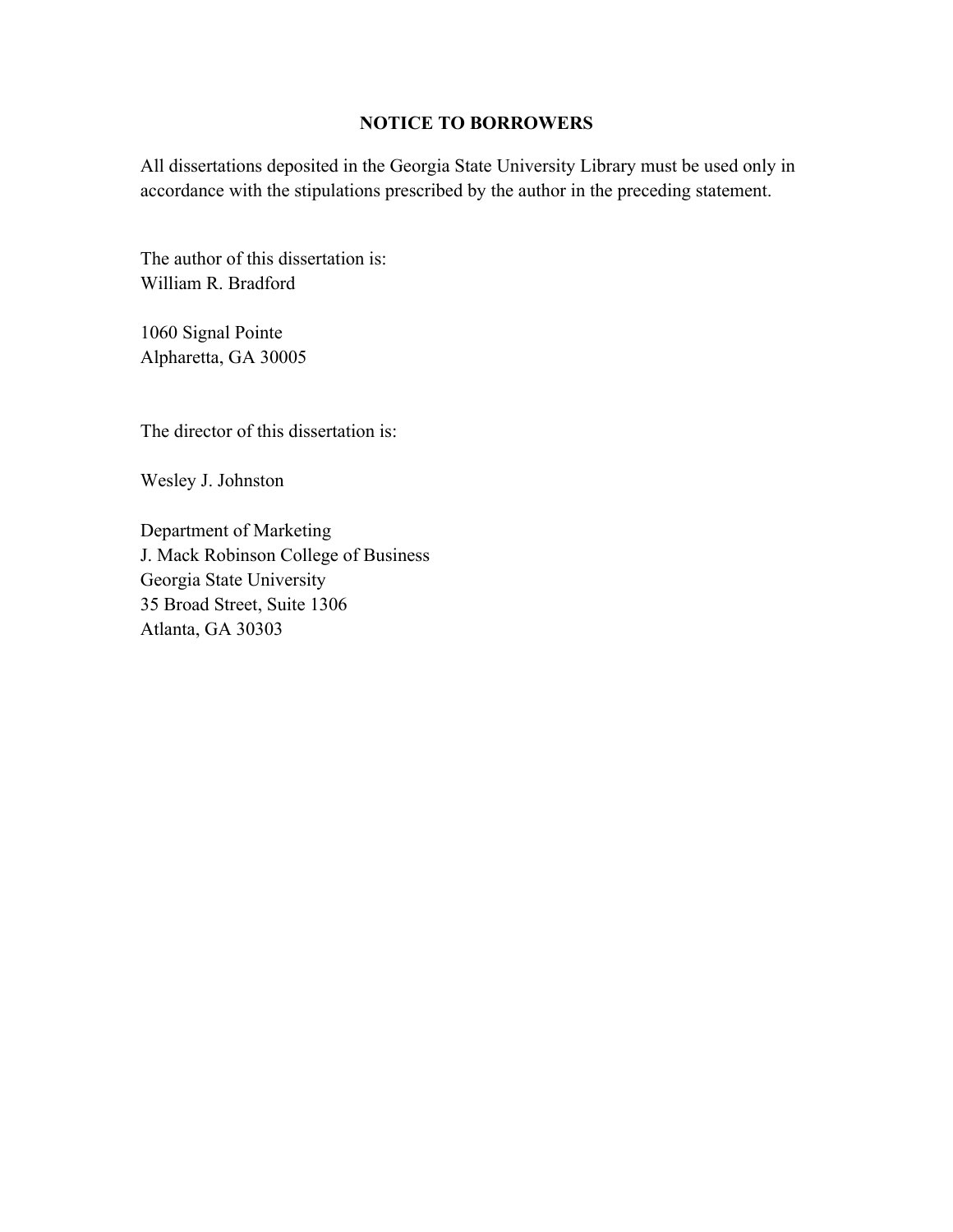## NOTICE TO BORROWERS

All dissertations deposited in the Georgia State University Library must be used only in accordance with the stipulations prescribed by the author in the preceding statement.

The author of this dissertation is:
William R. Bradford

1060 Signal Pointe
Alpharetta, GA 30005

The director of this dissertation is:

Wesley J. Johnston

Department of Marketing
J. Mack Robinson College of Business
Georgia State University
35 Broad Street, Suite 1306
Atlanta, GA 30303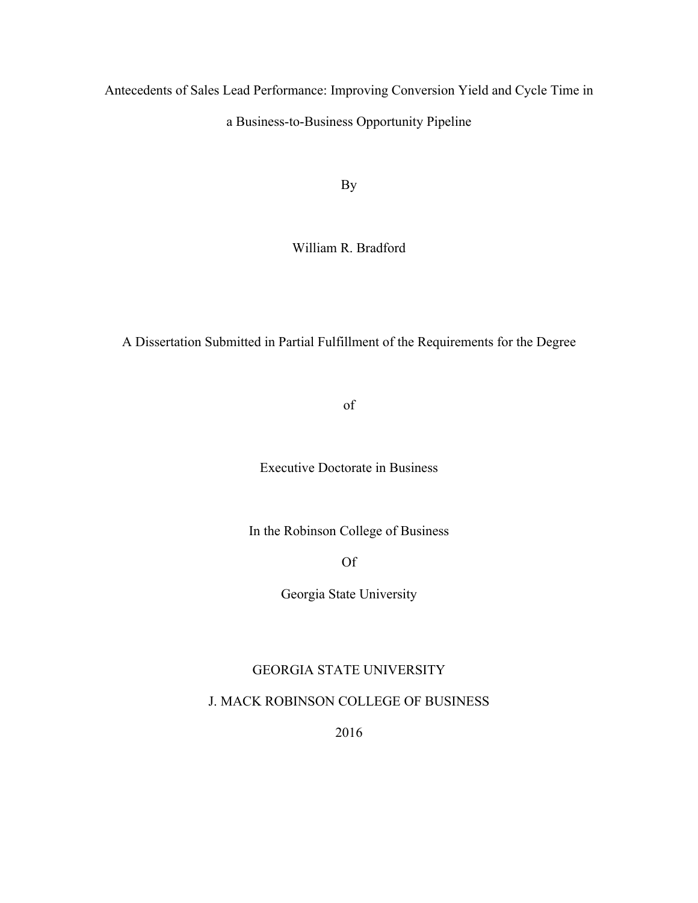# Antecedents of Sales Lead Performance: Improving Conversion Yield and Cycle Time in a Business-to-Business Opportunity Pipeline

By

William R. Bradford

A Dissertation Submitted in Partial Fulfillment of the Requirements for the Degree

of

Executive Doctorate in Business

In the Robinson College of Business

Of

Georgia State University

GEORGIA STATE UNIVERSITY

J. MACK ROBINSON COLLEGE OF BUSINESS

2016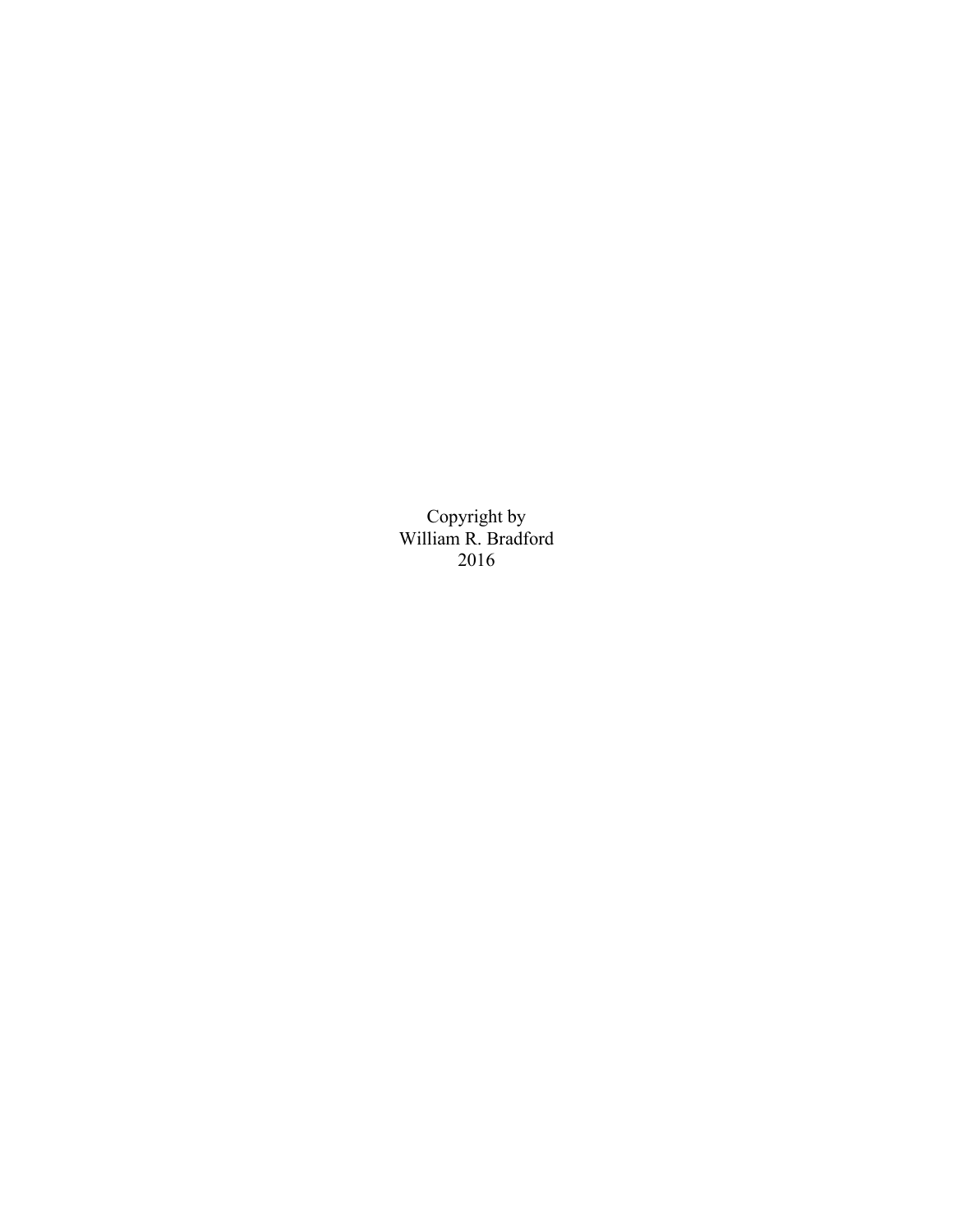Copyright by
William R. Bradford
2016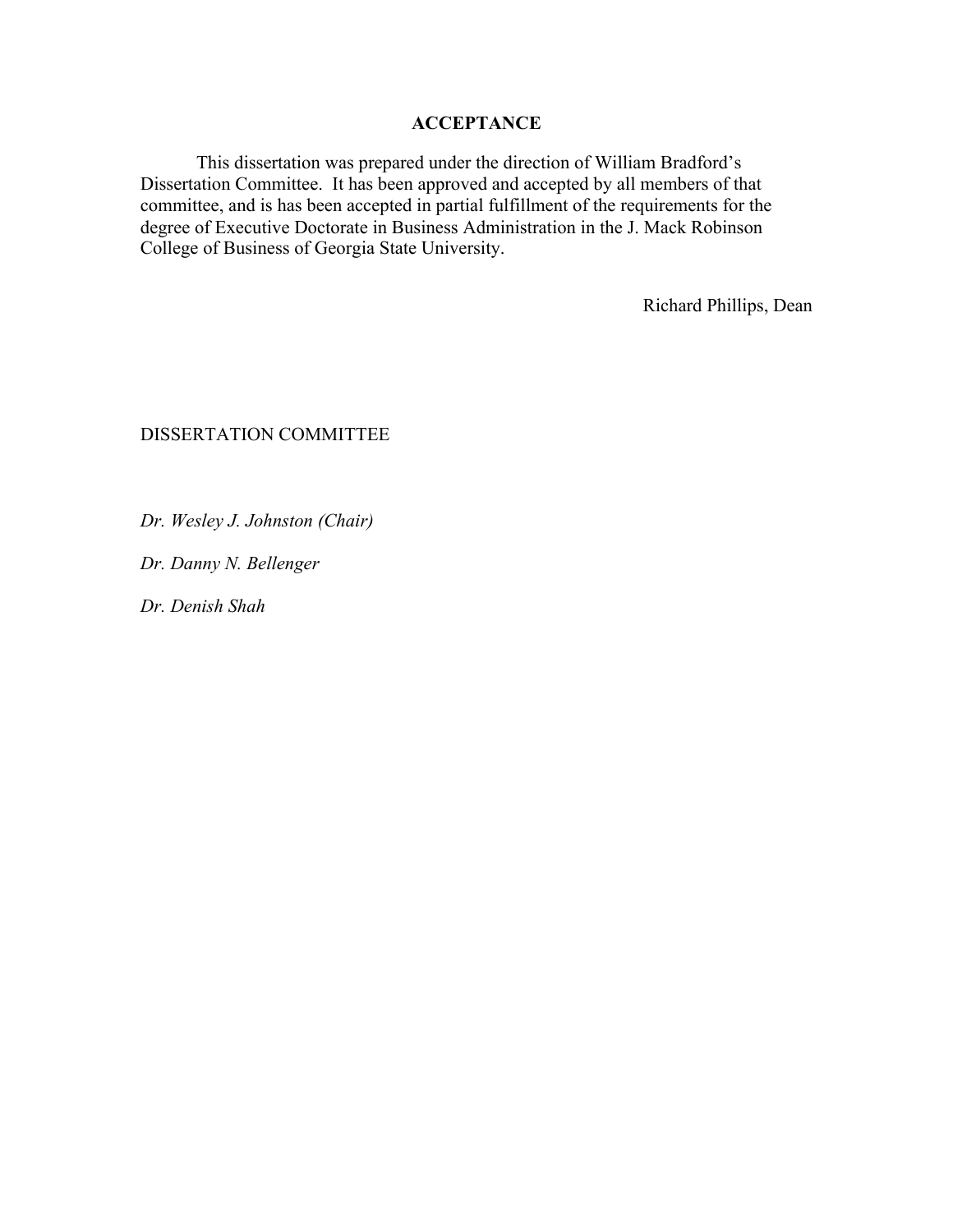**ACCEPTANCE**

This dissertation was prepared under the direction of William Bradford's Dissertation Committee. It has been approved and accepted by all members of that committee, and is has been accepted in partial fulfillment of the requirements for the degree of Executive Doctorate in Business Administration in the J. Mack Robinson College of Business of Georgia State University.

Richard Phillips, Dean

DISSERTATION COMMITTEE

*Dr. Wesley J. Johnston (Chair)*

*Dr. Danny N. Bellenger*

*Dr. Denish Shah*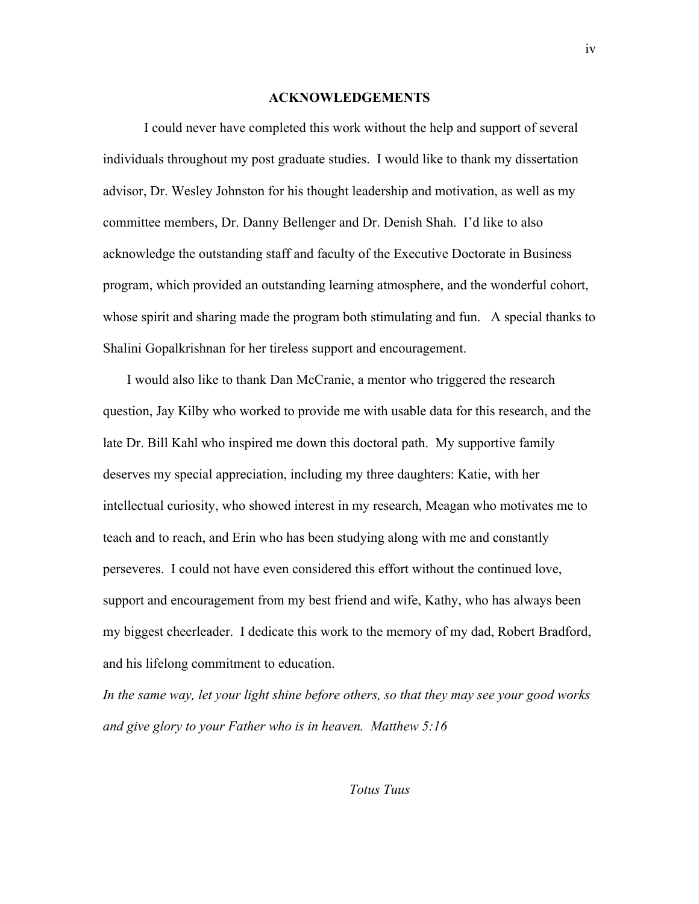## ACKNOWLEDGEMENTS

I could never have completed this work without the help and support of several individuals throughout my post graduate studies. I would like to thank my dissertation advisor, Dr. Wesley Johnston for his thought leadership and motivation, as well as my committee members, Dr. Danny Bellenger and Dr. Denish Shah. I'd like to also acknowledge the outstanding staff and faculty of the Executive Doctorate in Business program, which provided an outstanding learning atmosphere, and the wonderful cohort, whose spirit and sharing made the program both stimulating and fun. A special thanks to Shalini Gopalkrishnan for her tireless support and encouragement.

I would also like to thank Dan McCranie, a mentor who triggered the research question, Jay Kilby who worked to provide me with usable data for this research, and the late Dr. Bill Kahl who inspired me down this doctoral path. My supportive family deserves my special appreciation, including my three daughters: Katie, with her intellectual curiosity, who showed interest in my research, Meagan who motivates me to teach and to reach, and Erin who has been studying along with me and constantly perseveres. I could not have even considered this effort without the continued love, support and encouragement from my best friend and wife, Kathy, who has always been my biggest cheerleader. I dedicate this work to the memory of my dad, Robert Bradford, and his lifelong commitment to education.

*In the same way, let your light shine before others, so that they may see your good works and give glory to your Father who is in heaven. Matthew 5:16*

*Totus Tuus*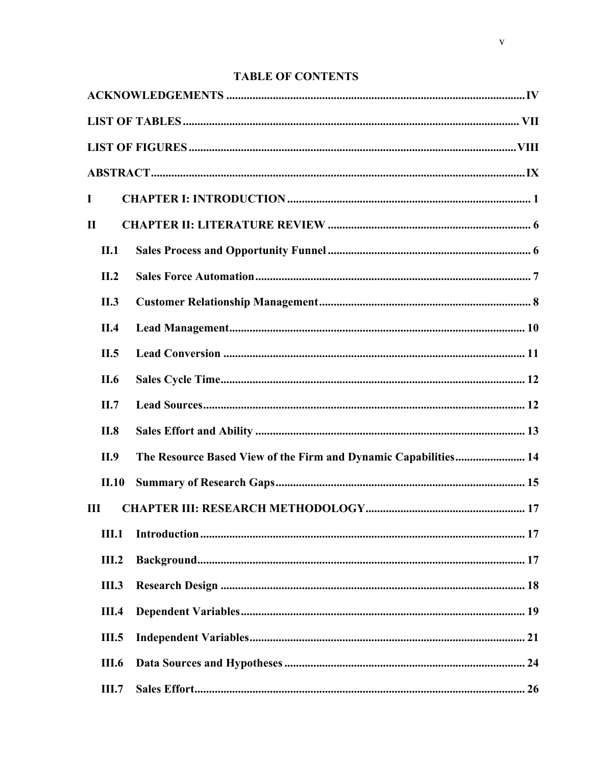# TABLE OF CONTENTS

**ACKNOWLEDGEMENTS** ........................................................................ **IV**

**LIST OF TABLES** ........................................................................ **VII**

**LIST OF FIGURES** ........................................................................ **VIII**

**ABSTRACT** ........................................................................ **IX**

**I CHAPTER I: INTRODUCTION** ........................................................................ **1**

**II CHAPTER II: LITERATURE REVIEW** ........................................................................ **6**

- **II.1 Sales Process and Opportunity Funnel** ........................................................................ **6**
- **II.2 Sales Force Automation** ........................................................................ **7**
- **II.3 Customer Relationship Management** ........................................................................ **8**
- **II.4 Lead Management** ........................................................................ **10**
- **II.5 Lead Conversion** ........................................................................ **11**
- **II.6 Sales Cycle Time** ........................................................................ **12**
- **II.7 Lead Sources** ........................................................................ **12**
- **II.8 Sales Effort and Ability** ........................................................................ **13**
- **II.9 The Resource Based View of the Firm and Dynamic Capabilities** ........................................................................ **14**
- **II.10 Summary of Research Gaps** ........................................................................ **15**

**III CHAPTER III: RESEARCH METHODOLOGY** ........................................................................ **17**

- **III.1 Introduction** ........................................................................ **17**
- **III.2 Background** ........................................................................ **17**
- **III.3 Research Design** ........................................................................ **18**
- **III.4 Dependent Variables** ........................................................................ **19**
- **III.5 Independent Variables** ........................................................................ **21**
- **III.6 Data Sources and Hypotheses** ........................................................................ **24**
- **III.7 Sales Effort** ........................................................................ **26**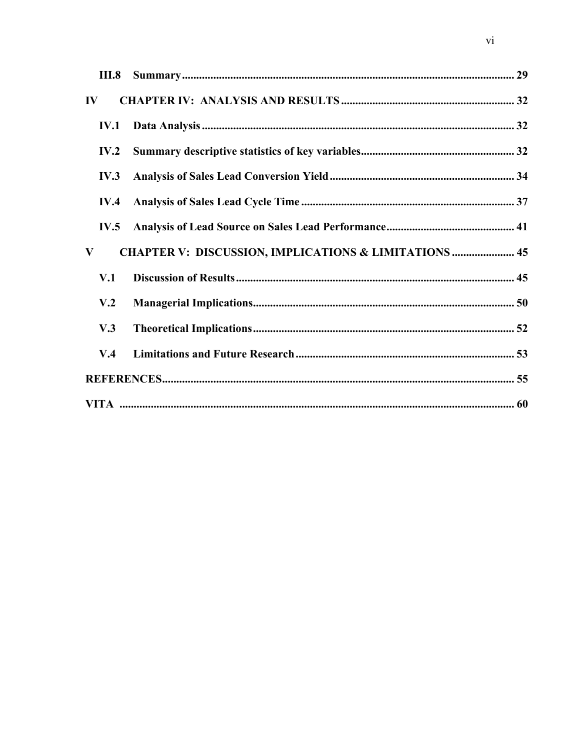**III.8 Summary** ..... 29

**IV CHAPTER IV: ANALYSIS AND RESULTS** ..... 32

**IV.1 Data Analysis** ..... 32

**IV.2 Summary descriptive statistics of key variables** ..... 32

**IV.3 Analysis of Sales Lead Conversion Yield** ..... 34

**IV.4 Analysis of Sales Lead Cycle Time** ..... 37

**IV.5 Analysis of Lead Source on Sales Lead Performance** ..... 41

**V CHAPTER V: DISCUSSION, IMPLICATIONS & LIMITATIONS** ..... 45

**V.1 Discussion of Results** ..... 45

**V.2 Managerial Implications** ..... 50

**V.3 Theoretical Implications** ..... 52

**V.4 Limitations and Future Research** ..... 53

**REFERENCES** ..... 55

**VITA** ..... 60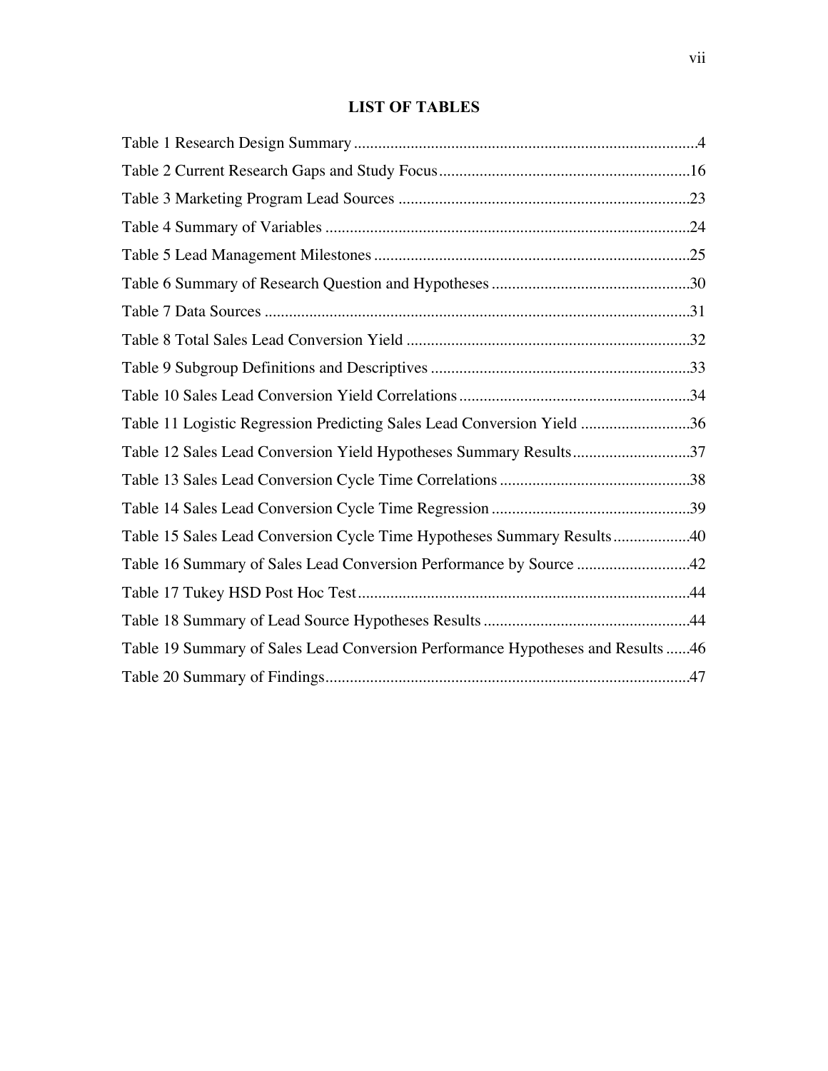## LIST OF TABLES

Table 1 Research Design Summary .....................................................................................4

Table 2 Current Research Gaps and Study Focus ..............................................................16

Table 3 Marketing Program Lead Sources .........................................................................23

Table 4 Summary of Variables ...........................................................................................24

Table 5 Lead Management Milestones ...............................................................................25

Table 6 Summary of Research Question and Hypotheses ..................................................30

Table 7 Data Sources ..........................................................................................................31

Table 8 Total Sales Lead Conversion Yield .......................................................................32

Table 9 Subgroup Definitions and Descriptives .................................................................33

Table 10 Sales Lead Conversion Yield Correlations ..........................................................34

Table 11 Logistic Regression Predicting Sales Lead Conversion Yield ............................36

Table 12 Sales Lead Conversion Yield Hypotheses Summary Results ..............................37

Table 13 Sales Lead Conversion Cycle Time Correlations ................................................38

Table 14 Sales Lead Conversion Cycle Time Regression ..................................................39

Table 15 Sales Lead Conversion Cycle Time Hypotheses Summary Results ....................40

Table 16 Summary of Sales Lead Conversion Performance by Source .............................42

Table 17 Tukey HSD Post Hoc Test ...................................................................................44

Table 18 Summary of Lead Source Hypotheses Results ....................................................44

Table 19 Summary of Sales Lead Conversion Performance Hypotheses and Results ......46

Table 20 Summary of Findings ...........................................................................................47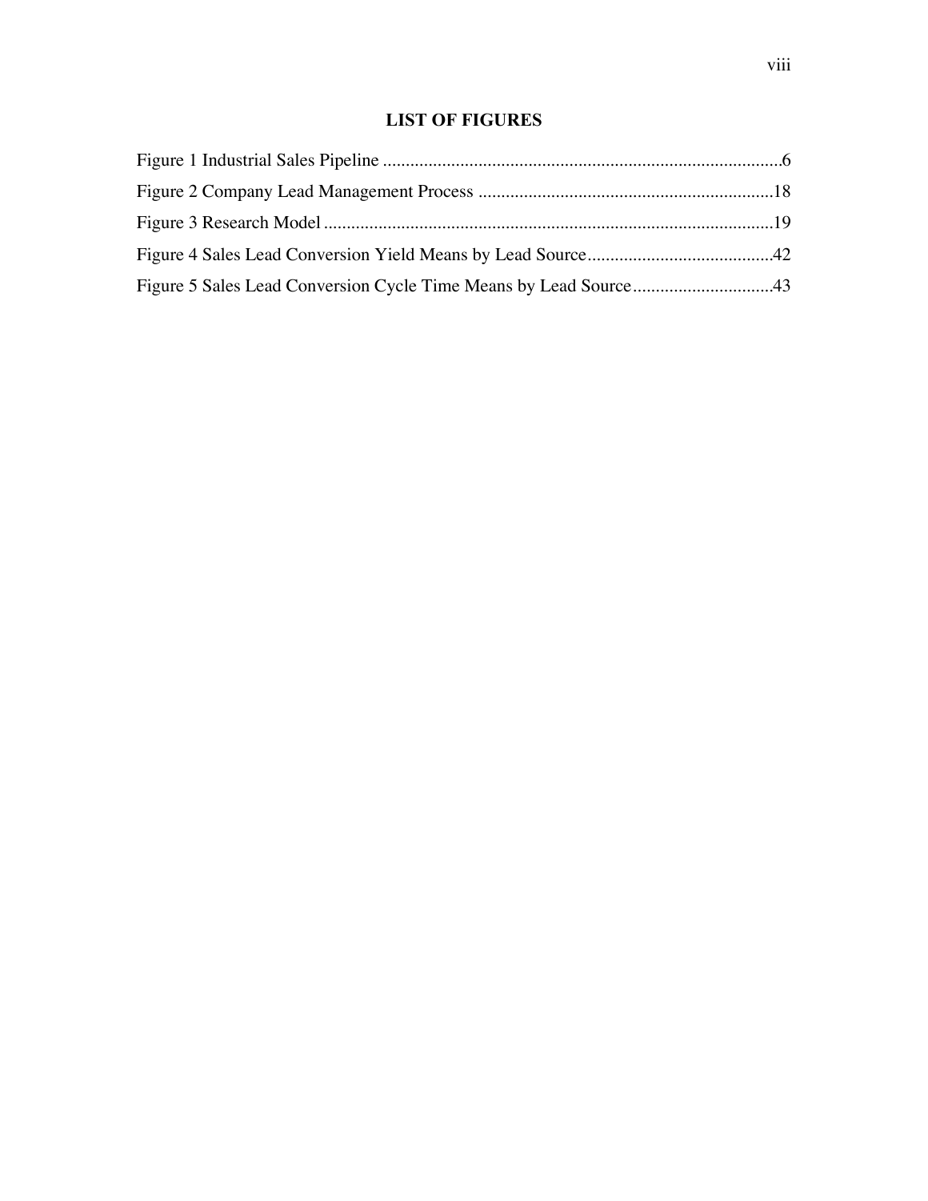## LIST OF FIGURES

Figure 1 Industrial Sales Pipeline ........................................................................................6

Figure 2 Company Lead Management Process .................................................................18

Figure 3 Research Model ...................................................................................................19

Figure 4 Sales Lead Conversion Yield Means by Lead Source .........................................42

Figure 5 Sales Lead Conversion Cycle Time Means by Lead Source ...............................43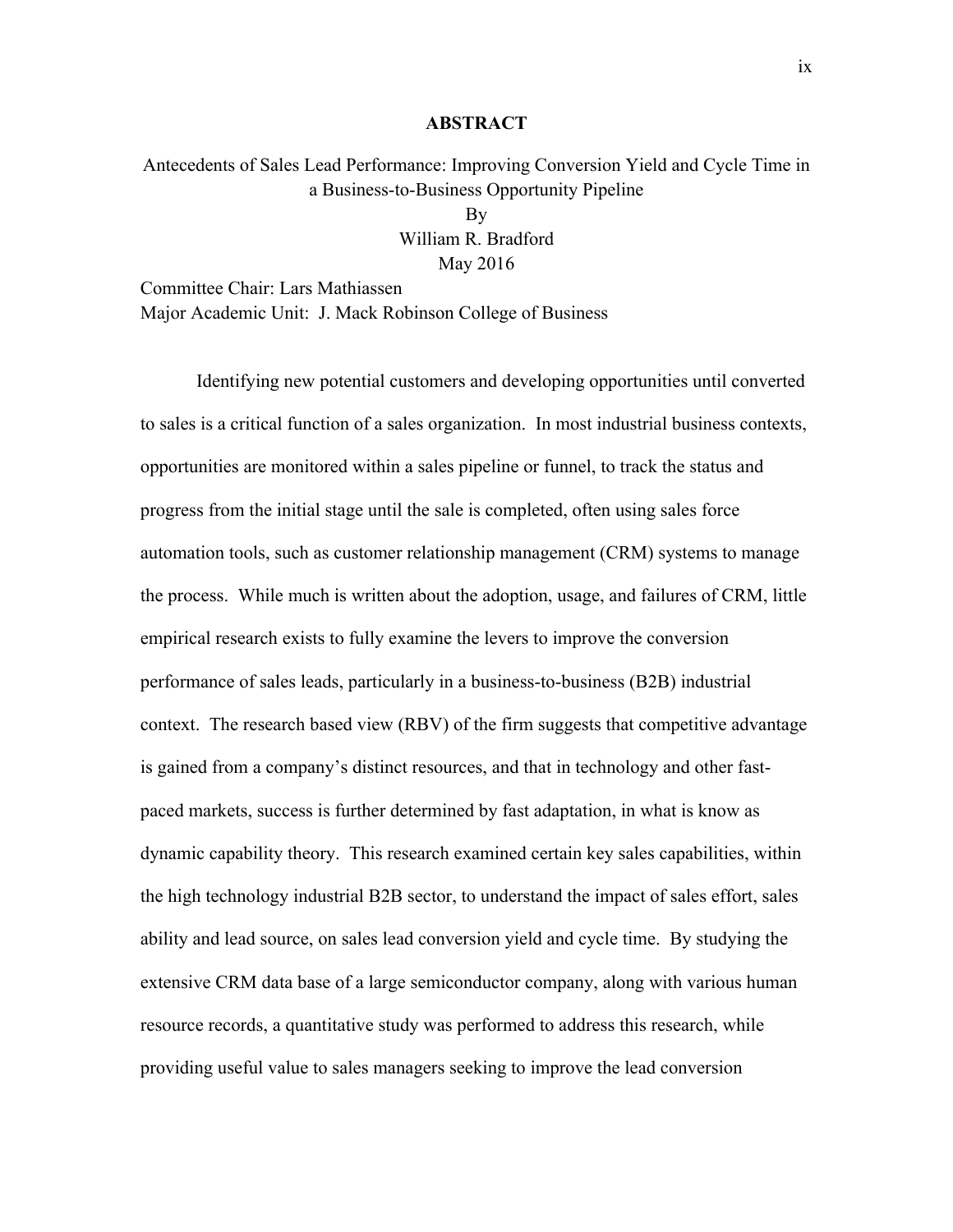## ABSTRACT

Antecedents of Sales Lead Performance: Improving Conversion Yield and Cycle Time in a Business-to-Business Opportunity Pipeline

By

William R. Bradford

May 2016

Committee Chair: Lars Mathiassen

Major Academic Unit: J. Mack Robinson College of Business

Identifying new potential customers and developing opportunities until converted to sales is a critical function of a sales organization. In most industrial business contexts, opportunities are monitored within a sales pipeline or funnel, to track the status and progress from the initial stage until the sale is completed, often using sales force automation tools, such as customer relationship management (CRM) systems to manage the process. While much is written about the adoption, usage, and failures of CRM, little empirical research exists to fully examine the levers to improve the conversion performance of sales leads, particularly in a business-to-business (B2B) industrial context. The research based view (RBV) of the firm suggests that competitive advantage is gained from a company's distinct resources, and that in technology and other fast-paced markets, success is further determined by fast adaptation, in what is know as dynamic capability theory. This research examined certain key sales capabilities, within the high technology industrial B2B sector, to understand the impact of sales effort, sales ability and lead source, on sales lead conversion yield and cycle time. By studying the extensive CRM data base of a large semiconductor company, along with various human resource records, a quantitative study was performed to address this research, while providing useful value to sales managers seeking to improve the lead conversion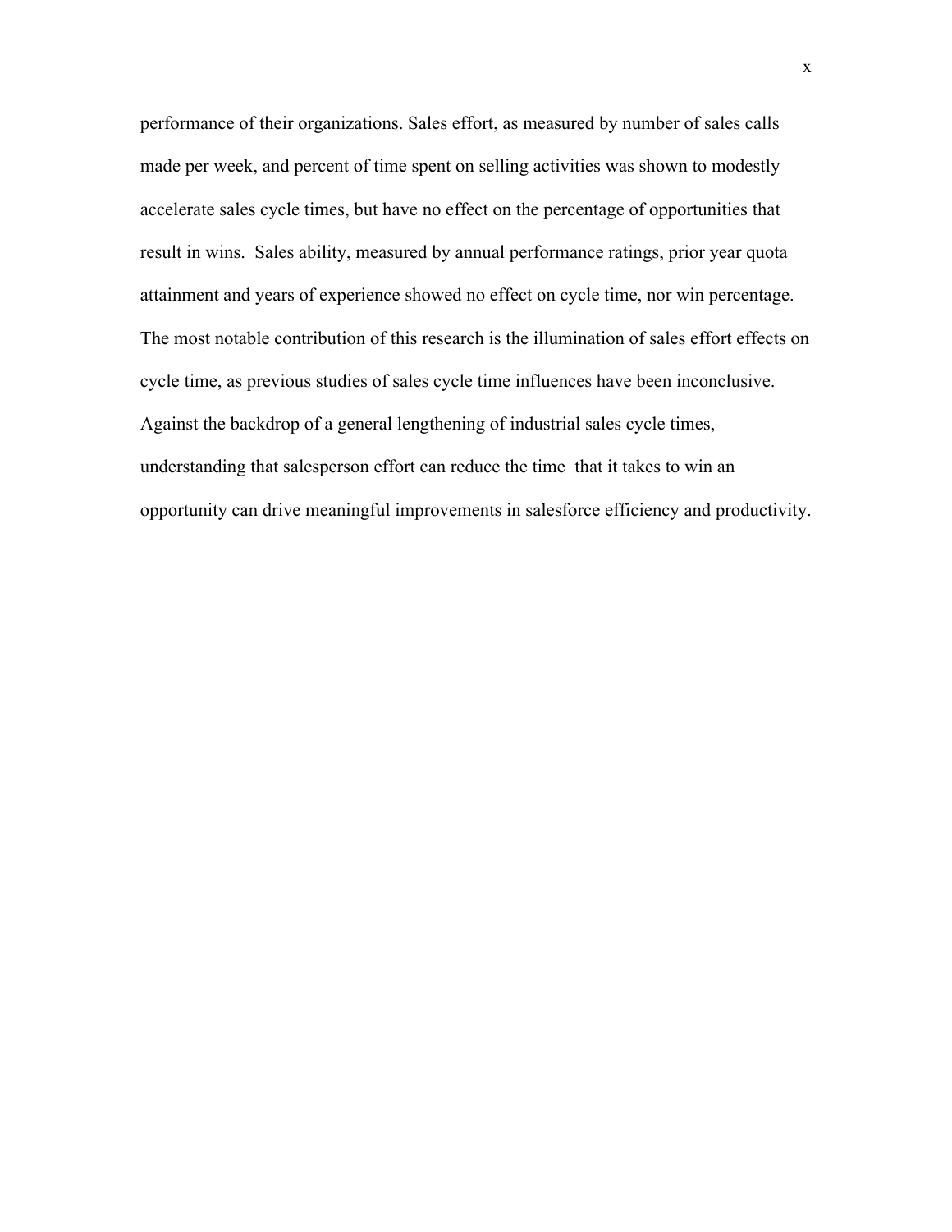performance of their organizations. Sales effort, as measured by number of sales calls made per week, and percent of time spent on selling activities was shown to modestly accelerate sales cycle times, but have no effect on the percentage of opportunities that result in wins. Sales ability, measured by annual performance ratings, prior year quota attainment and years of experience showed no effect on cycle time, nor win percentage. The most notable contribution of this research is the illumination of sales effort effects on cycle time, as previous studies of sales cycle time influences have been inconclusive. Against the backdrop of a general lengthening of industrial sales cycle times, understanding that salesperson effort can reduce the time that it takes to win an opportunity can drive meaningful improvements in salesforce efficiency and productivity.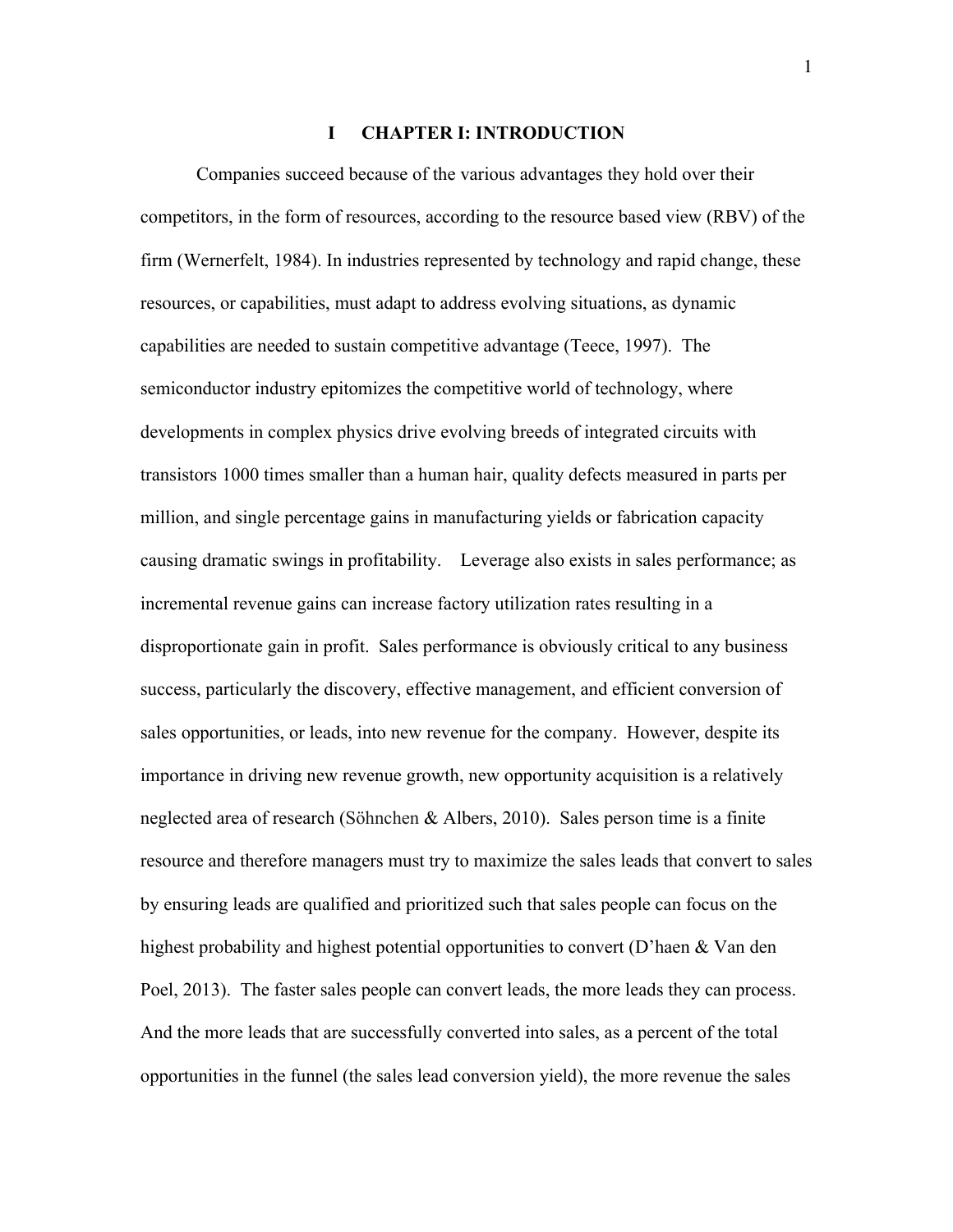# I CHAPTER I: INTRODUCTION

Companies succeed because of the various advantages they hold over their competitors, in the form of resources, according to the resource based view (RBV) of the firm (Wernerfelt, 1984). In industries represented by technology and rapid change, these resources, or capabilities, must adapt to address evolving situations, as dynamic capabilities are needed to sustain competitive advantage (Teece, 1997). The semiconductor industry epitomizes the competitive world of technology, where developments in complex physics drive evolving breeds of integrated circuits with transistors 1000 times smaller than a human hair, quality defects measured in parts per million, and single percentage gains in manufacturing yields or fabrication capacity causing dramatic swings in profitability. Leverage also exists in sales performance; as incremental revenue gains can increase factory utilization rates resulting in a disproportionate gain in profit. Sales performance is obviously critical to any business success, particularly the discovery, effective management, and efficient conversion of sales opportunities, or leads, into new revenue for the company. However, despite its importance in driving new revenue growth, new opportunity acquisition is a relatively neglected area of research (Söhnchen & Albers, 2010). Sales person time is a finite resource and therefore managers must try to maximize the sales leads that convert to sales by ensuring leads are qualified and prioritized such that sales people can focus on the highest probability and highest potential opportunities to convert (D'haen & Van den Poel, 2013). The faster sales people can convert leads, the more leads they can process. And the more leads that are successfully converted into sales, as a percent of the total opportunities in the funnel (the sales lead conversion yield), the more revenue the sales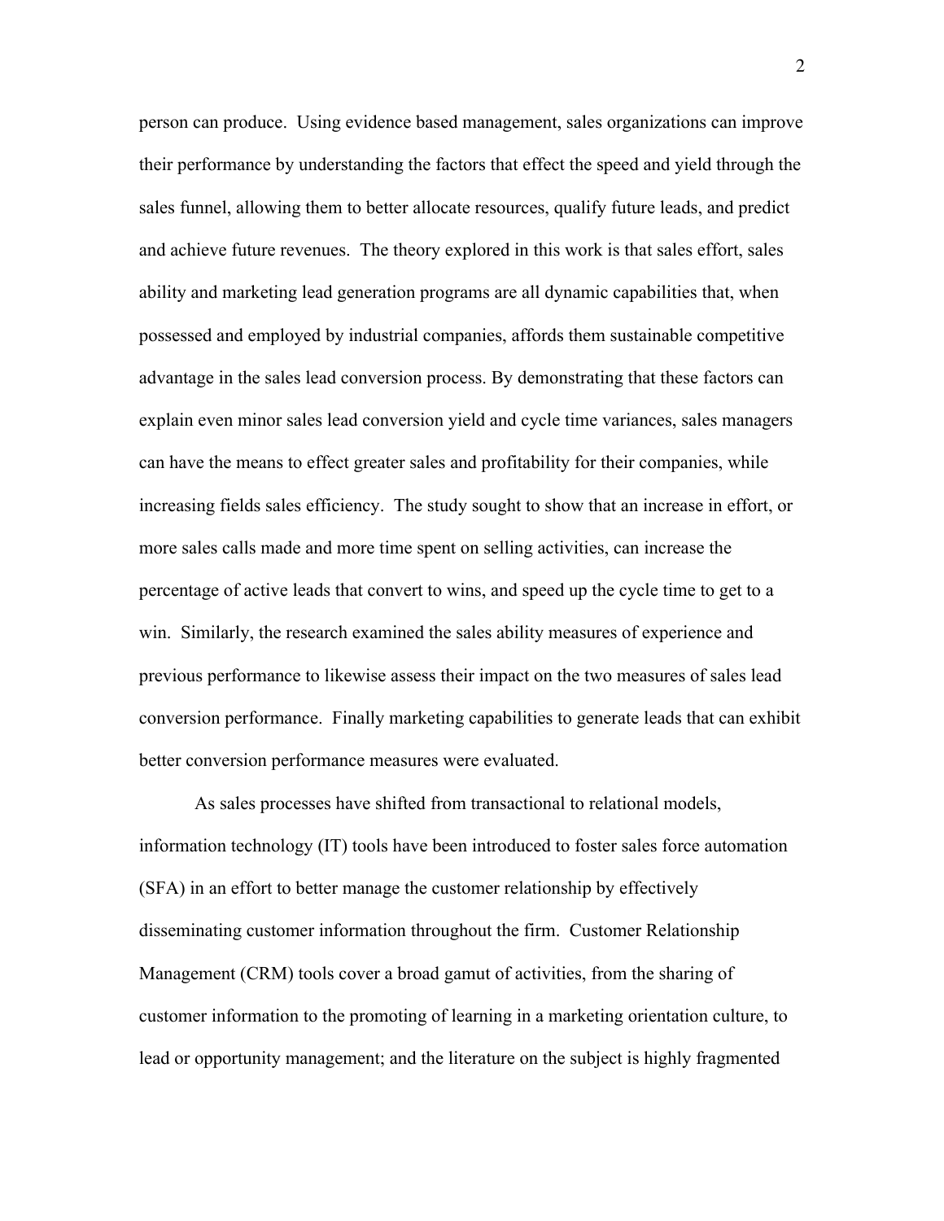person can produce. Using evidence based management, sales organizations can improve their performance by understanding the factors that effect the speed and yield through the sales funnel, allowing them to better allocate resources, qualify future leads, and predict and achieve future revenues. The theory explored in this work is that sales effort, sales ability and marketing lead generation programs are all dynamic capabilities that, when possessed and employed by industrial companies, affords them sustainable competitive advantage in the sales lead conversion process. By demonstrating that these factors can explain even minor sales lead conversion yield and cycle time variances, sales managers can have the means to effect greater sales and profitability for their companies, while increasing fields sales efficiency. The study sought to show that an increase in effort, or more sales calls made and more time spent on selling activities, can increase the percentage of active leads that convert to wins, and speed up the cycle time to get to a win. Similarly, the research examined the sales ability measures of experience and previous performance to likewise assess their impact on the two measures of sales lead conversion performance. Finally marketing capabilities to generate leads that can exhibit better conversion performance measures were evaluated.

As sales processes have shifted from transactional to relational models, information technology (IT) tools have been introduced to foster sales force automation (SFA) in an effort to better manage the customer relationship by effectively disseminating customer information throughout the firm. Customer Relationship Management (CRM) tools cover a broad gamut of activities, from the sharing of customer information to the promoting of learning in a marketing orientation culture, to lead or opportunity management; and the literature on the subject is highly fragmented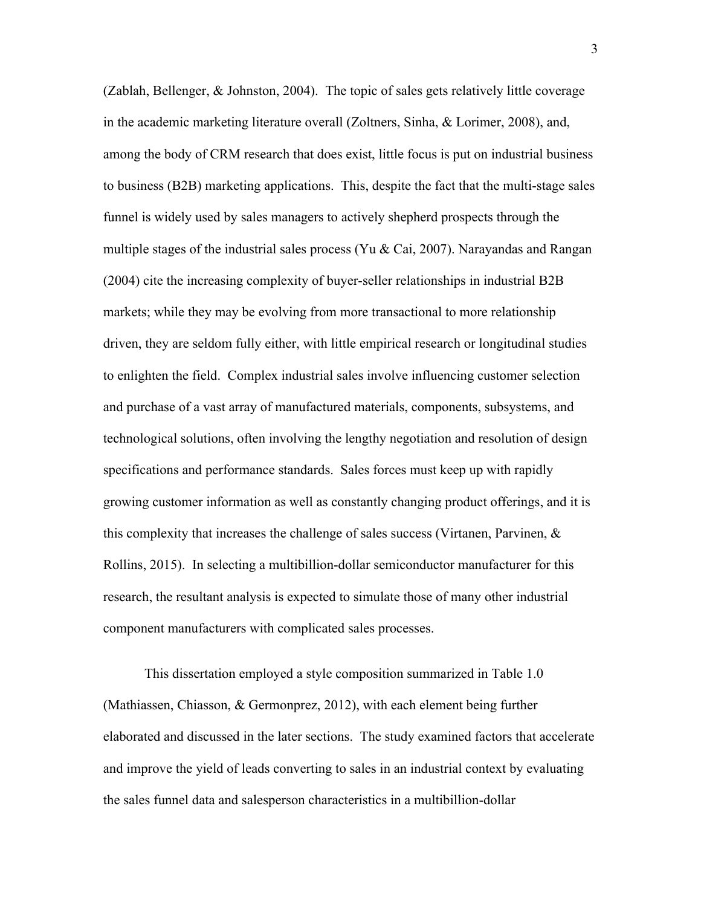(Zablah, Bellenger, & Johnston, 2004). The topic of sales gets relatively little coverage in the academic marketing literature overall (Zoltners, Sinha, & Lorimer, 2008), and, among the body of CRM research that does exist, little focus is put on industrial business to business (B2B) marketing applications. This, despite the fact that the multi-stage sales funnel is widely used by sales managers to actively shepherd prospects through the multiple stages of the industrial sales process (Yu & Cai, 2007). Narayandas and Rangan (2004) cite the increasing complexity of buyer-seller relationships in industrial B2B markets; while they may be evolving from more transactional to more relationship driven, they are seldom fully either, with little empirical research or longitudinal studies to enlighten the field. Complex industrial sales involve influencing customer selection and purchase of a vast array of manufactured materials, components, subsystems, and technological solutions, often involving the lengthy negotiation and resolution of design specifications and performance standards. Sales forces must keep up with rapidly growing customer information as well as constantly changing product offerings, and it is this complexity that increases the challenge of sales success (Virtanen, Parvinen, & Rollins, 2015). In selecting a multibillion-dollar semiconductor manufacturer for this research, the resultant analysis is expected to simulate those of many other industrial component manufacturers with complicated sales processes.

This dissertation employed a style composition summarized in Table 1.0 (Mathiassen, Chiasson, & Germonprez, 2012), with each element being further elaborated and discussed in the later sections. The study examined factors that accelerate and improve the yield of leads converting to sales in an industrial context by evaluating the sales funnel data and salesperson characteristics in a multibillion-dollar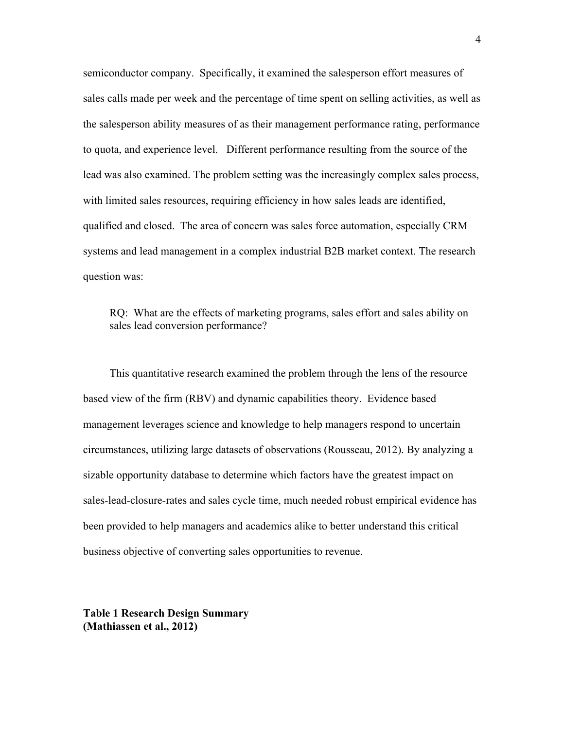semiconductor company. Specifically, it examined the salesperson effort measures of sales calls made per week and the percentage of time spent on selling activities, as well as the salesperson ability measures of as their management performance rating, performance to quota, and experience level. Different performance resulting from the source of the lead was also examined. The problem setting was the increasingly complex sales process, with limited sales resources, requiring efficiency in how sales leads are identified, qualified and closed. The area of concern was sales force automation, especially CRM systems and lead management in a complex industrial B2B market context. The research question was:

> RQ: What are the effects of marketing programs, sales effort and sales ability on sales lead conversion performance?

This quantitative research examined the problem through the lens of the resource based view of the firm (RBV) and dynamic capabilities theory. Evidence based management leverages science and knowledge to help managers respond to uncertain circumstances, utilizing large datasets of observations (Rousseau, 2012). By analyzing a sizable opportunity database to determine which factors have the greatest impact on sales-lead-closure-rates and sales cycle time, much needed robust empirical evidence has been provided to help managers and academics alike to better understand this critical business objective of converting sales opportunities to revenue.

**Table 1 Research Design Summary (Mathiassen et al., 2012)**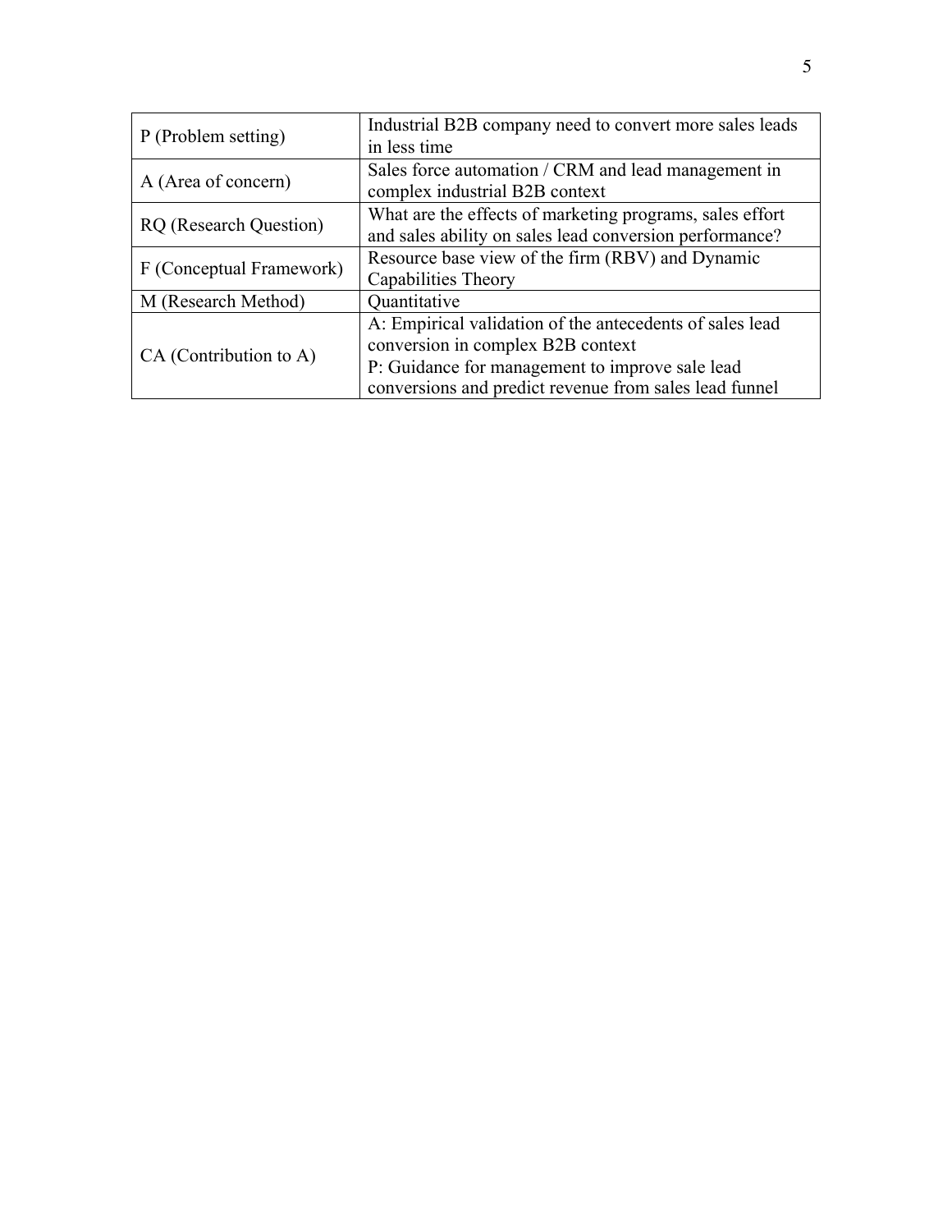| P (Problem setting) | Industrial B2B company need to convert more sales leads in less time |
|---|---|
| A (Area of concern) | Sales force automation / CRM and lead management in complex industrial B2B context |
| RQ (Research Question) | What are the effects of marketing programs, sales effort and sales ability on sales lead conversion performance? |
| F (Conceptual Framework) | Resource base view of the firm (RBV) and Dynamic Capabilities Theory |
| M (Research Method) | Quantitative |
| CA (Contribution to A) | A: Empirical validation of the antecedents of sales lead conversion in complex B2B context<br>P: Guidance for management to improve sale lead conversions and predict revenue from sales lead funnel |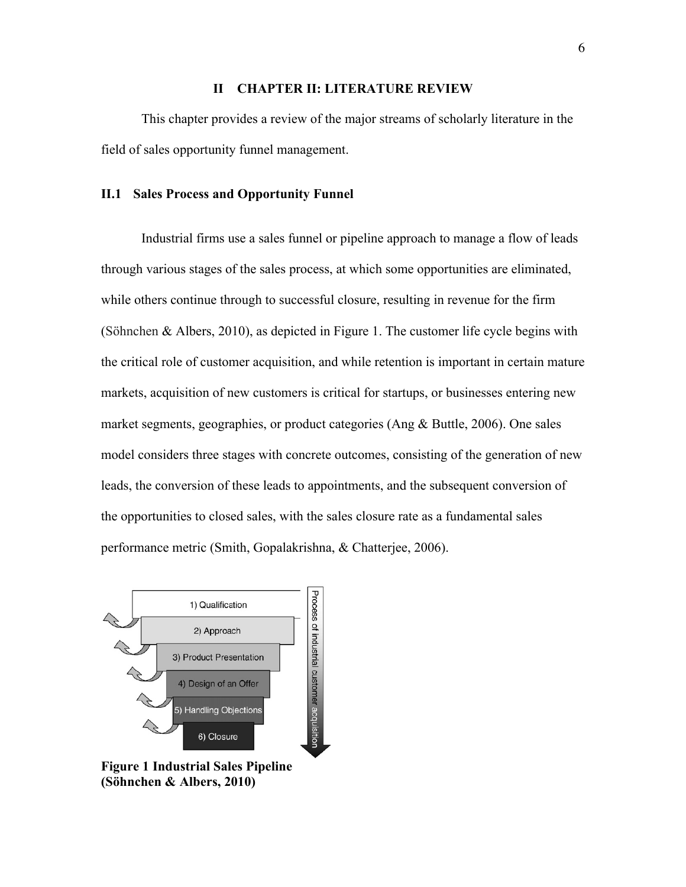# II CHAPTER II: LITERATURE REVIEW

This chapter provides a review of the major streams of scholarly literature in the field of sales opportunity funnel management.

## II.1 Sales Process and Opportunity Funnel

Industrial firms use a sales funnel or pipeline approach to manage a flow of leads through various stages of the sales process, at which some opportunities are eliminated, while others continue through to successful closure, resulting in revenue for the firm (Söhnchen & Albers, 2010), as depicted in Figure 1. The customer life cycle begins with the critical role of customer acquisition, and while retention is important in certain mature markets, acquisition of new customers is critical for startups, or businesses entering new market segments, geographies, or product categories (Ang & Buttle, 2006). One sales model considers three stages with concrete outcomes, consisting of the generation of new leads, the conversion of these leads to appointments, and the subsequent conversion of the opportunities to closed sales, with the sales closure rate as a fundamental sales performance metric (Smith, Gopalakrishna, & Chatterjee, 2006).

1) Qualification
2) Approach
3) Product Presentation
4) Design of an Offer
5) Handling Objections
6) Closure

Process of industrial customer acquisition

**Figure 1 Industrial Sales Pipeline (Söhnchen & Albers, 2010)**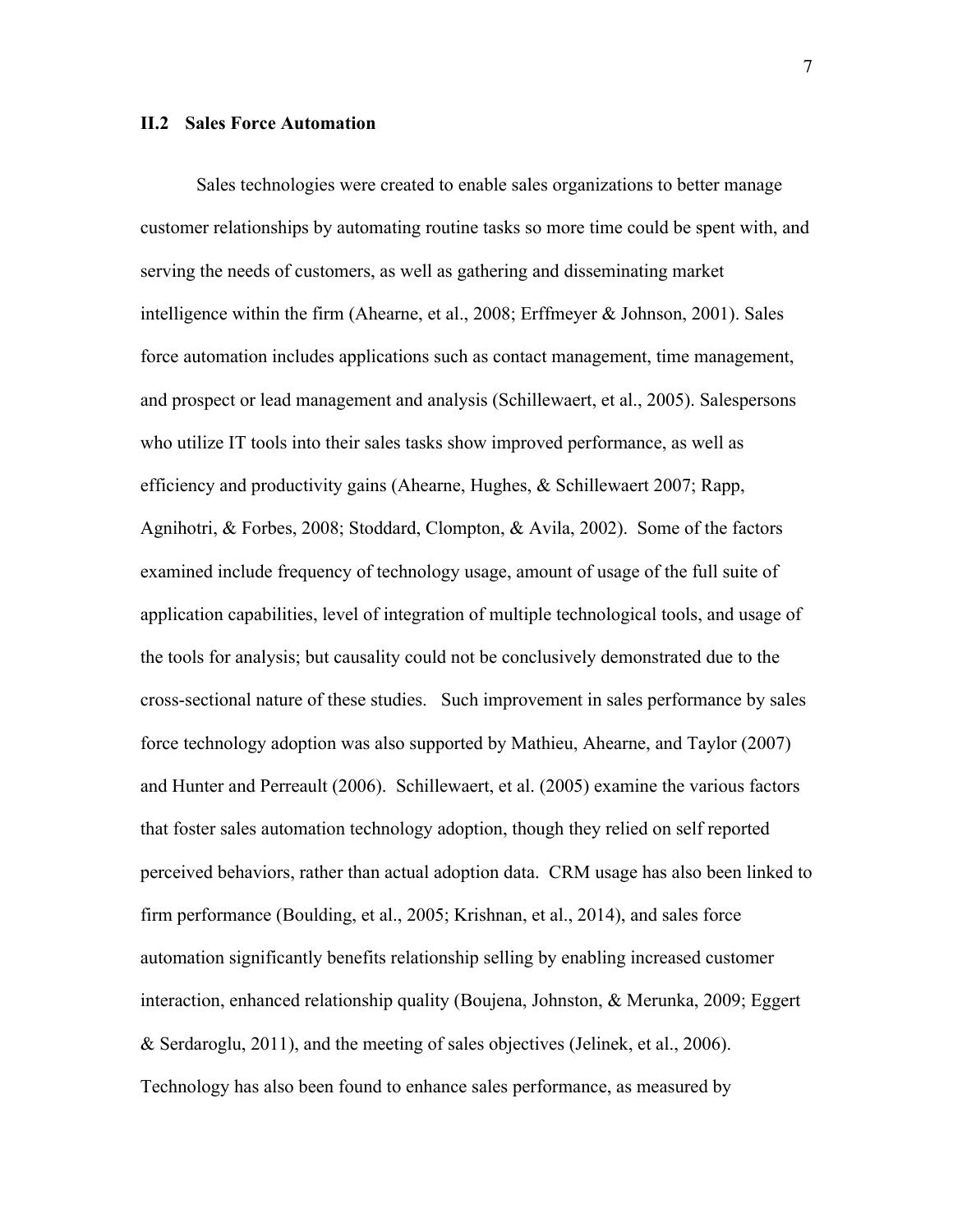## II.2 Sales Force Automation

Sales technologies were created to enable sales organizations to better manage customer relationships by automating routine tasks so more time could be spent with, and serving the needs of customers, as well as gathering and disseminating market intelligence within the firm (Ahearne, et al., 2008; Erffmeyer & Johnson, 2001). Sales force automation includes applications such as contact management, time management, and prospect or lead management and analysis (Schillewaert, et al., 2005). Salespersons who utilize IT tools into their sales tasks show improved performance, as well as efficiency and productivity gains (Ahearne, Hughes, & Schillewaert 2007; Rapp, Agnihotri, & Forbes, 2008; Stoddard, Clompton, & Avila, 2002). Some of the factors examined include frequency of technology usage, amount of usage of the full suite of application capabilities, level of integration of multiple technological tools, and usage of the tools for analysis; but causality could not be conclusively demonstrated due to the cross-sectional nature of these studies. Such improvement in sales performance by sales force technology adoption was also supported by Mathieu, Ahearne, and Taylor (2007) and Hunter and Perreault (2006). Schillewaert, et al. (2005) examine the various factors that foster sales automation technology adoption, though they relied on self reported perceived behaviors, rather than actual adoption data. CRM usage has also been linked to firm performance (Boulding, et al., 2005; Krishnan, et al., 2014), and sales force automation significantly benefits relationship selling by enabling increased customer interaction, enhanced relationship quality (Boujena, Johnston, & Merunka, 2009; Eggert & Serdaroglu, 2011), and the meeting of sales objectives (Jelinek, et al., 2006). Technology has also been found to enhance sales performance, as measured by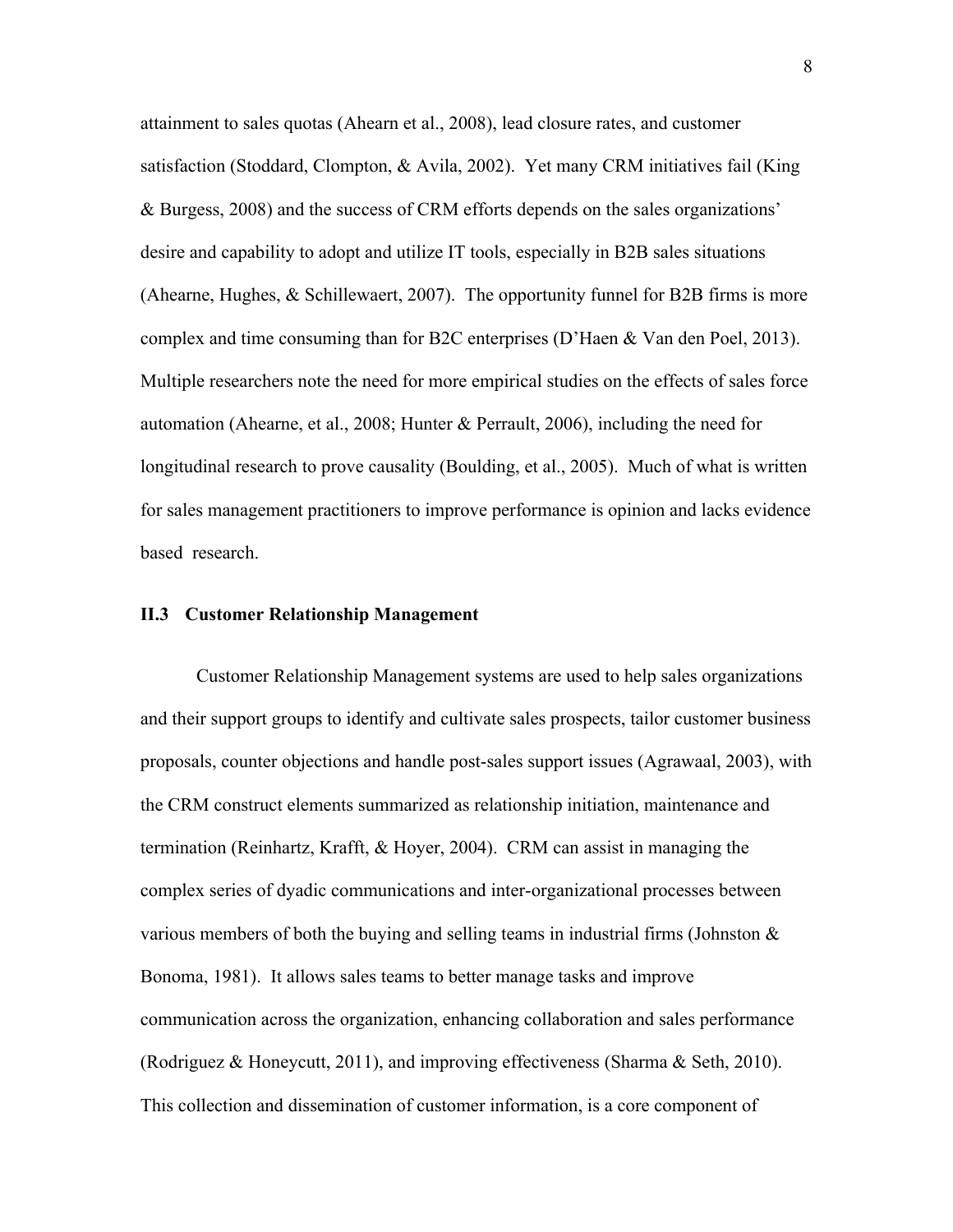attainment to sales quotas (Ahearn et al., 2008), lead closure rates, and customer satisfaction (Stoddard, Clompton, & Avila, 2002). Yet many CRM initiatives fail (King & Burgess, 2008) and the success of CRM efforts depends on the sales organizations' desire and capability to adopt and utilize IT tools, especially in B2B sales situations (Ahearne, Hughes, & Schillewaert, 2007). The opportunity funnel for B2B firms is more complex and time consuming than for B2C enterprises (D'Haen & Van den Poel, 2013). Multiple researchers note the need for more empirical studies on the effects of sales force automation (Ahearne, et al., 2008; Hunter & Perrault, 2006), including the need for longitudinal research to prove causality (Boulding, et al., 2005). Much of what is written for sales management practitioners to improve performance is opinion and lacks evidence based research.

### II.3 Customer Relationship Management

Customer Relationship Management systems are used to help sales organizations and their support groups to identify and cultivate sales prospects, tailor customer business proposals, counter objections and handle post-sales support issues (Agrawaal, 2003), with the CRM construct elements summarized as relationship initiation, maintenance and termination (Reinhartz, Krafft, & Hoyer, 2004). CRM can assist in managing the complex series of dyadic communications and inter-organizational processes between various members of both the buying and selling teams in industrial firms (Johnston & Bonoma, 1981). It allows sales teams to better manage tasks and improve communication across the organization, enhancing collaboration and sales performance (Rodriguez & Honeycutt, 2011), and improving effectiveness (Sharma & Seth, 2010). This collection and dissemination of customer information, is a core component of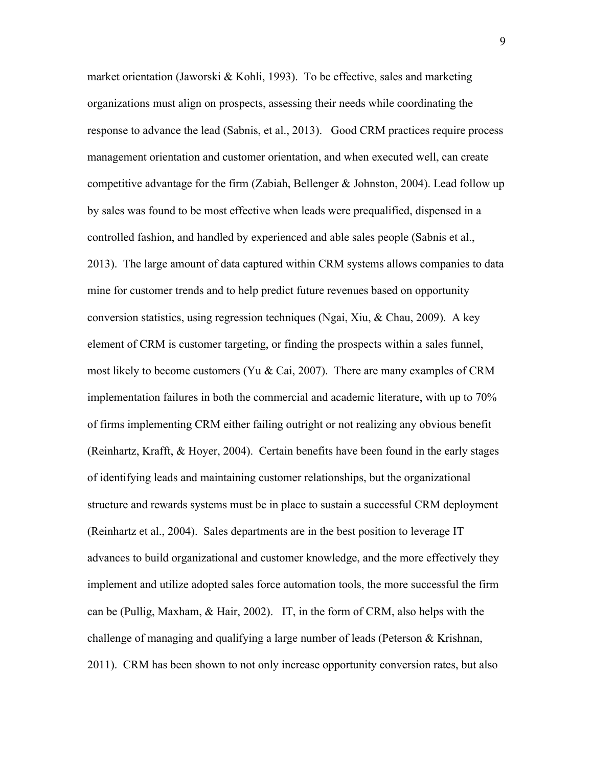market orientation (Jaworski & Kohli, 1993). To be effective, sales and marketing organizations must align on prospects, assessing their needs while coordinating the response to advance the lead (Sabnis, et al., 2013). Good CRM practices require process management orientation and customer orientation, and when executed well, can create competitive advantage for the firm (Zabiah, Bellenger & Johnston, 2004). Lead follow up by sales was found to be most effective when leads were prequalified, dispensed in a controlled fashion, and handled by experienced and able sales people (Sabnis et al., 2013). The large amount of data captured within CRM systems allows companies to data mine for customer trends and to help predict future revenues based on opportunity conversion statistics, using regression techniques (Ngai, Xiu, & Chau, 2009). A key element of CRM is customer targeting, or finding the prospects within a sales funnel, most likely to become customers (Yu & Cai, 2007). There are many examples of CRM implementation failures in both the commercial and academic literature, with up to 70% of firms implementing CRM either failing outright or not realizing any obvious benefit (Reinhartz, Krafft, & Hoyer, 2004). Certain benefits have been found in the early stages of identifying leads and maintaining customer relationships, but the organizational structure and rewards systems must be in place to sustain a successful CRM deployment (Reinhartz et al., 2004). Sales departments are in the best position to leverage IT advances to build organizational and customer knowledge, and the more effectively they implement and utilize adopted sales force automation tools, the more successful the firm can be (Pullig, Maxham, & Hair, 2002). IT, in the form of CRM, also helps with the challenge of managing and qualifying a large number of leads (Peterson & Krishnan, 2011). CRM has been shown to not only increase opportunity conversion rates, but also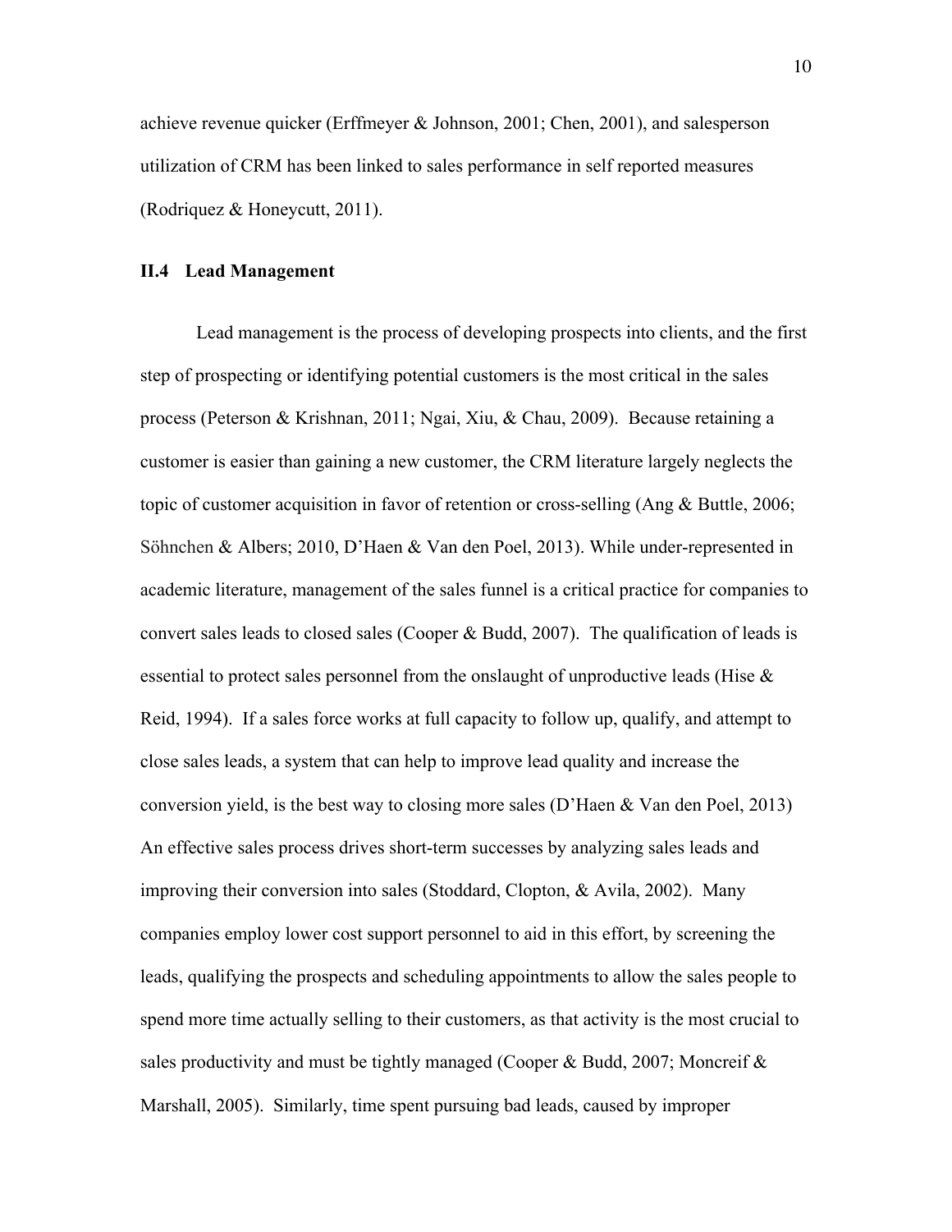achieve revenue quicker (Erffmeyer & Johnson, 2001; Chen, 2001), and salesperson utilization of CRM has been linked to sales performance in self reported measures (Rodriquez & Honeycutt, 2011).

### II.4 Lead Management

Lead management is the process of developing prospects into clients, and the first step of prospecting or identifying potential customers is the most critical in the sales process (Peterson & Krishnan, 2011; Ngai, Xiu, & Chau, 2009). Because retaining a customer is easier than gaining a new customer, the CRM literature largely neglects the topic of customer acquisition in favor of retention or cross-selling (Ang & Buttle, 2006; Söhnchen & Albers; 2010, D'Haen & Van den Poel, 2013). While under-represented in academic literature, management of the sales funnel is a critical practice for companies to convert sales leads to closed sales (Cooper & Budd, 2007). The qualification of leads is essential to protect sales personnel from the onslaught of unproductive leads (Hise & Reid, 1994). If a sales force works at full capacity to follow up, qualify, and attempt to close sales leads, a system that can help to improve lead quality and increase the conversion yield, is the best way to closing more sales (D'Haen & Van den Poel, 2013) An effective sales process drives short-term successes by analyzing sales leads and improving their conversion into sales (Stoddard, Clopton, & Avila, 2002). Many companies employ lower cost support personnel to aid in this effort, by screening the leads, qualifying the prospects and scheduling appointments to allow the sales people to spend more time actually selling to their customers, as that activity is the most crucial to sales productivity and must be tightly managed (Cooper & Budd, 2007; Moncreif & Marshall, 2005). Similarly, time spent pursuing bad leads, caused by improper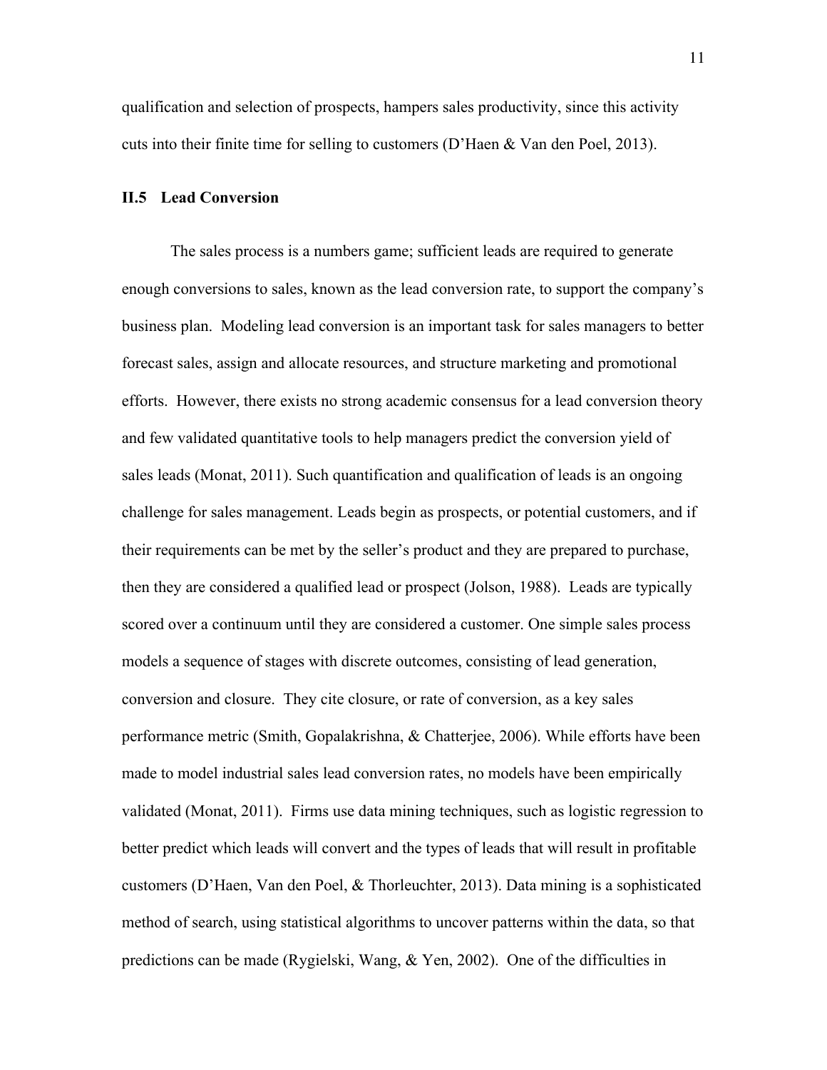qualification and selection of prospects, hampers sales productivity, since this activity cuts into their finite time for selling to customers (D'Haen & Van den Poel, 2013).

### II.5 Lead Conversion

The sales process is a numbers game; sufficient leads are required to generate enough conversions to sales, known as the lead conversion rate, to support the company's business plan. Modeling lead conversion is an important task for sales managers to better forecast sales, assign and allocate resources, and structure marketing and promotional efforts. However, there exists no strong academic consensus for a lead conversion theory and few validated quantitative tools to help managers predict the conversion yield of sales leads (Monat, 2011). Such quantification and qualification of leads is an ongoing challenge for sales management. Leads begin as prospects, or potential customers, and if their requirements can be met by the seller's product and they are prepared to purchase, then they are considered a qualified lead or prospect (Jolson, 1988). Leads are typically scored over a continuum until they are considered a customer. One simple sales process models a sequence of stages with discrete outcomes, consisting of lead generation, conversion and closure. They cite closure, or rate of conversion, as a key sales performance metric (Smith, Gopalakrishna, & Chatterjee, 2006). While efforts have been made to model industrial sales lead conversion rates, no models have been empirically validated (Monat, 2011). Firms use data mining techniques, such as logistic regression to better predict which leads will convert and the types of leads that will result in profitable customers (D'Haen, Van den Poel, & Thorleuchter, 2013). Data mining is a sophisticated method of search, using statistical algorithms to uncover patterns within the data, so that predictions can be made (Rygielski, Wang, & Yen, 2002). One of the difficulties in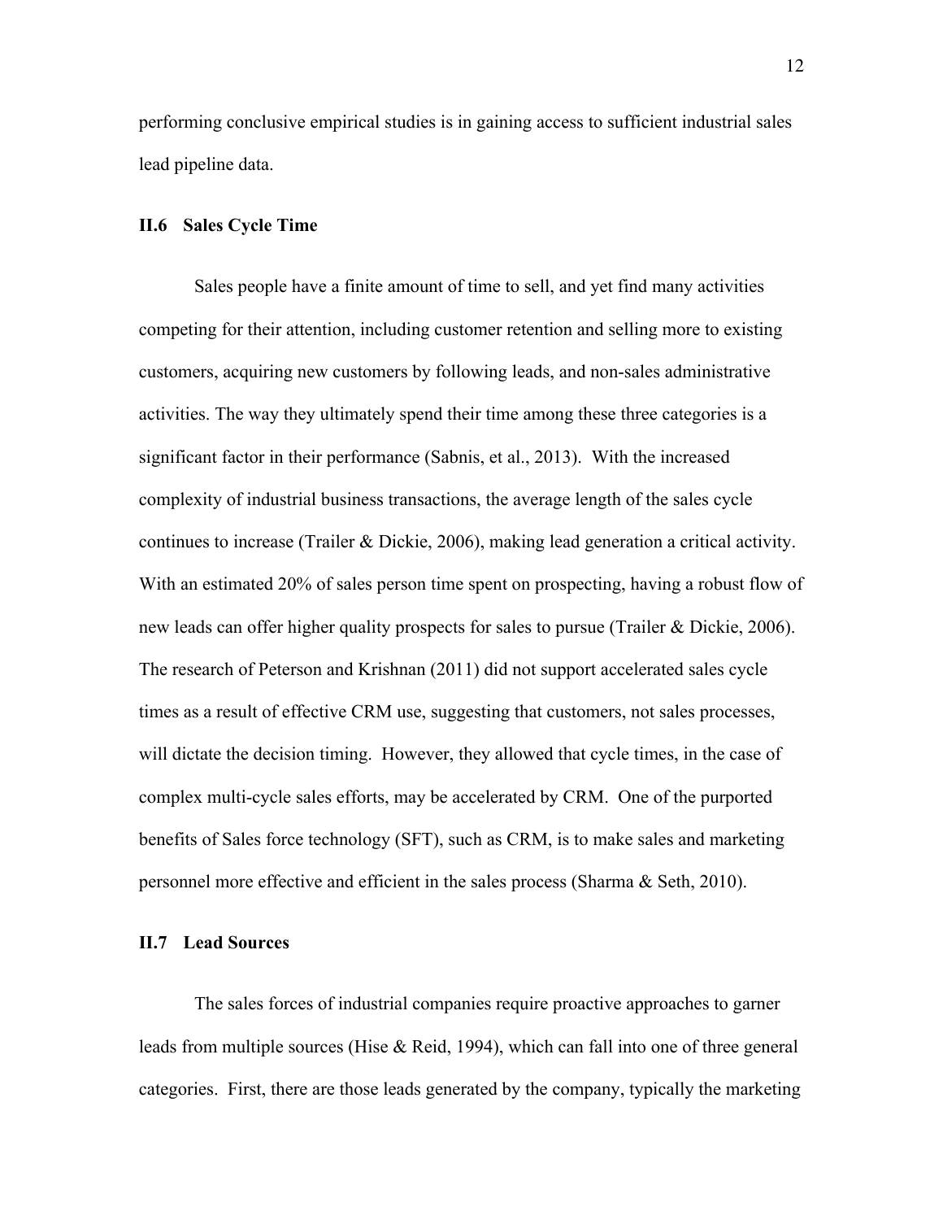performing conclusive empirical studies is in gaining access to sufficient industrial sales lead pipeline data.

### II.6 Sales Cycle Time

Sales people have a finite amount of time to sell, and yet find many activities competing for their attention, including customer retention and selling more to existing customers, acquiring new customers by following leads, and non-sales administrative activities. The way they ultimately spend their time among these three categories is a significant factor in their performance (Sabnis, et al., 2013). With the increased complexity of industrial business transactions, the average length of the sales cycle continues to increase (Trailer & Dickie, 2006), making lead generation a critical activity. With an estimated 20% of sales person time spent on prospecting, having a robust flow of new leads can offer higher quality prospects for sales to pursue (Trailer & Dickie, 2006). The research of Peterson and Krishnan (2011) did not support accelerated sales cycle times as a result of effective CRM use, suggesting that customers, not sales processes, will dictate the decision timing. However, they allowed that cycle times, in the case of complex multi-cycle sales efforts, may be accelerated by CRM. One of the purported benefits of Sales force technology (SFT), such as CRM, is to make sales and marketing personnel more effective and efficient in the sales process (Sharma & Seth, 2010).

### II.7 Lead Sources

The sales forces of industrial companies require proactive approaches to garner leads from multiple sources (Hise & Reid, 1994), which can fall into one of three general categories. First, there are those leads generated by the company, typically the marketing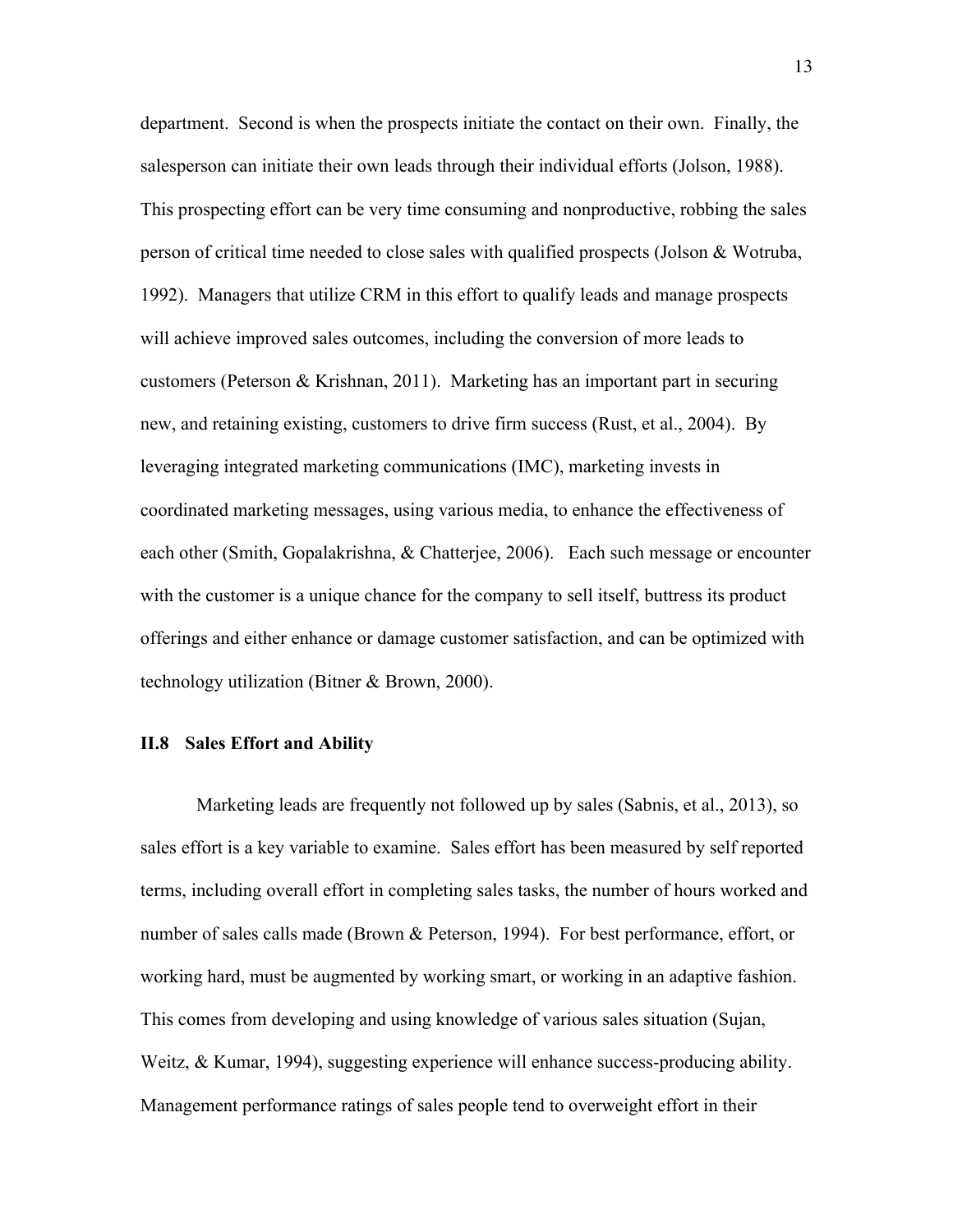department. Second is when the prospects initiate the contact on their own. Finally, the salesperson can initiate their own leads through their individual efforts (Jolson, 1988). This prospecting effort can be very time consuming and nonproductive, robbing the sales person of critical time needed to close sales with qualified prospects (Jolson & Wotruba, 1992). Managers that utilize CRM in this effort to qualify leads and manage prospects will achieve improved sales outcomes, including the conversion of more leads to customers (Peterson & Krishnan, 2011). Marketing has an important part in securing new, and retaining existing, customers to drive firm success (Rust, et al., 2004). By leveraging integrated marketing communications (IMC), marketing invests in coordinated marketing messages, using various media, to enhance the effectiveness of each other (Smith, Gopalakrishna, & Chatterjee, 2006). Each such message or encounter with the customer is a unique chance for the company to sell itself, buttress its product offerings and either enhance or damage customer satisfaction, and can be optimized with technology utilization (Bitner & Brown, 2000).

### II.8 Sales Effort and Ability

Marketing leads are frequently not followed up by sales (Sabnis, et al., 2013), so sales effort is a key variable to examine. Sales effort has been measured by self reported terms, including overall effort in completing sales tasks, the number of hours worked and number of sales calls made (Brown & Peterson, 1994). For best performance, effort, or working hard, must be augmented by working smart, or working in an adaptive fashion. This comes from developing and using knowledge of various sales situation (Sujan, Weitz, & Kumar, 1994), suggesting experience will enhance success-producing ability. Management performance ratings of sales people tend to overweight effort in their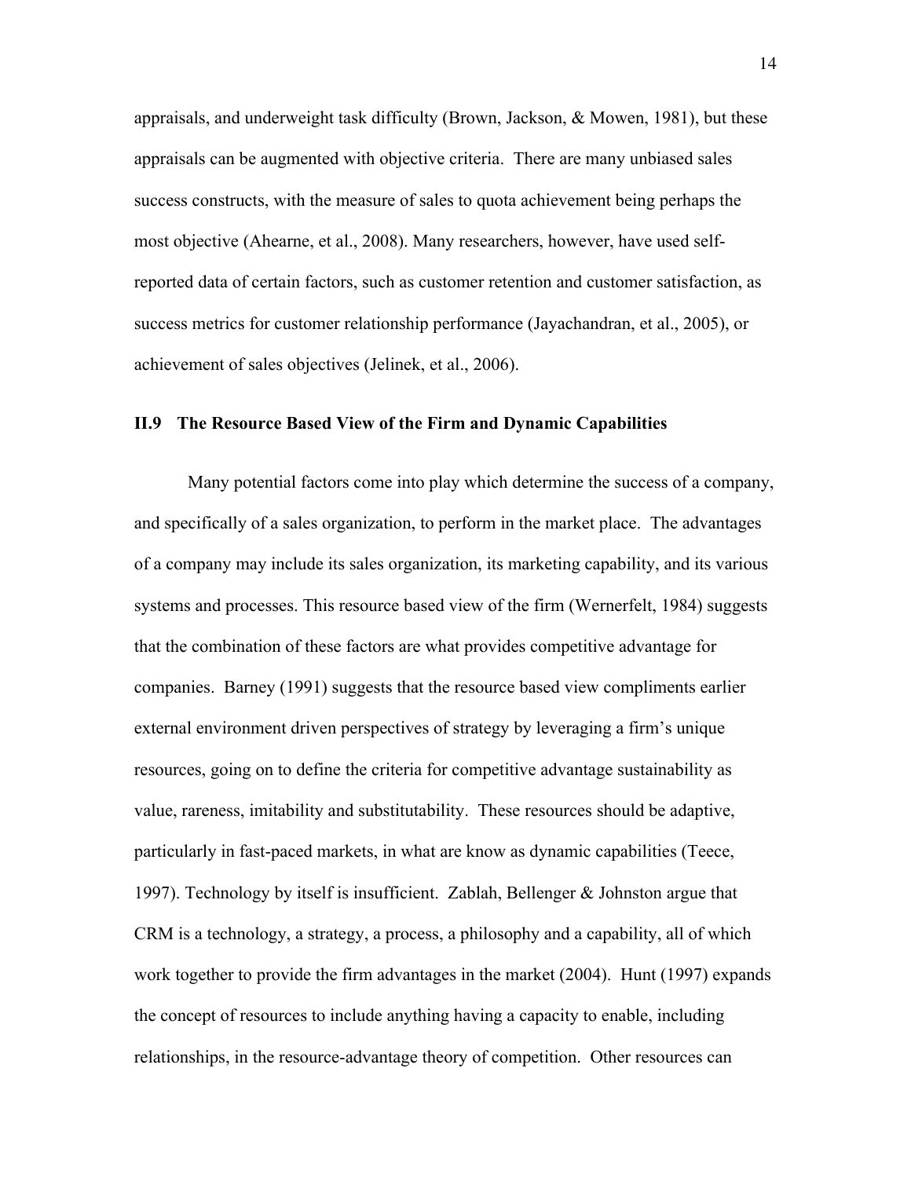appraisals, and underweight task difficulty (Brown, Jackson, & Mowen, 1981), but these appraisals can be augmented with objective criteria. There are many unbiased sales success constructs, with the measure of sales to quota achievement being perhaps the most objective (Ahearne, et al., 2008). Many researchers, however, have used self-reported data of certain factors, such as customer retention and customer satisfaction, as success metrics for customer relationship performance (Jayachandran, et al., 2005), or achievement of sales objectives (Jelinek, et al., 2006).

### II.9 The Resource Based View of the Firm and Dynamic Capabilities

Many potential factors come into play which determine the success of a company, and specifically of a sales organization, to perform in the market place. The advantages of a company may include its sales organization, its marketing capability, and its various systems and processes. This resource based view of the firm (Wernerfelt, 1984) suggests that the combination of these factors are what provides competitive advantage for companies. Barney (1991) suggests that the resource based view compliments earlier external environment driven perspectives of strategy by leveraging a firm's unique resources, going on to define the criteria for competitive advantage sustainability as value, rareness, imitability and substitutability. These resources should be adaptive, particularly in fast-paced markets, in what are know as dynamic capabilities (Teece, 1997). Technology by itself is insufficient. Zablah, Bellenger & Johnston argue that CRM is a technology, a strategy, a process, a philosophy and a capability, all of which work together to provide the firm advantages in the market (2004). Hunt (1997) expands the concept of resources to include anything having a capacity to enable, including relationships, in the resource-advantage theory of competition. Other resources can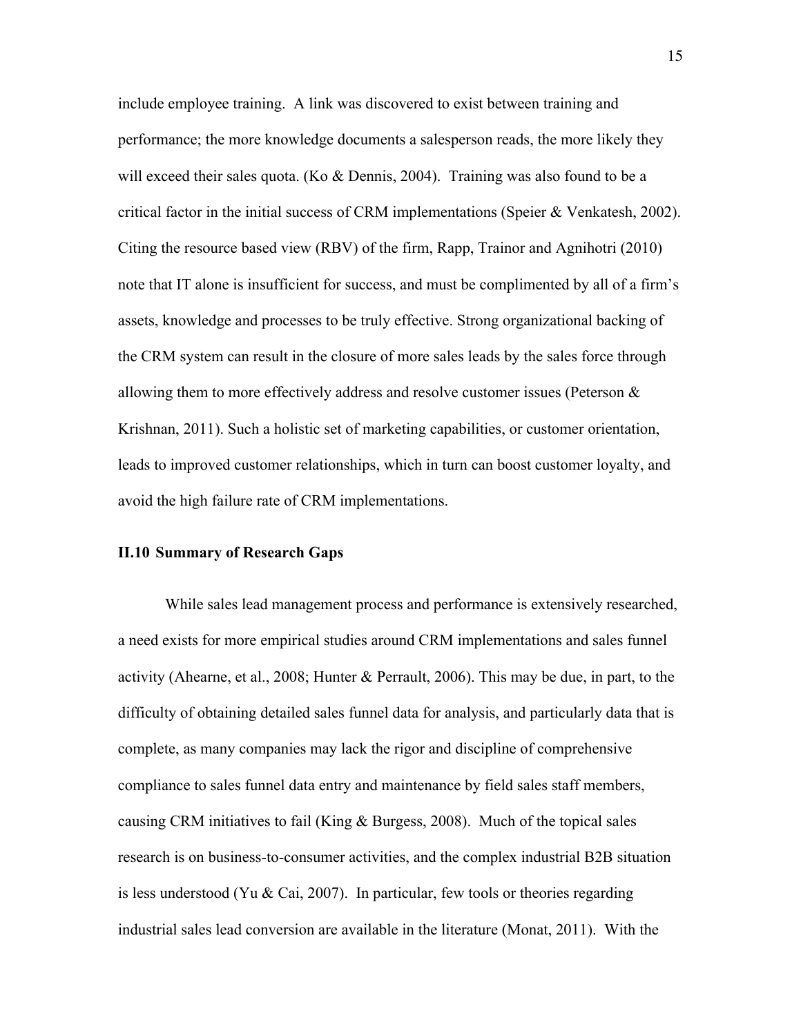include employee training. A link was discovered to exist between training and performance; the more knowledge documents a salesperson reads, the more likely they will exceed their sales quota. (Ko & Dennis, 2004). Training was also found to be a critical factor in the initial success of CRM implementations (Speier & Venkatesh, 2002). Citing the resource based view (RBV) of the firm, Rapp, Trainor and Agnihotri (2010) note that IT alone is insufficient for success, and must be complimented by all of a firm's assets, knowledge and processes to be truly effective. Strong organizational backing of the CRM system can result in the closure of more sales leads by the sales force through allowing them to more effectively address and resolve customer issues (Peterson & Krishnan, 2011). Such a holistic set of marketing capabilities, or customer orientation, leads to improved customer relationships, which in turn can boost customer loyalty, and avoid the high failure rate of CRM implementations.

### II.10 Summary of Research Gaps

While sales lead management process and performance is extensively researched, a need exists for more empirical studies around CRM implementations and sales funnel activity (Ahearne, et al., 2008; Hunter & Perrault, 2006). This may be due, in part, to the difficulty of obtaining detailed sales funnel data for analysis, and particularly data that is complete, as many companies may lack the rigor and discipline of comprehensive compliance to sales funnel data entry and maintenance by field sales staff members, causing CRM initiatives to fail (King & Burgess, 2008). Much of the topical sales research is on business-to-consumer activities, and the complex industrial B2B situation is less understood (Yu & Cai, 2007). In particular, few tools or theories regarding industrial sales lead conversion are available in the literature (Monat, 2011). With the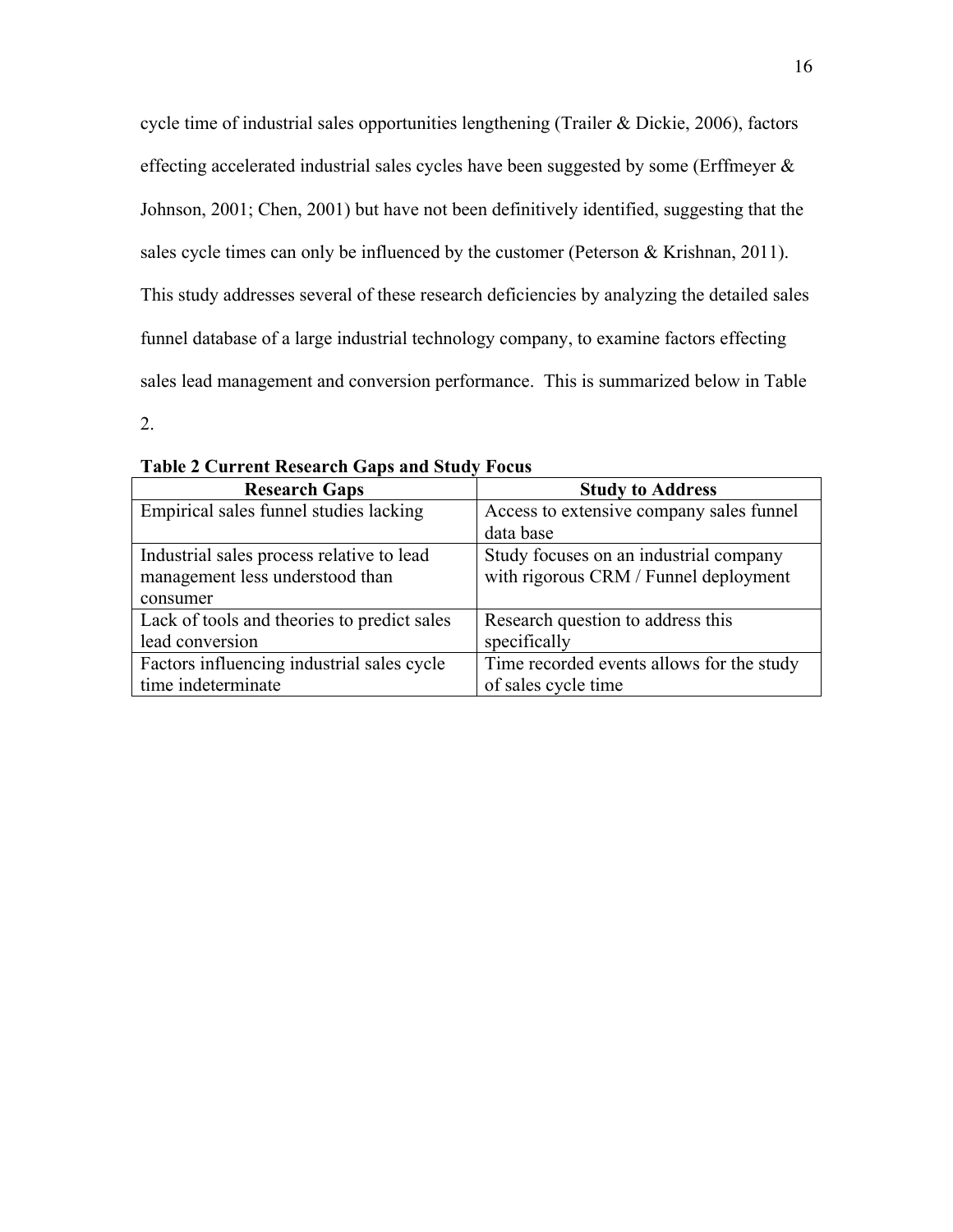cycle time of industrial sales opportunities lengthening (Trailer & Dickie, 2006), factors effecting accelerated industrial sales cycles have been suggested by some (Erffmeyer & Johnson, 2001; Chen, 2001) but have not been definitively identified, suggesting that the sales cycle times can only be influenced by the customer (Peterson & Krishnan, 2011). This study addresses several of these research deficiencies by analyzing the detailed sales funnel database of a large industrial technology company, to examine factors effecting sales lead management and conversion performance. This is summarized below in Table 2.

**Table 2 Current Research Gaps and Study Focus**

| Research Gaps | Study to Address |
|---|---|
| Empirical sales funnel studies lacking | Access to extensive company sales funnel data base |
| Industrial sales process relative to lead management less understood than consumer | Study focuses on an industrial company with rigorous CRM / Funnel deployment |
| Lack of tools and theories to predict sales lead conversion | Research question to address this specifically |
| Factors influencing industrial sales cycle time indeterminate | Time recorded events allows for the study of sales cycle time |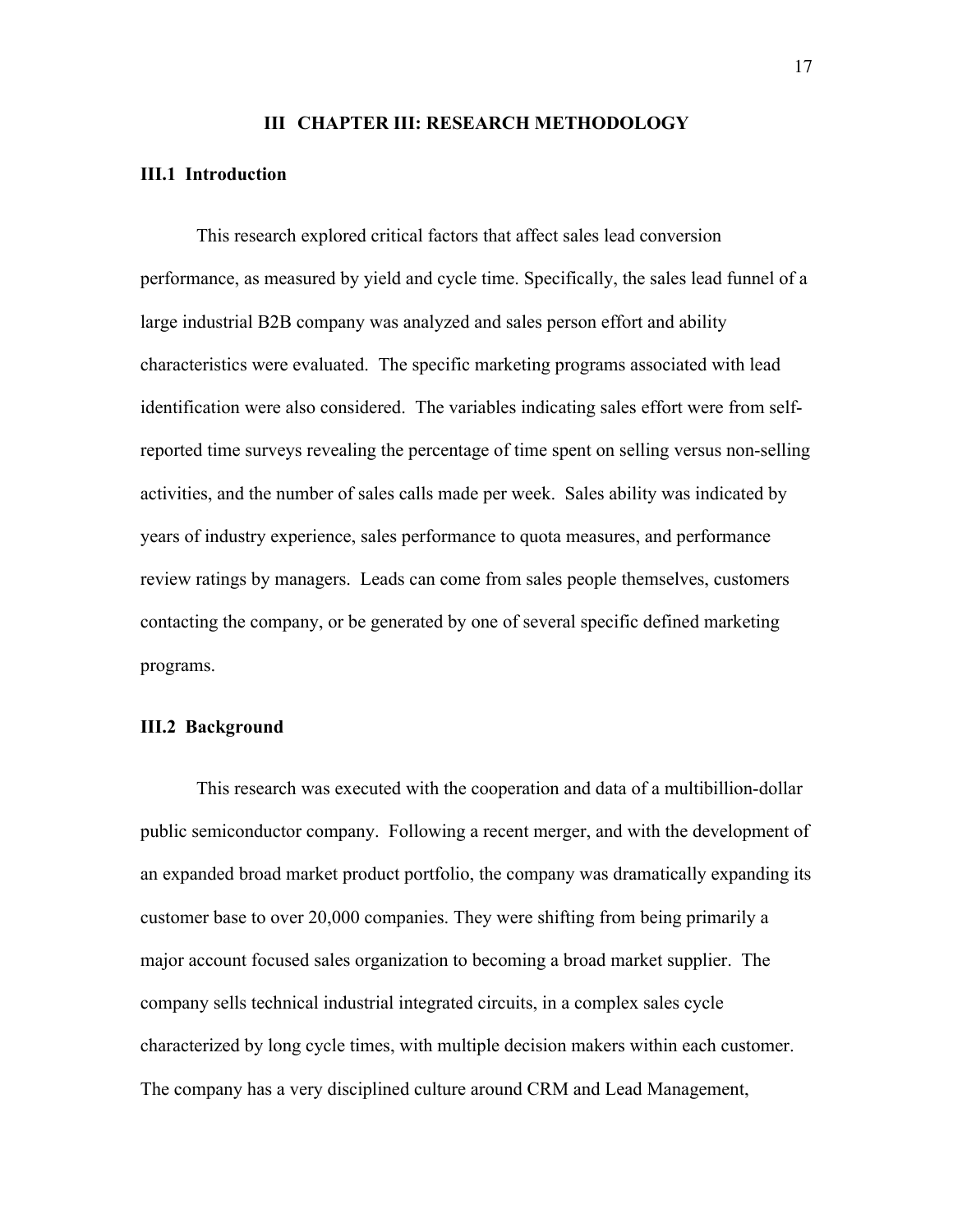# III CHAPTER III: RESEARCH METHODOLOGY

## III.1 Introduction

This research explored critical factors that affect sales lead conversion performance, as measured by yield and cycle time. Specifically, the sales lead funnel of a large industrial B2B company was analyzed and sales person effort and ability characteristics were evaluated. The specific marketing programs associated with lead identification were also considered. The variables indicating sales effort were from self-reported time surveys revealing the percentage of time spent on selling versus non-selling activities, and the number of sales calls made per week. Sales ability was indicated by years of industry experience, sales performance to quota measures, and performance review ratings by managers. Leads can come from sales people themselves, customers contacting the company, or be generated by one of several specific defined marketing programs.

## III.2 Background

This research was executed with the cooperation and data of a multibillion-dollar public semiconductor company. Following a recent merger, and with the development of an expanded broad market product portfolio, the company was dramatically expanding its customer base to over 20,000 companies. They were shifting from being primarily a major account focused sales organization to becoming a broad market supplier. The company sells technical industrial integrated circuits, in a complex sales cycle characterized by long cycle times, with multiple decision makers within each customer. The company has a very disciplined culture around CRM and Lead Management,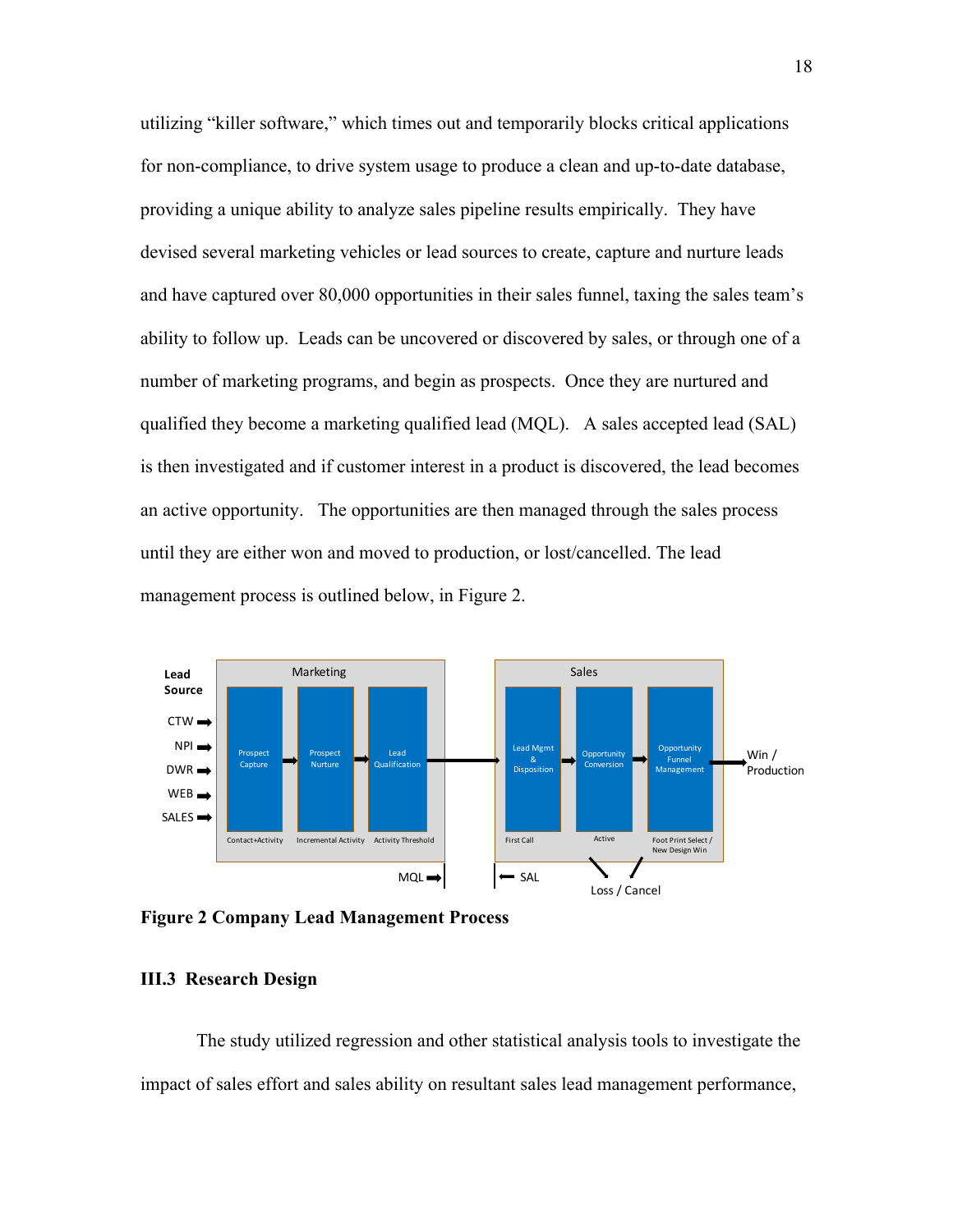utilizing "killer software," which times out and temporarily blocks critical applications for non-compliance, to drive system usage to produce a clean and up-to-date database, providing a unique ability to analyze sales pipeline results empirically. They have devised several marketing vehicles or lead sources to create, capture and nurture leads and have captured over 80,000 opportunities in their sales funnel, taxing the sales team's ability to follow up. Leads can be uncovered or discovered by sales, or through one of a number of marketing programs, and begin as prospects. Once they are nurtured and qualified they become a marketing qualified lead (MQL). A sales accepted lead (SAL) is then investigated and if customer interest in a product is discovered, the lead becomes an active opportunity. The opportunities are then managed through the sales process until they are either won and moved to production, or lost/cancelled. The lead management process is outlined below, in Figure 2.

**Figure 2 Company Lead Management Process**

### III.3 Research Design

The study utilized regression and other statistical analysis tools to investigate the impact of sales effort and sales ability on resultant sales lead management performance,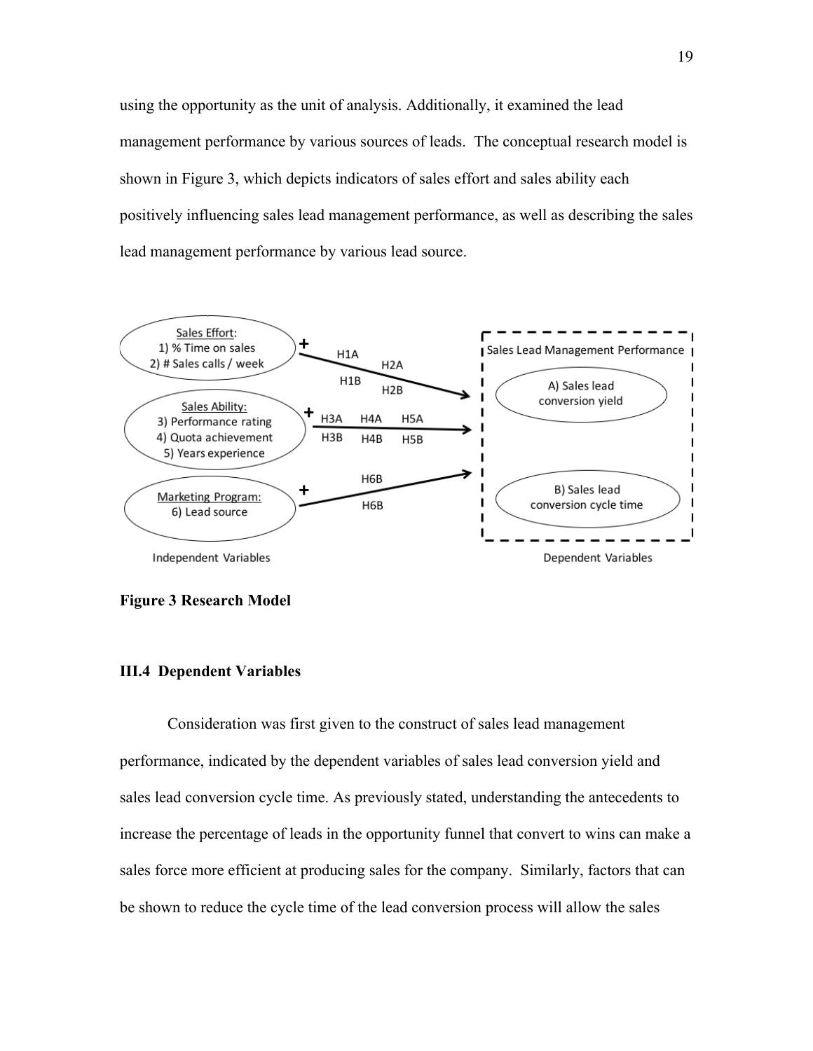using the opportunity as the unit of analysis. Additionally, it examined the lead management performance by various sources of leads. The conceptual research model is shown in Figure 3, which depicts indicators of sales effort and sales ability each positively influencing sales lead management performance, as well as describing the sales lead management performance by various lead source.

**Figure 3 Research Model**

### III.4 Dependent Variables

Consideration was first given to the construct of sales lead management performance, indicated by the dependent variables of sales lead conversion yield and sales lead conversion cycle time. As previously stated, understanding the antecedents to increase the percentage of leads in the opportunity funnel that convert to wins can make a sales force more efficient at producing sales for the company. Similarly, factors that can be shown to reduce the cycle time of the lead conversion process will allow the sales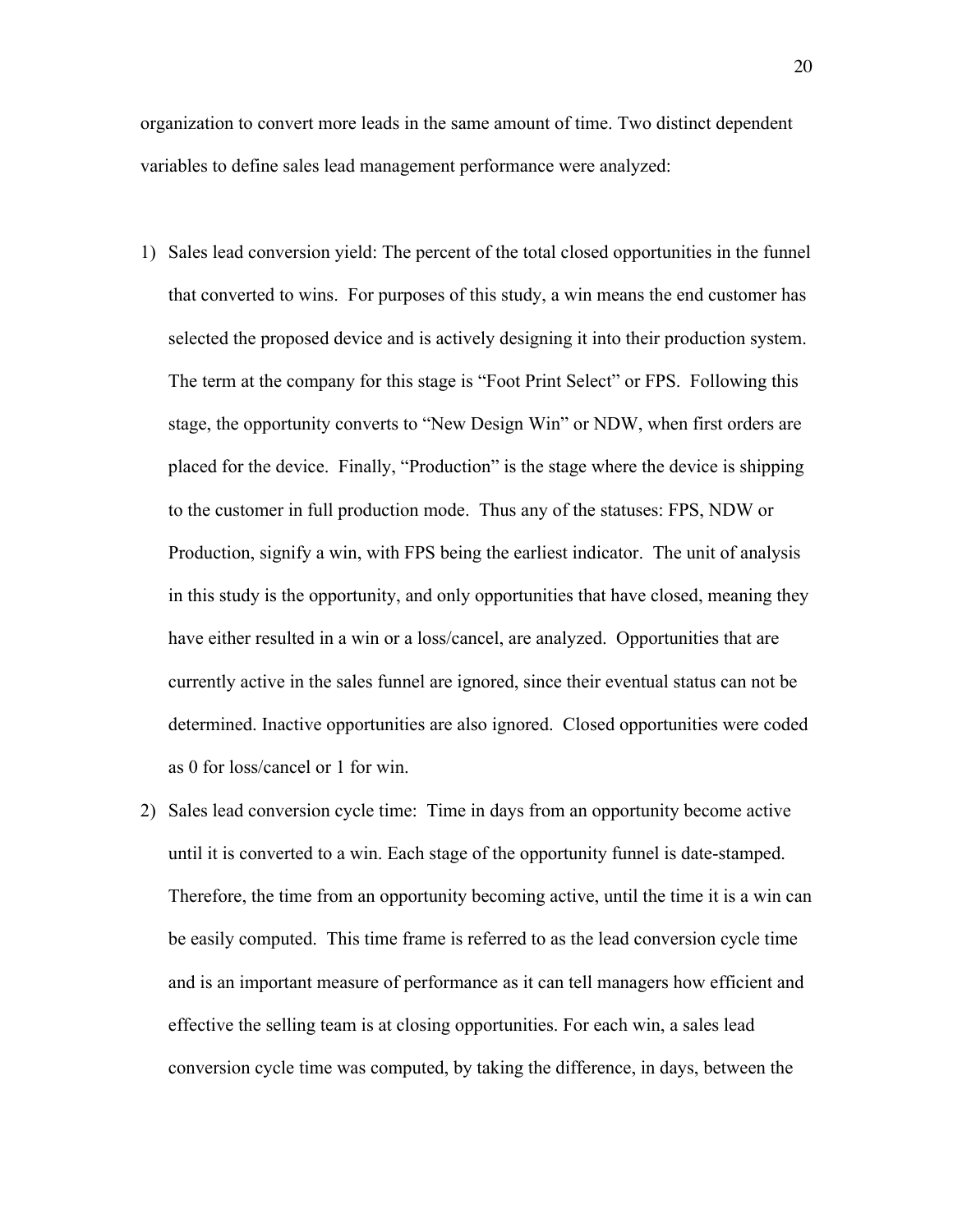organization to convert more leads in the same amount of time. Two distinct dependent variables to define sales lead management performance were analyzed:

1) Sales lead conversion yield: The percent of the total closed opportunities in the funnel that converted to wins. For purposes of this study, a win means the end customer has selected the proposed device and is actively designing it into their production system. The term at the company for this stage is "Foot Print Select" or FPS. Following this stage, the opportunity converts to "New Design Win" or NDW, when first orders are placed for the device. Finally, "Production" is the stage where the device is shipping to the customer in full production mode. Thus any of the statuses: FPS, NDW or Production, signify a win, with FPS being the earliest indicator. The unit of analysis in this study is the opportunity, and only opportunities that have closed, meaning they have either resulted in a win or a loss/cancel, are analyzed. Opportunities that are currently active in the sales funnel are ignored, since their eventual status can not be determined. Inactive opportunities are also ignored. Closed opportunities were coded as 0 for loss/cancel or 1 for win.
2) Sales lead conversion cycle time: Time in days from an opportunity become active until it is converted to a win. Each stage of the opportunity funnel is date-stamped. Therefore, the time from an opportunity becoming active, until the time it is a win can be easily computed. This time frame is referred to as the lead conversion cycle time and is an important measure of performance as it can tell managers how efficient and effective the selling team is at closing opportunities. For each win, a sales lead conversion cycle time was computed, by taking the difference, in days, between the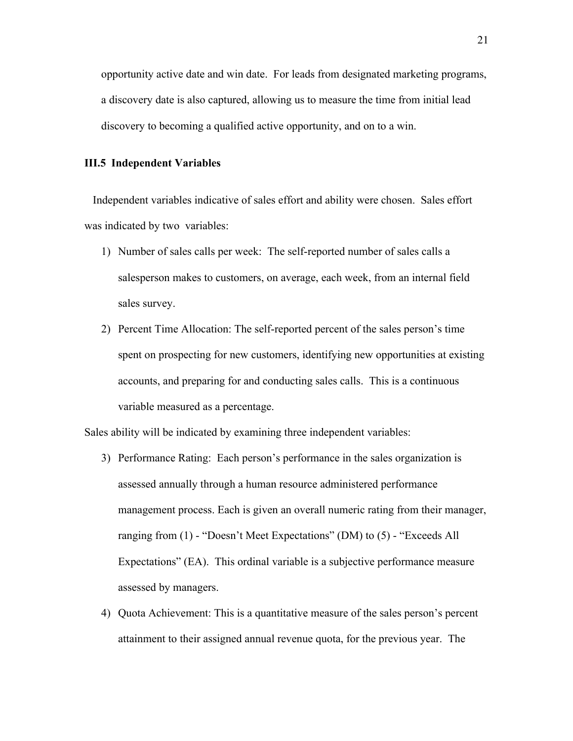opportunity active date and win date. For leads from designated marketing programs, a discovery date is also captured, allowing us to measure the time from initial lead discovery to becoming a qualified active opportunity, and on to a win.

### III.5 Independent Variables

Independent variables indicative of sales effort and ability were chosen. Sales effort was indicated by two variables:

1) Number of sales calls per week: The self-reported number of sales calls a salesperson makes to customers, on average, each week, from an internal field sales survey.
2) Percent Time Allocation: The self-reported percent of the sales person's time spent on prospecting for new customers, identifying new opportunities at existing accounts, and preparing for and conducting sales calls. This is a continuous variable measured as a percentage.

Sales ability will be indicated by examining three independent variables:

3) Performance Rating: Each person's performance in the sales organization is assessed annually through a human resource administered performance management process. Each is given an overall numeric rating from their manager, ranging from (1) - "Doesn't Meet Expectations" (DM) to (5) - "Exceeds All Expectations" (EA). This ordinal variable is a subjective performance measure assessed by managers.
4) Quota Achievement: This is a quantitative measure of the sales person's percent attainment to their assigned annual revenue quota, for the previous year. The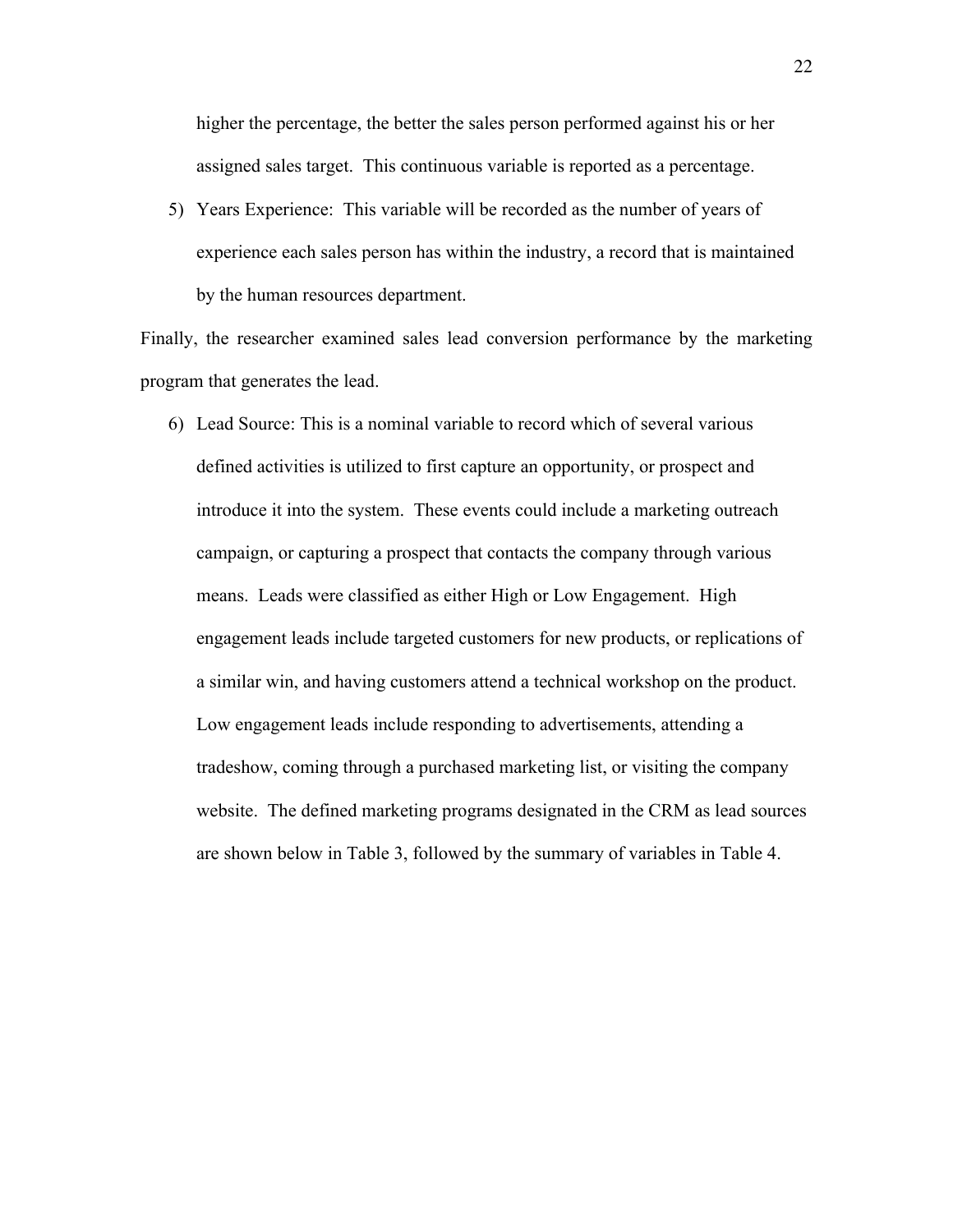higher the percentage, the better the sales person performed against his or her assigned sales target. This continuous variable is reported as a percentage.

5) Years Experience: This variable will be recorded as the number of years of experience each sales person has within the industry, a record that is maintained by the human resources department.

Finally, the researcher examined sales lead conversion performance by the marketing program that generates the lead.

6) Lead Source: This is a nominal variable to record which of several various defined activities is utilized to first capture an opportunity, or prospect and introduce it into the system. These events could include a marketing outreach campaign, or capturing a prospect that contacts the company through various means. Leads were classified as either High or Low Engagement. High engagement leads include targeted customers for new products, or replications of a similar win, and having customers attend a technical workshop on the product. Low engagement leads include responding to advertisements, attending a tradeshow, coming through a purchased marketing list, or visiting the company website. The defined marketing programs designated in the CRM as lead sources are shown below in Table 3, followed by the summary of variables in Table 4.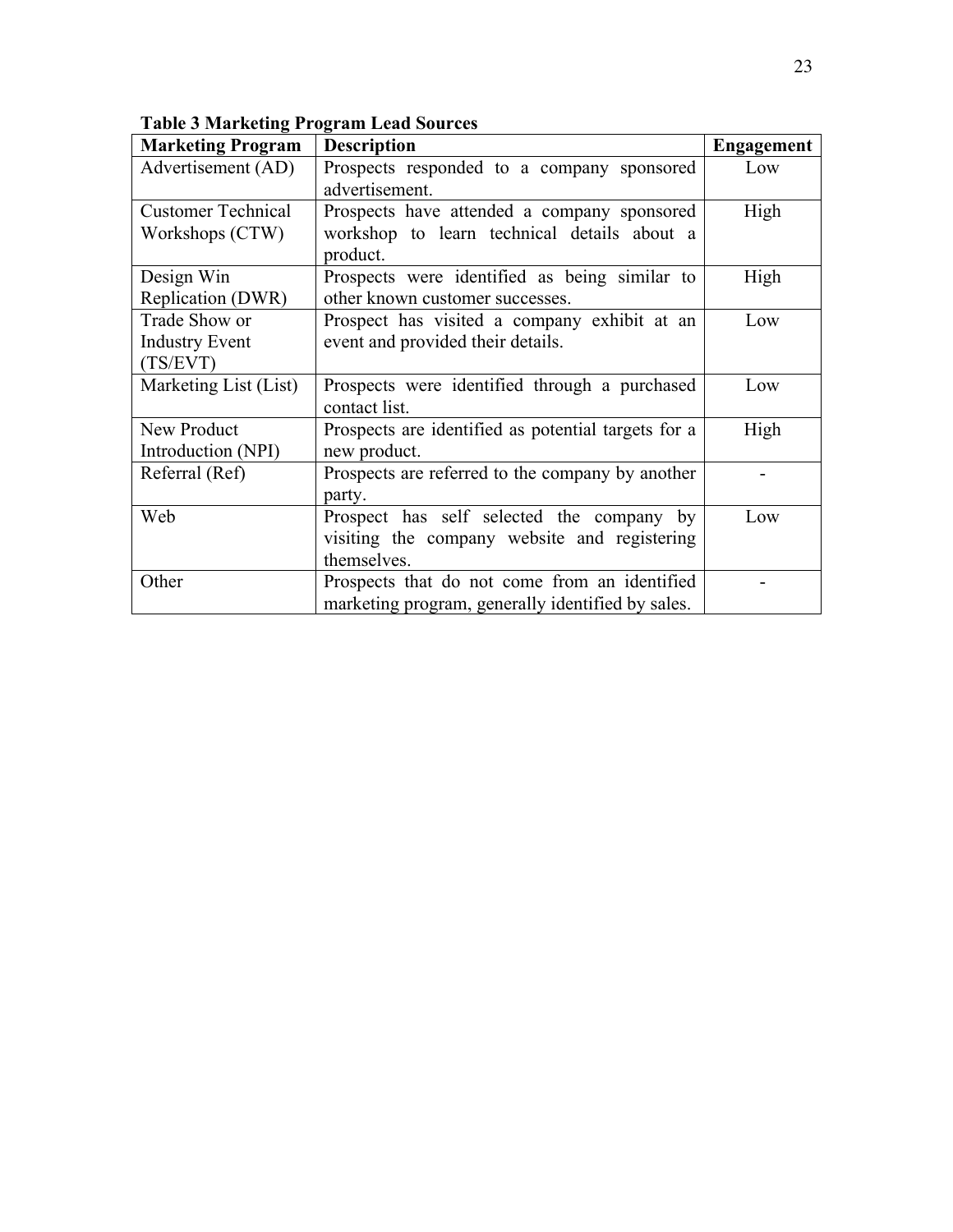**Table 3 Marketing Program Lead Sources**

| Marketing Program | Description | Engagement |
|---|---|---|
| Advertisement (AD) | Prospects responded to a company sponsored advertisement. | Low |
| Customer Technical Workshops (CTW) | Prospects have attended a company sponsored workshop to learn technical details about a product. | High |
| Design Win Replication (DWR) | Prospects were identified as being similar to other known customer successes. | High |
| Trade Show or Industry Event (TS/EVT) | Prospect has visited a company exhibit at an event and provided their details. | Low |
| Marketing List (List) | Prospects were identified through a purchased contact list. | Low |
| New Product Introduction (NPI) | Prospects are identified as potential targets for a new product. | High |
| Referral (Ref) | Prospects are referred to the company by another party. | - |
| Web | Prospect has self selected the company by visiting the company website and registering themselves. | Low |
| Other | Prospects that do not come from an identified marketing program, generally identified by sales. | - |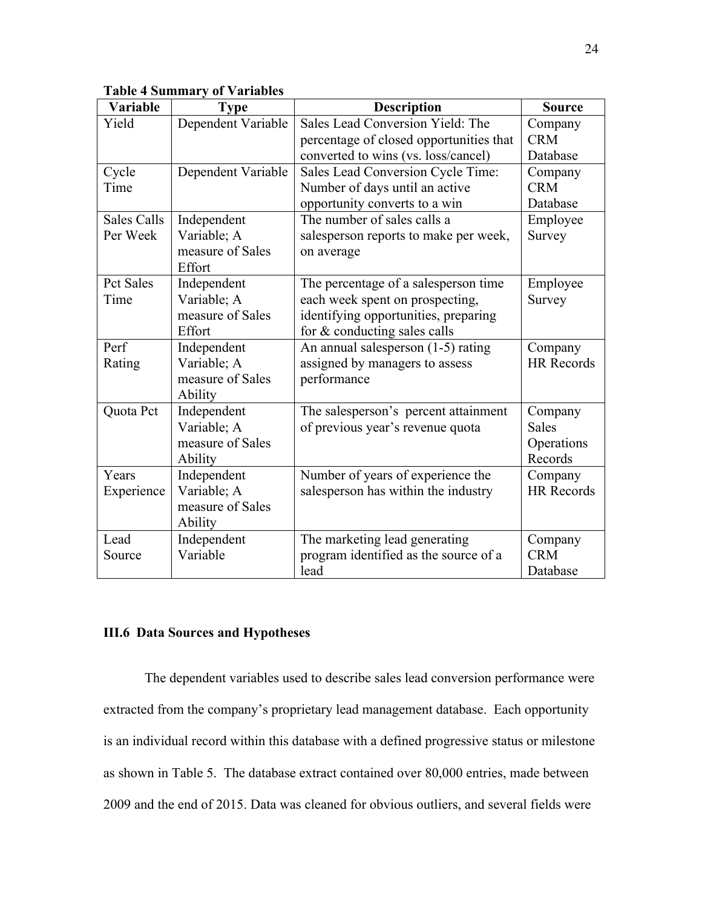**Table 4 Summary of Variables**

| Variable | Type | Description | Source |
|---|---|---|---|
| Yield | Dependent Variable | Sales Lead Conversion Yield: The percentage of closed opportunities that converted to wins (vs. loss/cancel) | Company CRM Database |
| Cycle Time | Dependent Variable | Sales Lead Conversion Cycle Time: Number of days until an active opportunity converts to a win | Company CRM Database |
| Sales Calls Per Week | Independent Variable; A measure of Sales Effort | The number of sales calls a salesperson reports to make per week, on average | Employee Survey |
| Pct Sales Time | Independent Variable; A measure of Sales Effort | The percentage of a salesperson time each week spent on prospecting, identifying opportunities, preparing for & conducting sales calls | Employee Survey |
| Perf Rating | Independent Variable; A measure of Sales Ability | An annual salesperson (1-5) rating assigned by managers to assess performance | Company HR Records |
| Quota Pct | Independent Variable; A measure of Sales Ability | The salesperson's percent attainment of previous year's revenue quota | Company Sales Operations Records |
| Years Experience | Independent Variable; A measure of Sales Ability | Number of years of experience the salesperson has within the industry | Company HR Records |
| Lead Source | Independent Variable | The marketing lead generating program identified as the source of a lead | Company CRM Database |

### III.6 Data Sources and Hypotheses

The dependent variables used to describe sales lead conversion performance were extracted from the company's proprietary lead management database. Each opportunity is an individual record within this database with a defined progressive status or milestone as shown in Table 5. The database extract contained over 80,000 entries, made between 2009 and the end of 2015. Data was cleaned for obvious outliers, and several fields were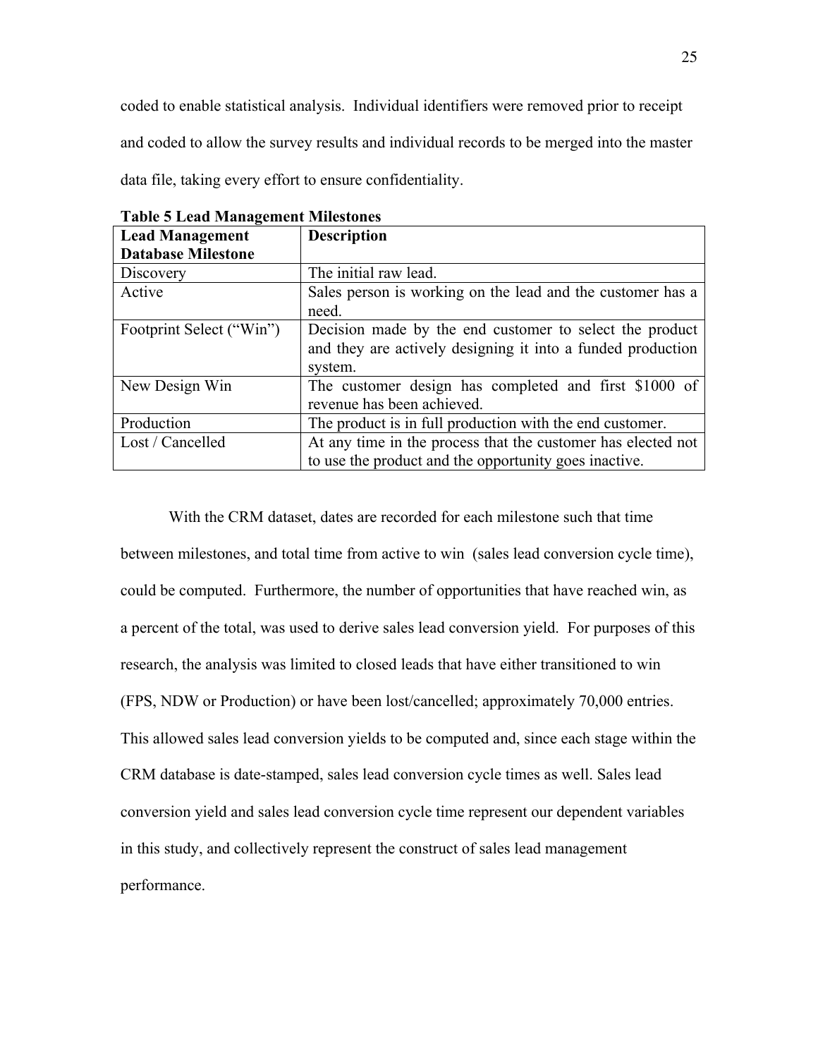coded to enable statistical analysis. Individual identifiers were removed prior to receipt and coded to allow the survey results and individual records to be merged into the master data file, taking every effort to ensure confidentiality.

**Table 5 Lead Management Milestones**

| Lead Management Database Milestone | Description |
|---|---|
| Discovery | The initial raw lead. |
| Active | Sales person is working on the lead and the customer has a need. |
| Footprint Select ("Win") | Decision made by the end customer to select the product and they are actively designing it into a funded production system. |
| New Design Win | The customer design has completed and first $1000 of revenue has been achieved. |
| Production | The product is in full production with the end customer. |
| Lost / Cancelled | At any time in the process that the customer has elected not to use the product and the opportunity goes inactive. |

With the CRM dataset, dates are recorded for each milestone such that time between milestones, and total time from active to win (sales lead conversion cycle time), could be computed. Furthermore, the number of opportunities that have reached win, as a percent of the total, was used to derive sales lead conversion yield. For purposes of this research, the analysis was limited to closed leads that have either transitioned to win (FPS, NDW or Production) or have been lost/cancelled; approximately 70,000 entries. This allowed sales lead conversion yields to be computed and, since each stage within the CRM database is date-stamped, sales lead conversion cycle times as well. Sales lead conversion yield and sales lead conversion cycle time represent our dependent variables in this study, and collectively represent the construct of sales lead management performance.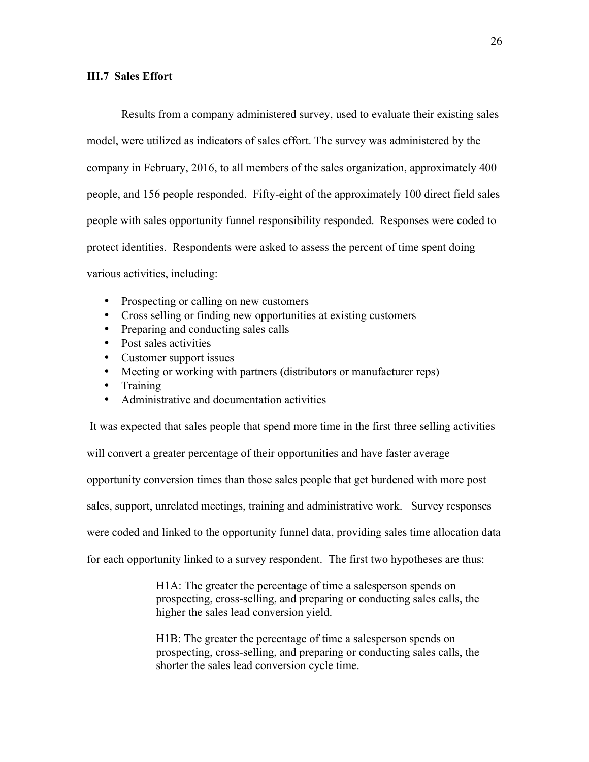### III.7 Sales Effort

Results from a company administered survey, used to evaluate their existing sales model, were utilized as indicators of sales effort. The survey was administered by the company in February, 2016, to all members of the sales organization, approximately 400 people, and 156 people responded. Fifty-eight of the approximately 100 direct field sales people with sales opportunity funnel responsibility responded. Responses were coded to protect identities. Respondents were asked to assess the percent of time spent doing various activities, including:

- Prospecting or calling on new customers
- Cross selling or finding new opportunities at existing customers
- Preparing and conducting sales calls
- Post sales activities
- Customer support issues
- Meeting or working with partners (distributors or manufacturer reps)
- Training
- Administrative and documentation activities

It was expected that sales people that spend more time in the first three selling activities will convert a greater percentage of their opportunities and have faster average opportunity conversion times than those sales people that get burdened with more post sales, support, unrelated meetings, training and administrative work. Survey responses were coded and linked to the opportunity funnel data, providing sales time allocation data for each opportunity linked to a survey respondent. The first two hypotheses are thus:

> H1A: The greater the percentage of time a salesperson spends on prospecting, cross-selling, and preparing or conducting sales calls, the higher the sales lead conversion yield.
>
> H1B: The greater the percentage of time a salesperson spends on prospecting, cross-selling, and preparing or conducting sales calls, the shorter the sales lead conversion cycle time.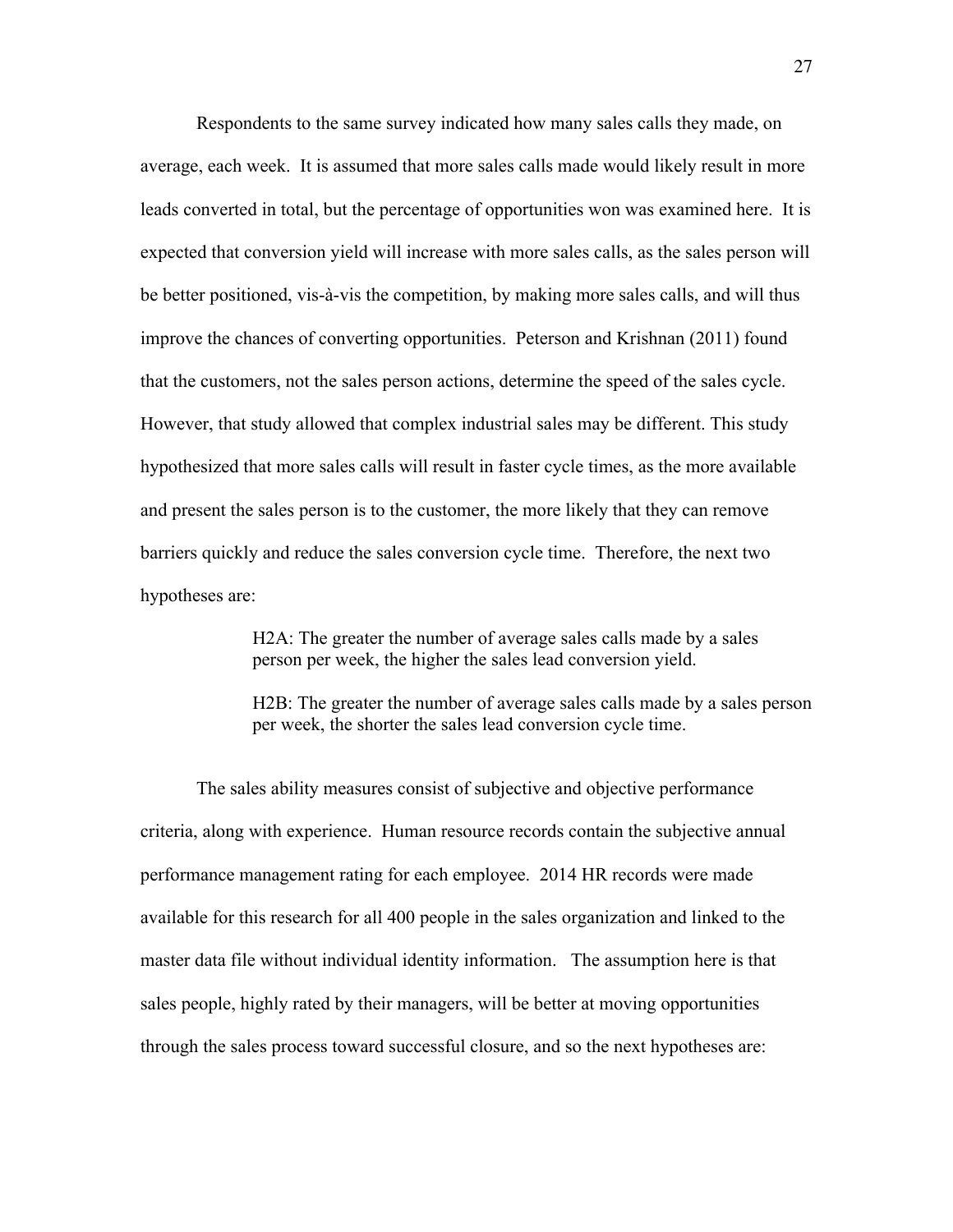Respondents to the same survey indicated how many sales calls they made, on average, each week. It is assumed that more sales calls made would likely result in more leads converted in total, but the percentage of opportunities won was examined here. It is expected that conversion yield will increase with more sales calls, as the sales person will be better positioned, vis-à-vis the competition, by making more sales calls, and will thus improve the chances of converting opportunities. Peterson and Krishnan (2011) found that the customers, not the sales person actions, determine the speed of the sales cycle. However, that study allowed that complex industrial sales may be different. This study hypothesized that more sales calls will result in faster cycle times, as the more available and present the sales person is to the customer, the more likely that they can remove barriers quickly and reduce the sales conversion cycle time. Therefore, the next two hypotheses are:

> H2A: The greater the number of average sales calls made by a sales person per week, the higher the sales lead conversion yield.
>
> H2B: The greater the number of average sales calls made by a sales person per week, the shorter the sales lead conversion cycle time.

The sales ability measures consist of subjective and objective performance criteria, along with experience. Human resource records contain the subjective annual performance management rating for each employee. 2014 HR records were made available for this research for all 400 people in the sales organization and linked to the master data file without individual identity information. The assumption here is that sales people, highly rated by their managers, will be better at moving opportunities through the sales process toward successful closure, and so the next hypotheses are: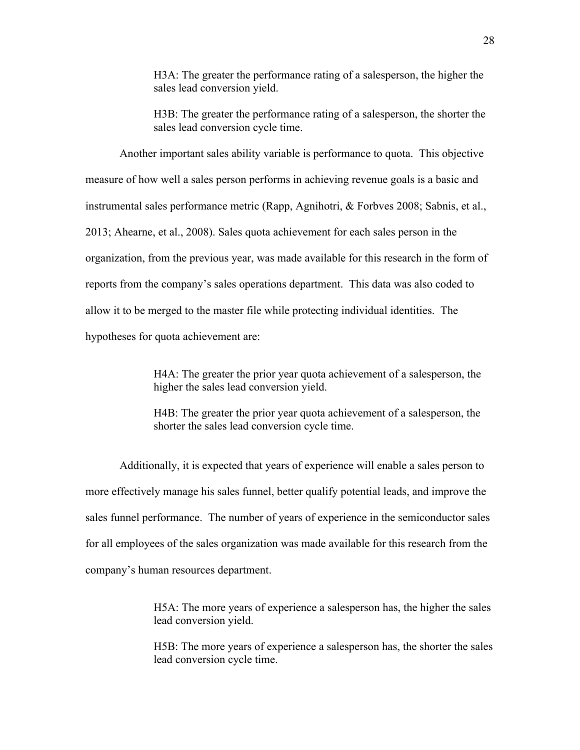> H3A: The greater the performance rating of a salesperson, the higher the sales lead conversion yield.
>
> H3B: The greater the performance rating of a salesperson, the shorter the sales lead conversion cycle time.

Another important sales ability variable is performance to quota. This objective measure of how well a sales person performs in achieving revenue goals is a basic and instrumental sales performance metric (Rapp, Agnihotri, & Forbves 2008; Sabnis, et al., 2013; Ahearne, et al., 2008). Sales quota achievement for each sales person in the organization, from the previous year, was made available for this research in the form of reports from the company's sales operations department. This data was also coded to allow it to be merged to the master file while protecting individual identities. The hypotheses for quota achievement are:

> H4A: The greater the prior year quota achievement of a salesperson, the higher the sales lead conversion yield.
>
> H4B: The greater the prior year quota achievement of a salesperson, the shorter the sales lead conversion cycle time.

Additionally, it is expected that years of experience will enable a sales person to more effectively manage his sales funnel, better qualify potential leads, and improve the sales funnel performance. The number of years of experience in the semiconductor sales for all employees of the sales organization was made available for this research from the company's human resources department.

> H5A: The more years of experience a salesperson has, the higher the sales lead conversion yield.
>
> H5B: The more years of experience a salesperson has, the shorter the sales lead conversion cycle time.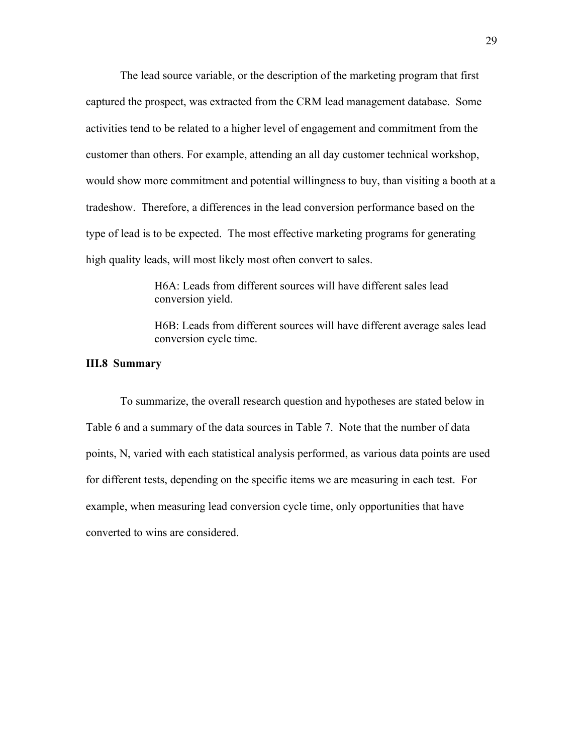The lead source variable, or the description of the marketing program that first captured the prospect, was extracted from the CRM lead management database. Some activities tend to be related to a higher level of engagement and commitment from the customer than others. For example, attending an all day customer technical workshop, would show more commitment and potential willingness to buy, than visiting a booth at a tradeshow. Therefore, a differences in the lead conversion performance based on the type of lead is to be expected. The most effective marketing programs for generating high quality leads, will most likely most often convert to sales.

> H6A: Leads from different sources will have different sales lead conversion yield.
>
> H6B: Leads from different sources will have different average sales lead conversion cycle time.

### III.8 Summary

To summarize, the overall research question and hypotheses are stated below in Table 6 and a summary of the data sources in Table 7. Note that the number of data points, N, varied with each statistical analysis performed, as various data points are used for different tests, depending on the specific items we are measuring in each test. For example, when measuring lead conversion cycle time, only opportunities that have converted to wins are considered.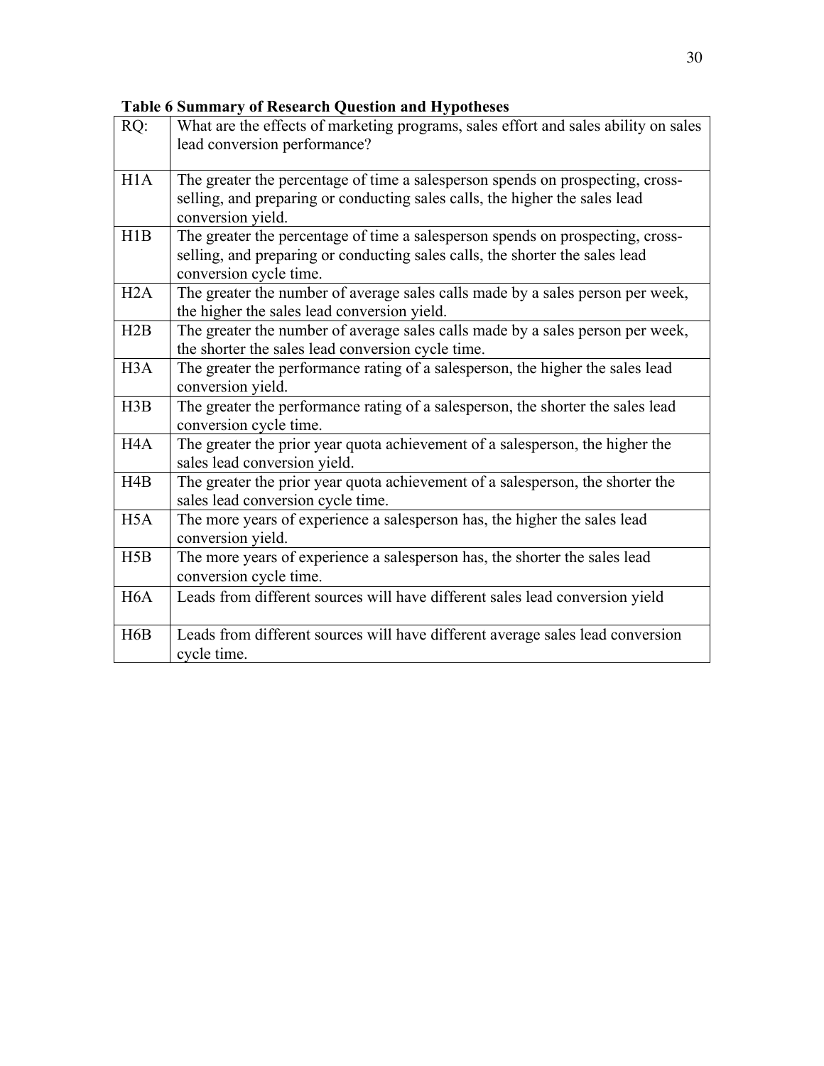**Table 6 Summary of Research Question and Hypotheses**

| RQ: | What are the effects of marketing programs, sales effort and sales ability on sales lead conversion performance? |
|---|---|
| H1A | The greater the percentage of time a salesperson spends on prospecting, cross-selling, and preparing or conducting sales calls, the higher the sales lead conversion yield. |
| H1B | The greater the percentage of time a salesperson spends on prospecting, cross-selling, and preparing or conducting sales calls, the shorter the sales lead conversion cycle time. |
| H2A | The greater the number of average sales calls made by a sales person per week, the higher the sales lead conversion yield. |
| H2B | The greater the number of average sales calls made by a sales person per week, the shorter the sales lead conversion cycle time. |
| H3A | The greater the performance rating of a salesperson, the higher the sales lead conversion yield. |
| H3B | The greater the performance rating of a salesperson, the shorter the sales lead conversion cycle time. |
| H4A | The greater the prior year quota achievement of a salesperson, the higher the sales lead conversion yield. |
| H4B | The greater the prior year quota achievement of a salesperson, the shorter the sales lead conversion cycle time. |
| H5A | The more years of experience a salesperson has, the higher the sales lead conversion yield. |
| H5B | The more years of experience a salesperson has, the shorter the sales lead conversion cycle time. |
| H6A | Leads from different sources will have different sales lead conversion yield |
| H6B | Leads from different sources will have different average sales lead conversion cycle time. |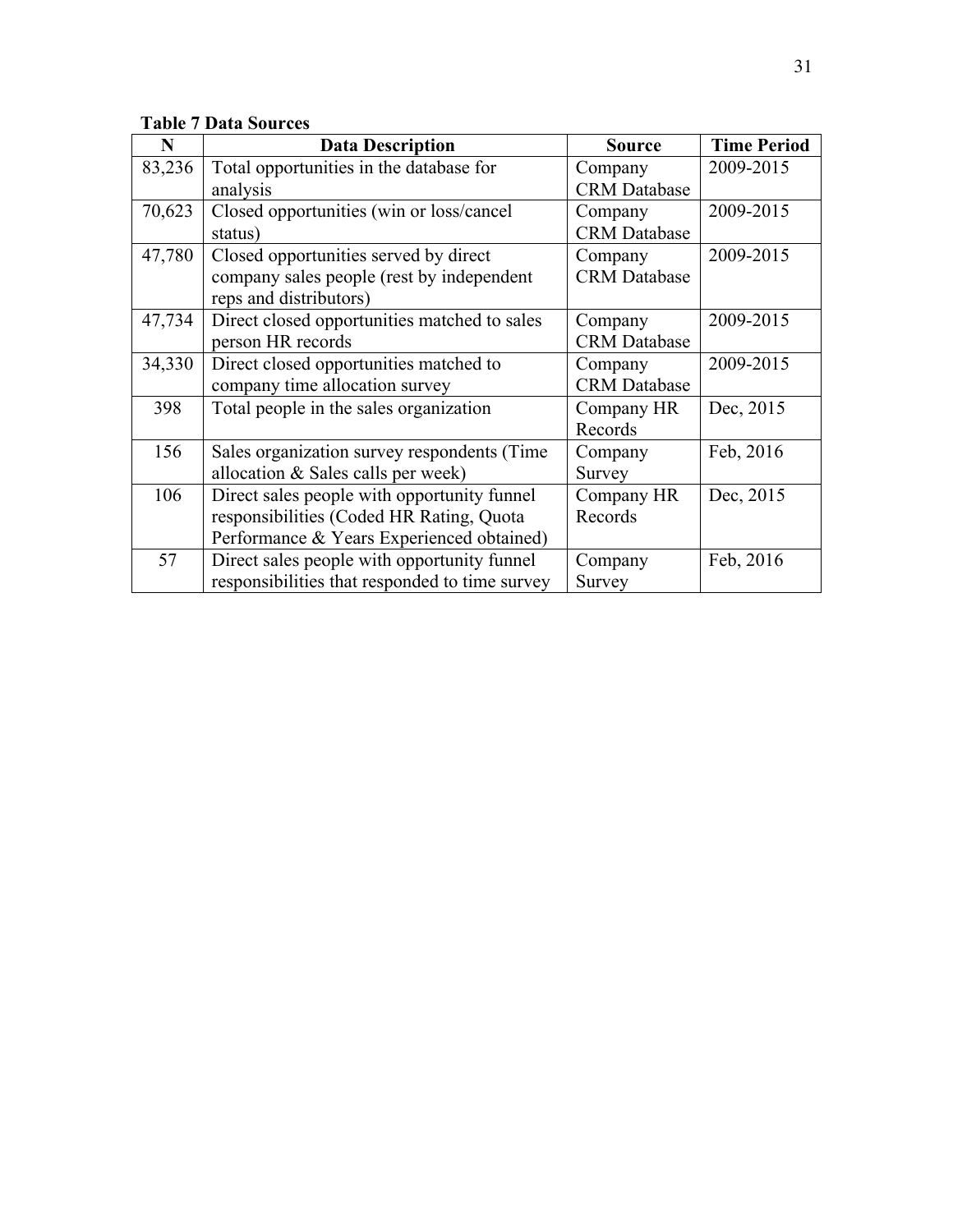**Table 7 Data Sources**

| N | Data Description | Source | Time Period |
|---|---|---|---|
| 83,236 | Total opportunities in the database for analysis | Company CRM Database | 2009-2015 |
| 70,623 | Closed opportunities (win or loss/cancel status) | Company CRM Database | 2009-2015 |
| 47,780 | Closed opportunities served by direct company sales people (rest by independent reps and distributors) | Company CRM Database | 2009-2015 |
| 47,734 | Direct closed opportunities matched to sales person HR records | Company CRM Database | 2009-2015 |
| 34,330 | Direct closed opportunities matched to company time allocation survey | Company CRM Database | 2009-2015 |
| 398 | Total people in the sales organization | Company HR Records | Dec, 2015 |
| 156 | Sales organization survey respondents (Time allocation & Sales calls per week) | Company Survey | Feb, 2016 |
| 106 | Direct sales people with opportunity funnel responsibilities (Coded HR Rating, Quota Performance & Years Experienced obtained) | Company HR Records | Dec, 2015 |
| 57 | Direct sales people with opportunity funnel responsibilities that responded to time survey | Company Survey | Feb, 2016 |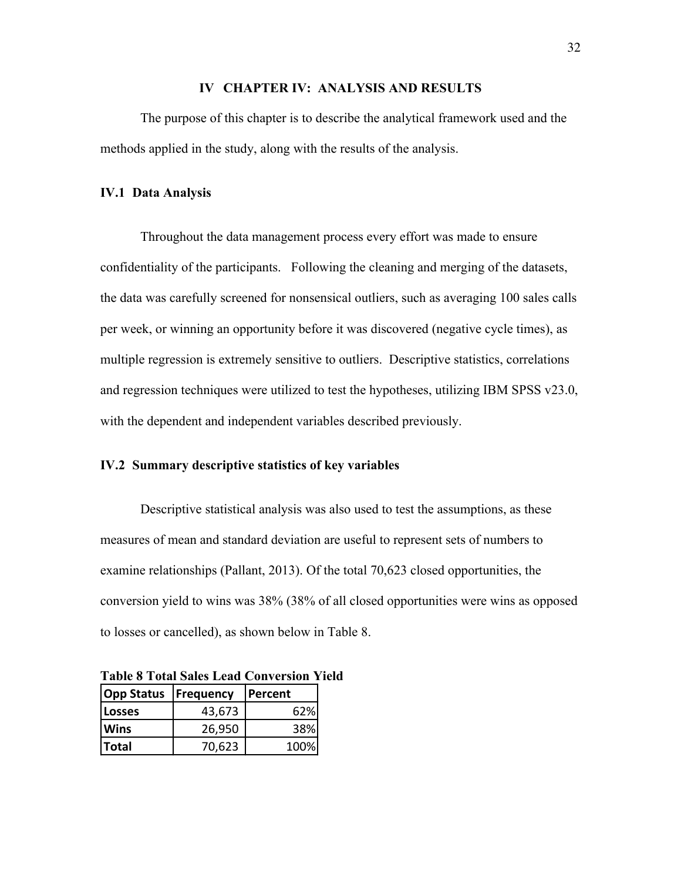# IV CHAPTER IV: ANALYSIS AND RESULTS

The purpose of this chapter is to describe the analytical framework used and the methods applied in the study, along with the results of the analysis.

## IV.1 Data Analysis

Throughout the data management process every effort was made to ensure confidentiality of the participants. Following the cleaning and merging of the datasets, the data was carefully screened for nonsensical outliers, such as averaging 100 sales calls per week, or winning an opportunity before it was discovered (negative cycle times), as multiple regression is extremely sensitive to outliers. Descriptive statistics, correlations and regression techniques were utilized to test the hypotheses, utilizing IBM SPSS v23.0, with the dependent and independent variables described previously.

## IV.2 Summary descriptive statistics of key variables

Descriptive statistical analysis was also used to test the assumptions, as these measures of mean and standard deviation are useful to represent sets of numbers to examine relationships (Pallant, 2013). Of the total 70,623 closed opportunities, the conversion yield to wins was 38% (38% of all closed opportunities were wins as opposed to losses or cancelled), as shown below in Table 8.

**Table 8 Total Sales Lead Conversion Yield**

| Opp Status | Frequency | Percent |
|---|---|---|
| Losses | 43,673 | 62% |
| Wins | 26,950 | 38% |
| Total | 70,623 | 100% |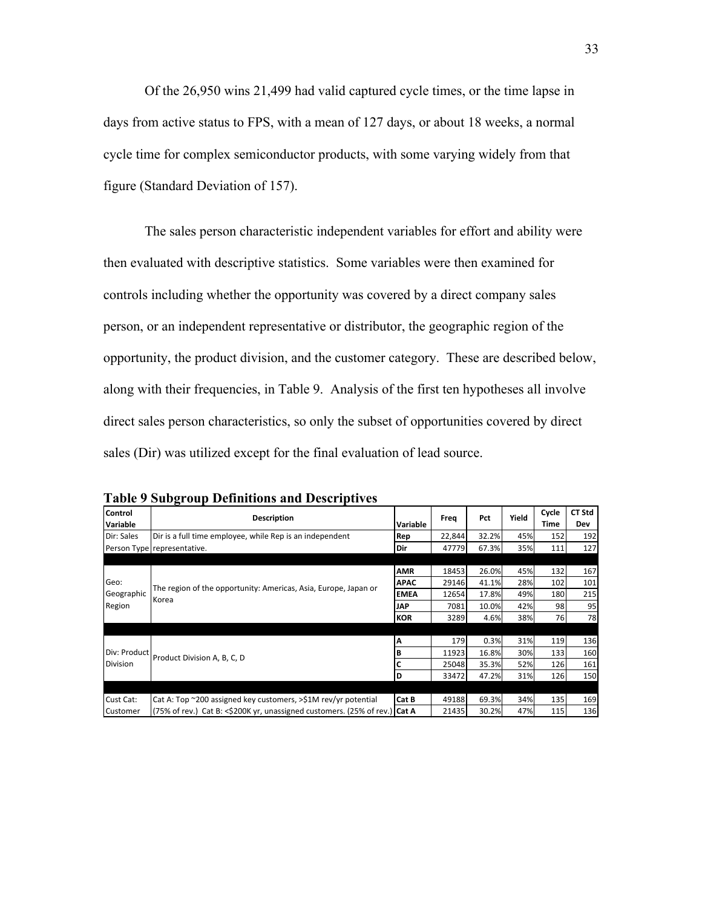Of the 26,950 wins 21,499 had valid captured cycle times, or the time lapse in days from active status to FPS, with a mean of 127 days, or about 18 weeks, a normal cycle time for complex semiconductor products, with some varying widely from that figure (Standard Deviation of 157).

The sales person characteristic independent variables for effort and ability were then evaluated with descriptive statistics. Some variables were then examined for controls including whether the opportunity was covered by a direct company sales person, or an independent representative or distributor, the geographic region of the opportunity, the product division, and the customer category. These are described below, along with their frequencies, in Table 9. Analysis of the first ten hypotheses all involve direct sales person characteristics, so only the subset of opportunities covered by direct sales (Dir) was utilized except for the final evaluation of lead source.

**Table 9 Subgroup Definitions and Descriptives**

| Control Variable | Description | Variable | Freq | Pct | Yield | Cycle Time | CT Std Dev |
|---|---|---|---|---|---|---|---|
| Dir: Sales Person Type | Dir is a full time employee, while Rep is an independent representative. | **Rep** | 22,844 | 32.2% | 45% | 152 | 192 |
| | | **Dir** | 47779 | 67.3% | 35% | 111 | 127 |
| Geo: Geographic Region | The region of the opportunity: Americas, Asia, Europe, Japan or Korea | **AMR** | 18453 | 26.0% | 45% | 132 | 167 |
| | | **APAC** | 29146 | 41.1% | 28% | 102 | 101 |
| | | **EMEA** | 12654 | 17.8% | 49% | 180 | 215 |
| | | **JAP** | 7081 | 10.0% | 42% | 98 | 95 |
| | | **KOR** | 3289 | 4.6% | 38% | 76 | 78 |
| Div: Product Division | Product Division A, B, C, D | **A** | 179 | 0.3% | 31% | 119 | 136 |
| | | **B** | 11923 | 16.8% | 30% | 133 | 160 |
| | | **C** | 25048 | 35.3% | 52% | 126 | 161 |
| | | **D** | 33472 | 47.2% | 31% | 126 | 150 |
| Cust Cat: Customer | Cat A: Top ~200 assigned key customers, >$1M rev/yr potential (75% of rev.) Cat B: <$200K yr, unassigned customers. (25% of rev.) | **Cat B** | 49188 | 69.3% | 34% | 135 | 169 |
| | | **Cat A** | 21435 | 30.2% | 47% | 115 | 136 |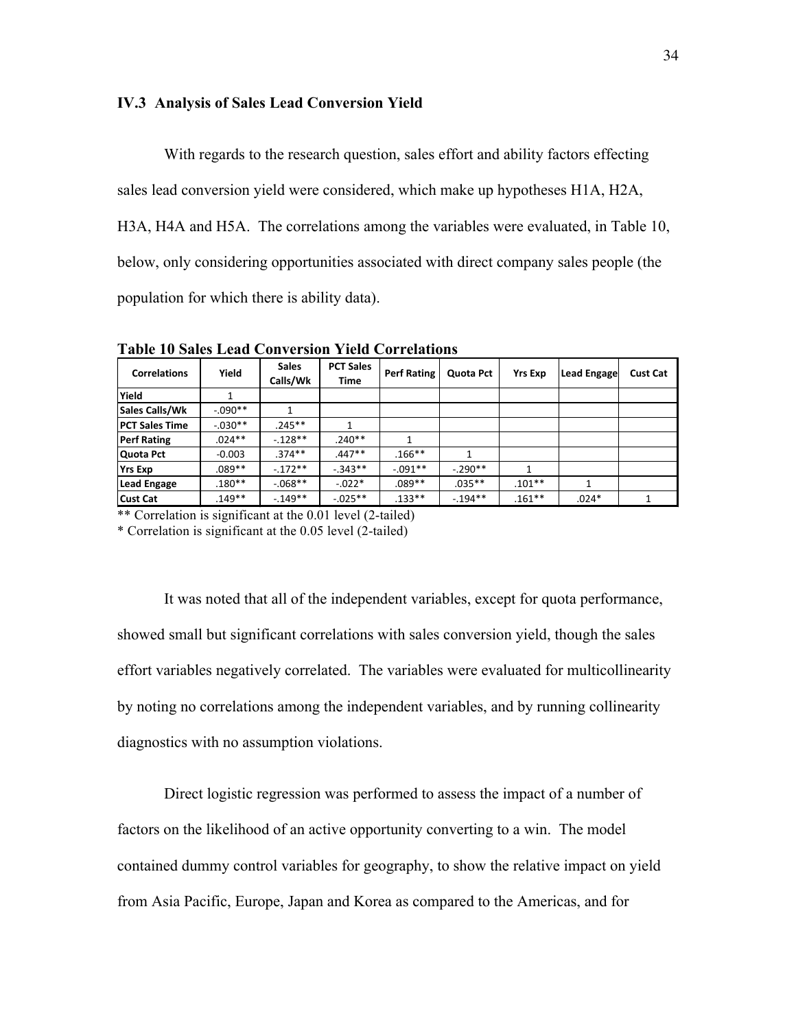### IV.3 Analysis of Sales Lead Conversion Yield

With regards to the research question, sales effort and ability factors effecting sales lead conversion yield were considered, which make up hypotheses H1A, H2A, H3A, H4A and H5A. The correlations among the variables were evaluated, in Table 10, below, only considering opportunities associated with direct company sales people (the population for which there is ability data).

**Table 10 Sales Lead Conversion Yield Correlations**

| Correlations | Yield | Sales Calls/Wk | PCT Sales Time | Perf Rating | Quota Pct | Yrs Exp | Lead Engage | Cust Cat |
|---|---|---|---|---|---|---|---|---|
| **Yield** | 1 | | | | | | | |
| **Sales Calls/Wk** | -.090** | 1 | | | | | | |
| **PCT Sales Time** | -.030** | .245** | 1 | | | | | |
| **Perf Rating** | .024** | -.128** | .240** | 1 | | | | |
| **Quota Pct** | -0.003 | .374** | .447** | .166** | 1 | | | |
| **Yrs Exp** | .089** | -.172** | -.343** | -.091** | -.290** | 1 | | |
| **Lead Engage** | .180** | -.068** | -.022* | .089** | .035** | .101** | 1 | |
| **Cust Cat** | .149** | -.149** | -.025** | .133** | -.194** | .161** | .024* | 1 |

** Correlation is significant at the 0.01 level (2-tailed)
* Correlation is significant at the 0.05 level (2-tailed)

It was noted that all of the independent variables, except for quota performance, showed small but significant correlations with sales conversion yield, though the sales effort variables negatively correlated. The variables were evaluated for multicollinearity by noting no correlations among the independent variables, and by running collinearity diagnostics with no assumption violations.

Direct logistic regression was performed to assess the impact of a number of factors on the likelihood of an active opportunity converting to a win. The model contained dummy control variables for geography, to show the relative impact on yield from Asia Pacific, Europe, Japan and Korea as compared to the Americas, and for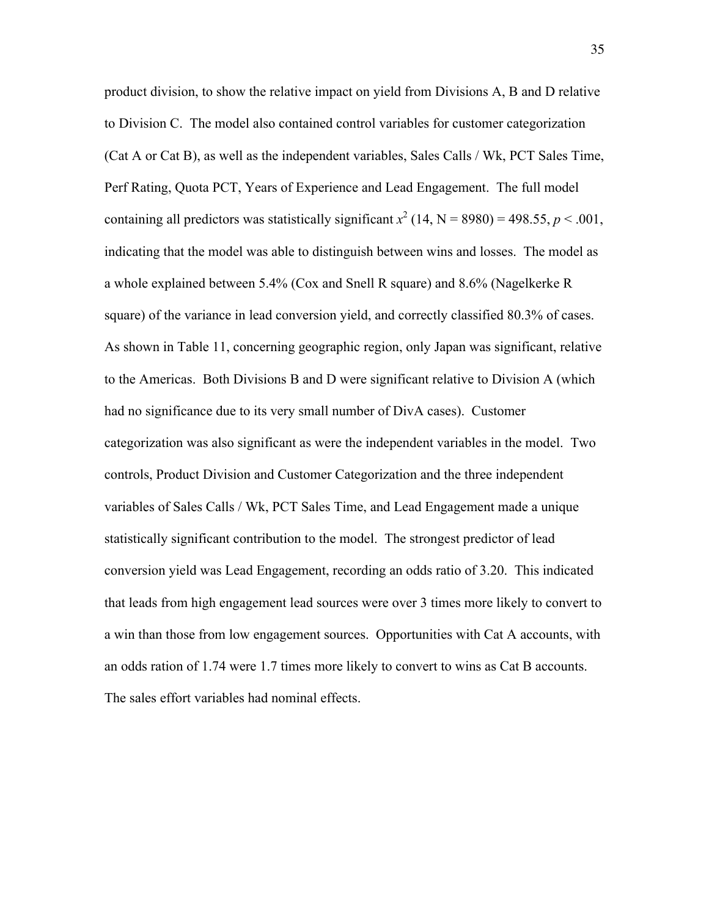product division, to show the relative impact on yield from Divisions A, B and D relative to Division C. The model also contained control variables for customer categorization (Cat A or Cat B), as well as the independent variables, Sales Calls / Wk, PCT Sales Time, Perf Rating, Quota PCT, Years of Experience and Lead Engagement. The full model containing all predictors was statistically significant $x^2$ (14, N = 8980) = 498.55, $p$ < .001, indicating that the model was able to distinguish between wins and losses. The model as a whole explained between 5.4% (Cox and Snell R square) and 8.6% (Nagelkerke R square) of the variance in lead conversion yield, and correctly classified 80.3% of cases. As shown in Table 11, concerning geographic region, only Japan was significant, relative to the Americas. Both Divisions B and D were significant relative to Division A (which had no significance due to its very small number of DivA cases). Customer categorization was also significant as were the independent variables in the model. Two controls, Product Division and Customer Categorization and the three independent variables of Sales Calls / Wk, PCT Sales Time, and Lead Engagement made a unique statistically significant contribution to the model. The strongest predictor of lead conversion yield was Lead Engagement, recording an odds ratio of 3.20. This indicated that leads from high engagement lead sources were over 3 times more likely to convert to a win than those from low engagement sources. Opportunities with Cat A accounts, with an odds ration of 1.74 were 1.7 times more likely to convert to wins as Cat B accounts. The sales effort variables had nominal effects.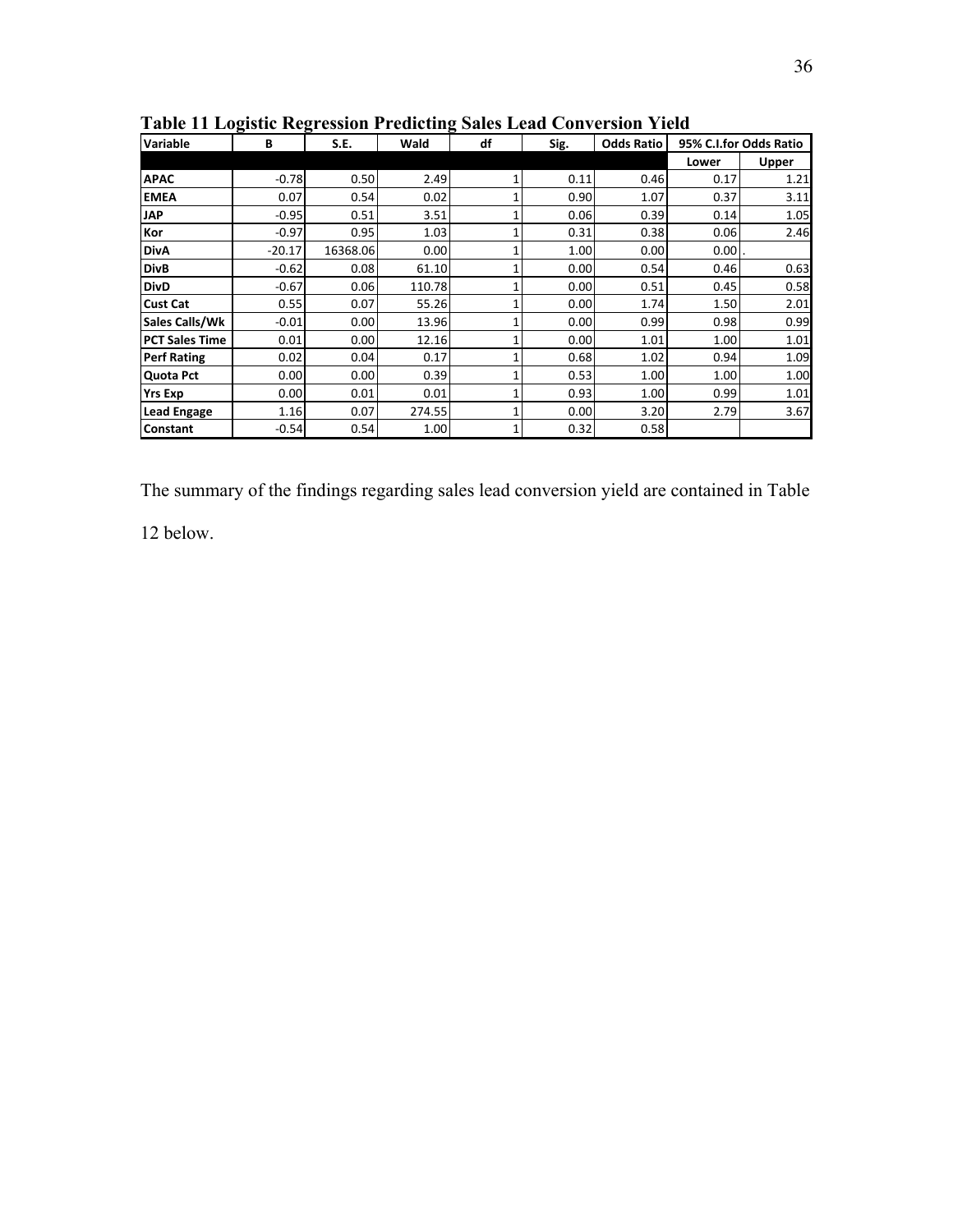**Table 11 Logistic Regression Predicting Sales Lead Conversion Yield**

| Variable | B | S.E. | Wald | df | Sig. | Odds Ratio | 95% C.I.for Odds Ratio | |
|---|---|---|---|---|---|---|---|---|
| | | | | | | | Lower | Upper |
| APAC | -0.78 | 0.50 | 2.49 | 1 | 0.11 | 0.46 | 0.17 | 1.21 |
| EMEA | 0.07 | 0.54 | 0.02 | 1 | 0.90 | 1.07 | 0.37 | 3.11 |
| JAP | -0.95 | 0.51 | 3.51 | 1 | 0.06 | 0.39 | 0.14 | 1.05 |
| Kor | -0.97 | 0.95 | 1.03 | 1 | 0.31 | 0.38 | 0.06 | 2.46 |
| DivA | -20.17 | 16368.06 | 0.00 | 1 | 1.00 | 0.00 | 0.00 | . |
| DivB | -0.62 | 0.08 | 61.10 | 1 | 0.00 | 0.54 | 0.46 | 0.63 |
| DivD | -0.67 | 0.06 | 110.78 | 1 | 0.00 | 0.51 | 0.45 | 0.58 |
| Cust Cat | 0.55 | 0.07 | 55.26 | 1 | 0.00 | 1.74 | 1.50 | 2.01 |
| Sales Calls/Wk | -0.01 | 0.00 | 13.96 | 1 | 0.00 | 0.99 | 0.98 | 0.99 |
| PCT Sales Time | 0.01 | 0.00 | 12.16 | 1 | 0.00 | 1.01 | 1.00 | 1.01 |
| Perf Rating | 0.02 | 0.04 | 0.17 | 1 | 0.68 | 1.02 | 0.94 | 1.09 |
| Quota Pct | 0.00 | 0.00 | 0.39 | 1 | 0.53 | 1.00 | 1.00 | 1.00 |
| Yrs Exp | 0.00 | 0.01 | 0.01 | 1 | 0.93 | 1.00 | 0.99 | 1.01 |
| Lead Engage | 1.16 | 0.07 | 274.55 | 1 | 0.00 | 3.20 | 2.79 | 3.67 |
| Constant | -0.54 | 0.54 | 1.00 | 1 | 0.32 | 0.58 | | |

The summary of the findings regarding sales lead conversion yield are contained in Table 12 below.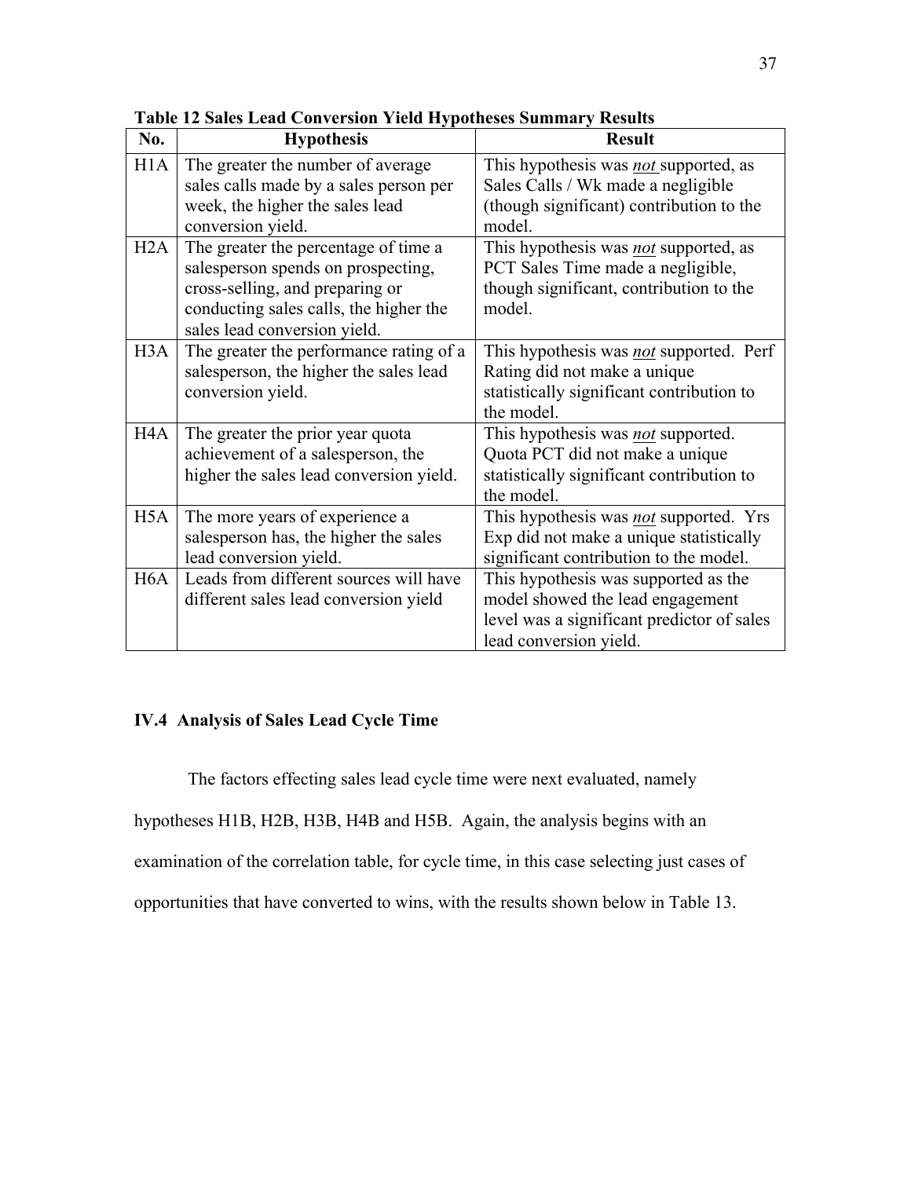**Table 12 Sales Lead Conversion Yield Hypotheses Summary Results**

| No. | Hypothesis | Result |
|---|---|---|
| H1A | The greater the number of average sales calls made by a sales person per week, the higher the sales lead conversion yield. | This hypothesis was ***not*** supported, as Sales Calls / Wk made a negligible (though significant) contribution to the model. |
| H2A | The greater the percentage of time a salesperson spends on prospecting, cross-selling, and preparing or conducting sales calls, the higher the sales lead conversion yield. | This hypothesis was ***not*** supported, as PCT Sales Time made a negligible, though significant, contribution to the model. |
| H3A | The greater the performance rating of a salesperson, the higher the sales lead conversion yield. | This hypothesis was ***not*** supported. Perf Rating did not make a unique statistically significant contribution to the model. |
| H4A | The greater the prior year quota achievement of a salesperson, the higher the sales lead conversion yield. | This hypothesis was ***not*** supported. Quota PCT did not make a unique statistically significant contribution to the model. |
| H5A | The more years of experience a salesperson has, the higher the sales lead conversion yield. | This hypothesis was ***not*** supported. Yrs Exp did not make a unique statistically significant contribution to the model. |
| H6A | Leads from different sources will have different sales lead conversion yield | This hypothesis was supported as the model showed the lead engagement level was a significant predictor of sales lead conversion yield. |

### IV.4 Analysis of Sales Lead Cycle Time

The factors effecting sales lead cycle time were next evaluated, namely hypotheses H1B, H2B, H3B, H4B and H5B. Again, the analysis begins with an examination of the correlation table, for cycle time, in this case selecting just cases of opportunities that have converted to wins, with the results shown below in Table 13.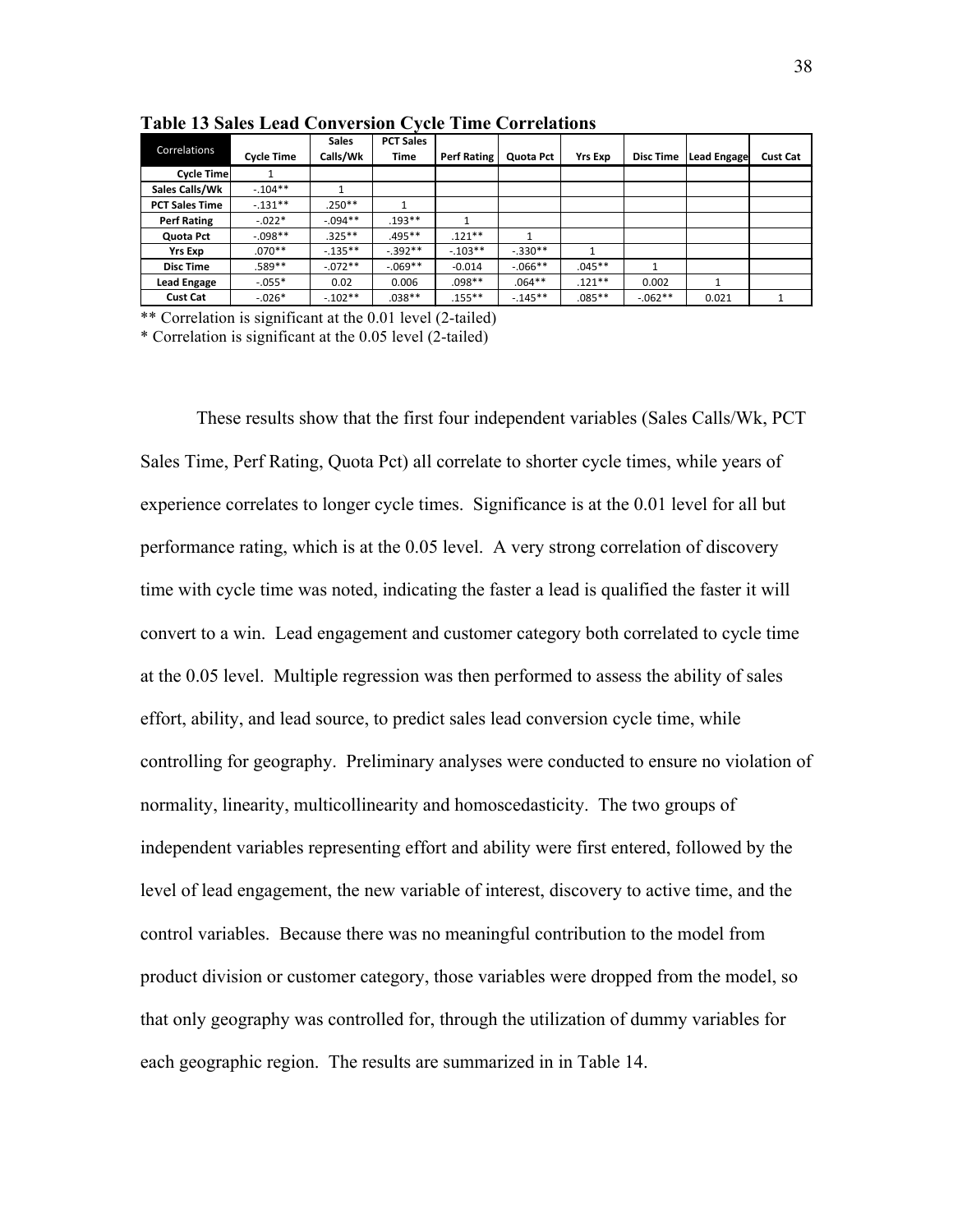**Table 13 Sales Lead Conversion Cycle Time Correlations**

| Correlations | Cycle Time | Sales Calls/Wk | PCT Sales Time | Perf Rating | Quota Pct | Yrs Exp | Disc Time | Lead Engage | Cust Cat |
|---|---|---|---|---|---|---|---|---|---|
| Cycle Time | 1 | | | | | | | | |
| Sales Calls/Wk | -.104** | 1 | | | | | | | |
| PCT Sales Time | -.131** | .250** | 1 | | | | | | |
| Perf Rating | -.022* | -.094** | .193** | 1 | | | | | |
| Quota Pct | -.098** | .325** | .495** | .121** | 1 | | | | |
| Yrs Exp | .070** | -.135** | -.392** | -.103** | -.330** | 1 | | | |
| Disc Time | .589** | -.072** | -.069** | -0.014 | -.066** | .045** | 1 | | |
| Lead Engage | -.055* | 0.02 | 0.006 | .098** | .064** | .121** | 0.002 | 1 | |
| Cust Cat | -.026* | -.102** | .038** | .155** | -.145** | .085** | -.062** | 0.021 | 1 |

** Correlation is significant at the 0.01 level (2-tailed)

* Correlation is significant at the 0.05 level (2-tailed)

These results show that the first four independent variables (Sales Calls/Wk, PCT Sales Time, Perf Rating, Quota Pct) all correlate to shorter cycle times, while years of experience correlates to longer cycle times. Significance is at the 0.01 level for all but performance rating, which is at the 0.05 level. A very strong correlation of discovery time with cycle time was noted, indicating the faster a lead is qualified the faster it will convert to a win. Lead engagement and customer category both correlated to cycle time at the 0.05 level. Multiple regression was then performed to assess the ability of sales effort, ability, and lead source, to predict sales lead conversion cycle time, while controlling for geography. Preliminary analyses were conducted to ensure no violation of normality, linearity, multicollinearity and homoscedasticity. The two groups of independent variables representing effort and ability were first entered, followed by the level of lead engagement, the new variable of interest, discovery to active time, and the control variables. Because there was no meaningful contribution to the model from product division or customer category, those variables were dropped from the model, so that only geography was controlled for, through the utilization of dummy variables for each geographic region. The results are summarized in in Table 14.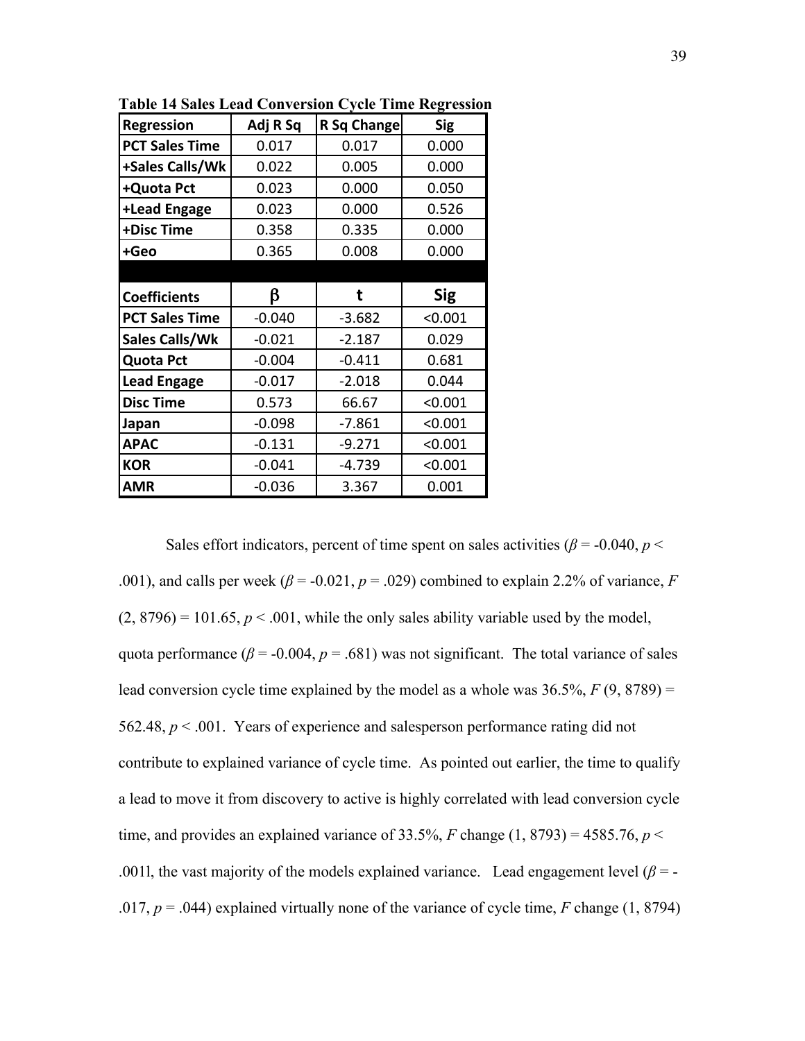**Table 14 Sales Lead Conversion Cycle Time Regression**

| Regression | Adj R Sq | R Sq Change | Sig |
|---|---|---|---|
| PCT Sales Time | 0.017 | 0.017 | 0.000 |
| +Sales Calls/Wk | 0.022 | 0.005 | 0.000 |
| +Quota Pct | 0.023 | 0.000 | 0.050 |
| +Lead Engage | 0.023 | 0.000 | 0.526 |
| +Disc Time | 0.358 | 0.335 | 0.000 |
| +Geo | 0.365 | 0.008 | 0.000 |
| | | | |
| **Coefficients** | **β** | **t** | **Sig** |
| PCT Sales Time | -0.040 | -3.682 | <0.001 |
| Sales Calls/Wk | -0.021 | -2.187 | 0.029 |
| Quota Pct | -0.004 | -0.411 | 0.681 |
| Lead Engage | -0.017 | -2.018 | 0.044 |
| Disc Time | 0.573 | 66.67 | <0.001 |
| Japan | -0.098 | -7.861 | <0.001 |
| APAC | -0.131 | -9.271 | <0.001 |
| KOR | -0.041 | -4.739 | <0.001 |
| AMR | -0.036 | 3.367 | 0.001 |

Sales effort indicators, percent of time spent on sales activities ($\beta$ = -0.040, $p <$ .001), and calls per week ($\beta$ = -0.021, $p$ = .029) combined to explain 2.2% of variance, $F$ (2, 8796) = 101.65, $p < .001$, while the only sales ability variable used by the model, quota performance ($\beta$ = -0.004, $p$ = .681) was not significant. The total variance of sales lead conversion cycle time explained by the model as a whole was 36.5%, $F$ (9, 8789) = 562.48, $p < .001$. Years of experience and salesperson performance rating did not contribute to explained variance of cycle time. As pointed out earlier, the time to qualify a lead to move it from discovery to active is highly correlated with lead conversion cycle time, and provides an explained variance of 33.5%, $F$ change (1, 8793) = 4585.76, $p <$ .001l, the vast majority of the models explained variance. Lead engagement level ($\beta$ = -.017, $p$ = .044) explained virtually none of the variance of cycle time, $F$ change (1, 8794)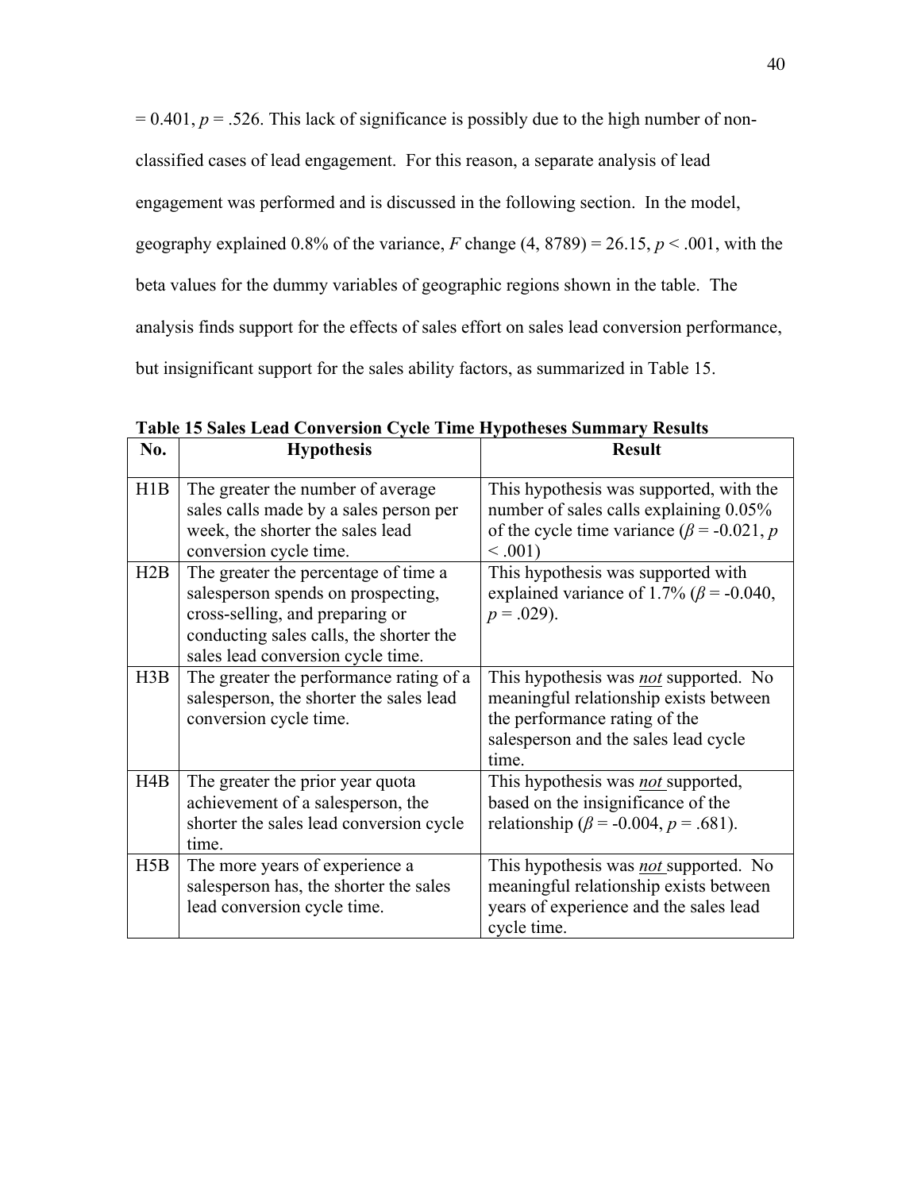= 0.401, $p = .526$. This lack of significance is possibly due to the high number of non-classified cases of lead engagement. For this reason, a separate analysis of lead engagement was performed and is discussed in the following section. In the model, geography explained 0.8% of the variance, $F$ change $(4, 8789) = 26.15$, $p < .001$, with the beta values for the dummy variables of geographic regions shown in the table. The analysis finds support for the effects of sales effort on sales lead conversion performance, but insignificant support for the sales ability factors, as summarized in Table 15.

**Table 15 Sales Lead Conversion Cycle Time Hypotheses Summary Results**

| No. | Hypothesis | Result |
|---|---|---|
| H1B | The greater the number of average sales calls made by a sales person per week, the shorter the sales lead conversion cycle time. | This hypothesis was supported, with the number of sales calls explaining 0.05% of the cycle time variance ($\beta = -0.021$, $p < .001$) |
| H2B | The greater the percentage of time a salesperson spends on prospecting, cross-selling, and preparing or conducting sales calls, the shorter the sales lead conversion cycle time. | This hypothesis was supported with explained variance of 1.7% ($\beta = -0.040$, $p = .029$). |
| H3B | The greater the performance rating of a salesperson, the shorter the sales lead conversion cycle time. | This hypothesis was ***not*** supported. No meaningful relationship exists between the performance rating of the salesperson and the sales lead cycle time. |
| H4B | The greater the prior year quota achievement of a salesperson, the shorter the sales lead conversion cycle time. | This hypothesis was ***not*** supported, based on the insignificance of the relationship ($\beta = -0.004$, $p = .681$). |
| H5B | The more years of experience a salesperson has, the shorter the sales lead conversion cycle time. | This hypothesis was ***not*** supported. No meaningful relationship exists between years of experience and the sales lead cycle time. |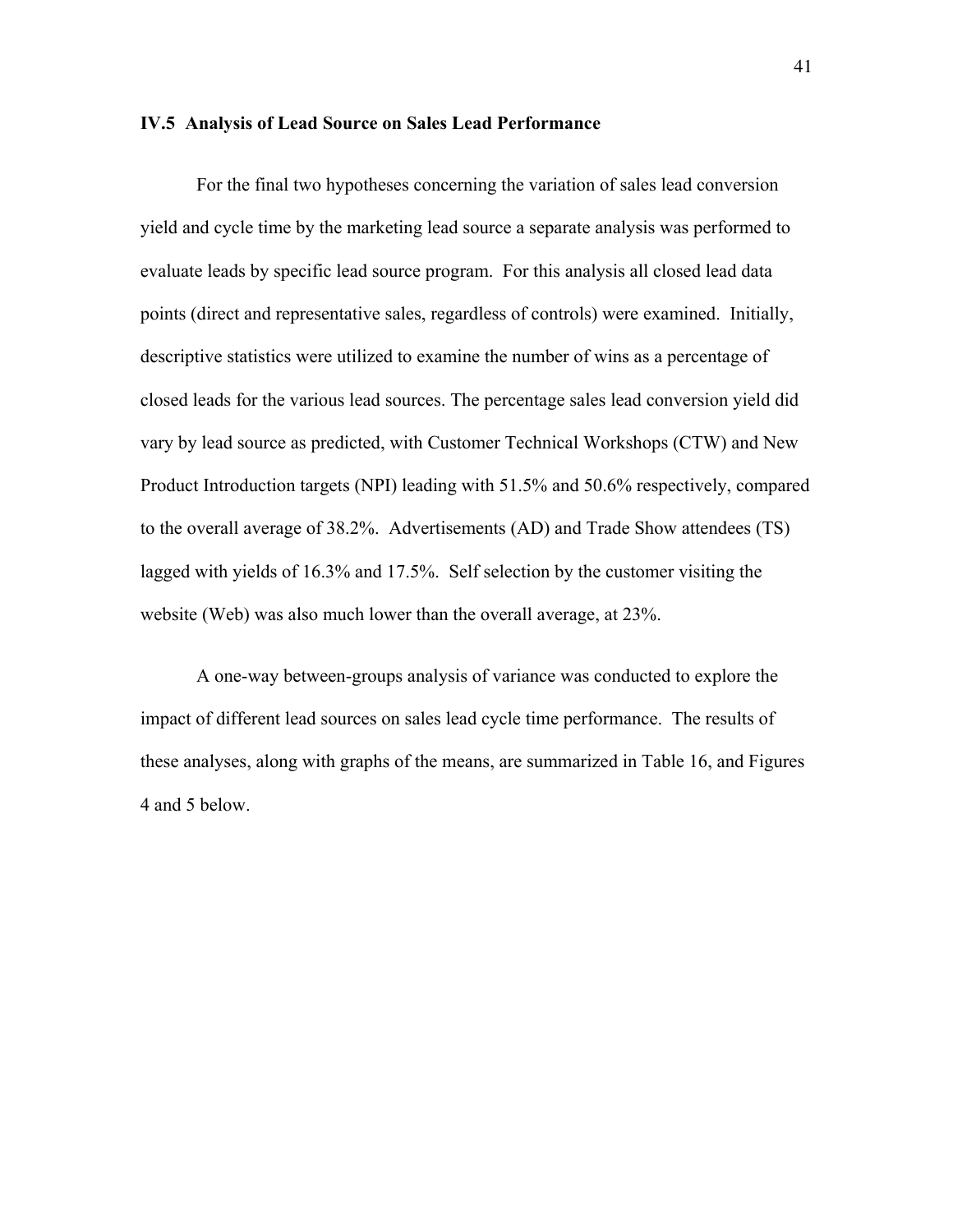### IV.5 Analysis of Lead Source on Sales Lead Performance

For the final two hypotheses concerning the variation of sales lead conversion yield and cycle time by the marketing lead source a separate analysis was performed to evaluate leads by specific lead source program. For this analysis all closed lead data points (direct and representative sales, regardless of controls) were examined. Initially, descriptive statistics were utilized to examine the number of wins as a percentage of closed leads for the various lead sources. The percentage sales lead conversion yield did vary by lead source as predicted, with Customer Technical Workshops (CTW) and New Product Introduction targets (NPI) leading with 51.5% and 50.6% respectively, compared to the overall average of 38.2%. Advertisements (AD) and Trade Show attendees (TS) lagged with yields of 16.3% and 17.5%. Self selection by the customer visiting the website (Web) was also much lower than the overall average, at 23%.

A one-way between-groups analysis of variance was conducted to explore the impact of different lead sources on sales lead cycle time performance. The results of these analyses, along with graphs of the means, are summarized in Table 16, and Figures 4 and 5 below.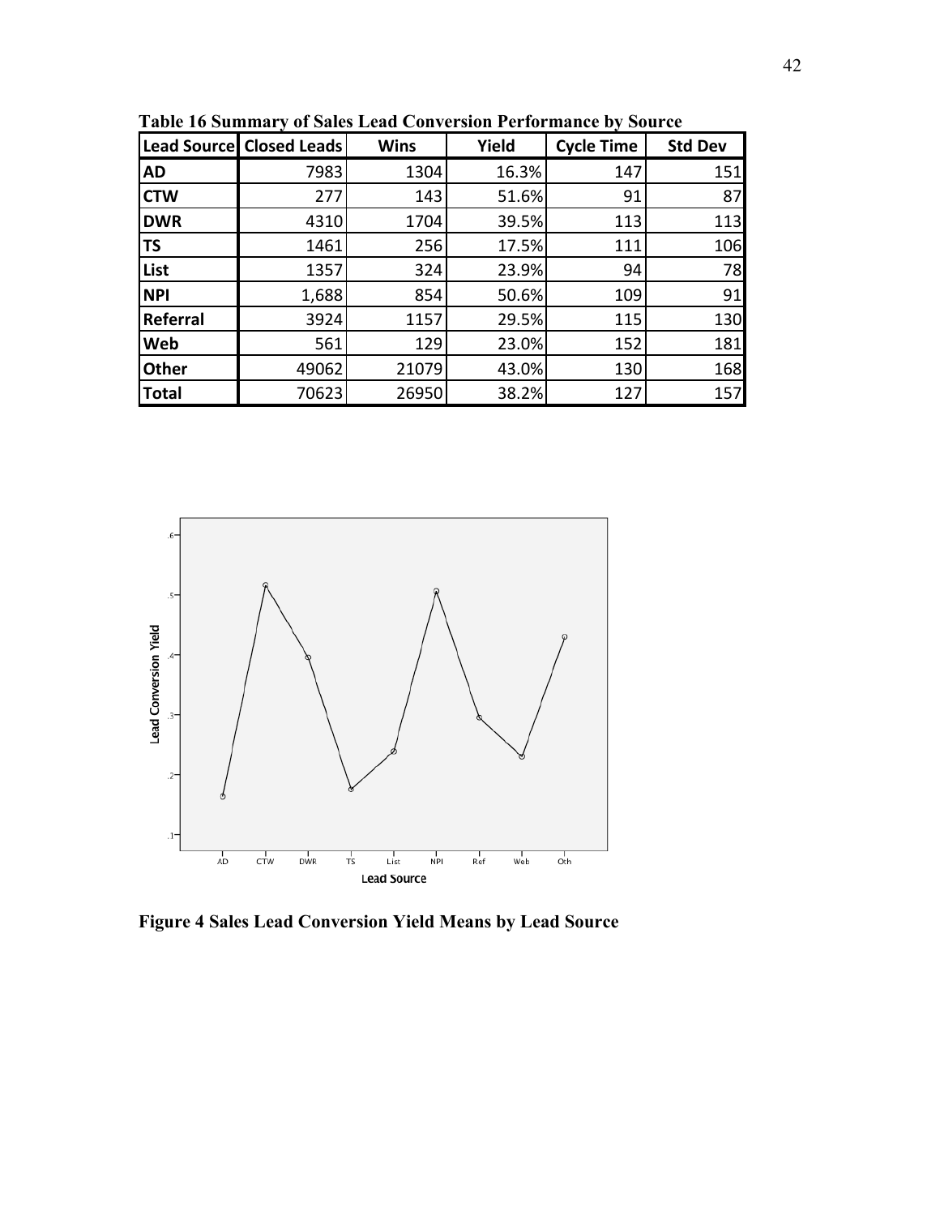**Table 16 Summary of Sales Lead Conversion Performance by Source**

| Lead Source | Closed Leads | Wins | Yield | Cycle Time | Std Dev |
|---|---|---|---|---|---|
| AD | 7983 | 1304 | 16.3% | 147 | 151 |
| CTW | 277 | 143 | 51.6% | 91 | 87 |
| DWR | 4310 | 1704 | 39.5% | 113 | 113 |
| TS | 1461 | 256 | 17.5% | 111 | 106 |
| List | 1357 | 324 | 23.9% | 94 | 78 |
| NPI | 1,688 | 854 | 50.6% | 109 | 91 |
| Referral | 3924 | 1157 | 29.5% | 115 | 130 |
| Web | 561 | 129 | 23.0% | 152 | 181 |
| Other | 49062 | 21079 | 43.0% | 130 | 168 |
| Total | 70623 | 26950 | 38.2% | 127 | 157 |

**Figure 4 Sales Lead Conversion Yield Means by Lead Source**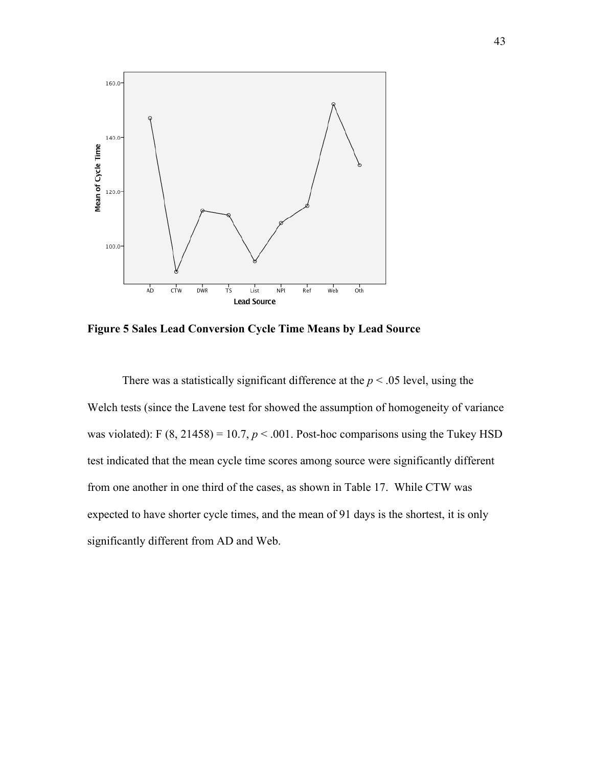**Figure 5 Sales Lead Conversion Cycle Time Means by Lead Source**

There was a statistically significant difference at the $p < .05$ level, using the Welch tests (since the Lavene test for showed the assumption of homogeneity of variance was violated): F (8, 21458) = 10.7, $p < .001$. Post-hoc comparisons using the Tukey HSD test indicated that the mean cycle time scores among source were significantly different from one another in one third of the cases, as shown in Table 17. While CTW was expected to have shorter cycle times, and the mean of 91 days is the shortest, it is only significantly different from AD and Web.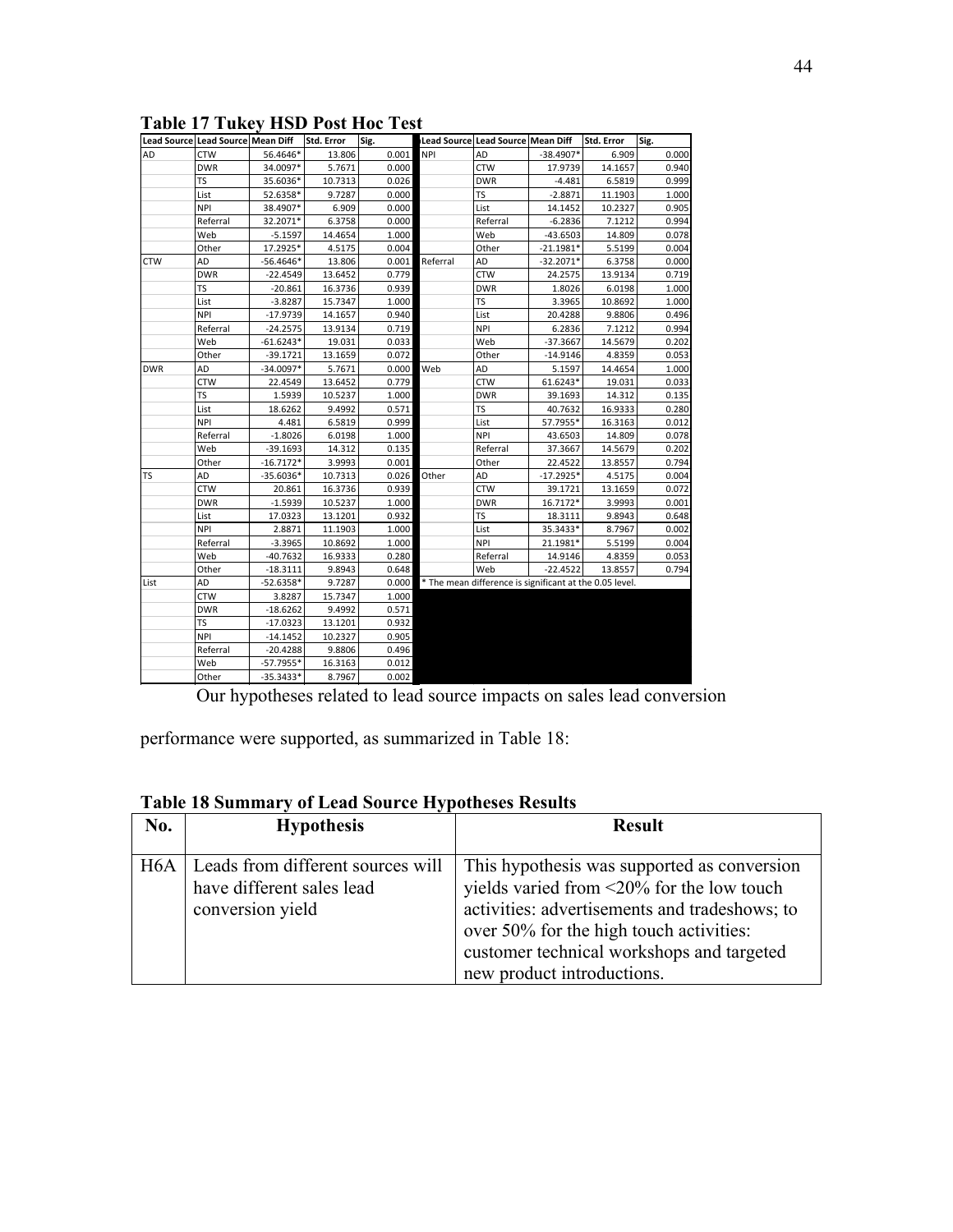**Table 17 Tukey HSD Post Hoc Test**

| Lead Source | Lead Source | Mean Diff | Std. Error | Sig. |
|---|---|---|---|---|
| AD | CTW | 56.4646* | 13.806 | 0.001 |
| | DWR | 34.0097* | 5.7671 | 0.000 |
| | TS | 35.6036* | 10.7313 | 0.026 |
| | List | 52.6358* | 9.7287 | 0.000 |
| | NPI | 38.4907* | 6.909 | 0.000 |
| | Referral | 32.2071* | 6.3758 | 0.000 |
| | Web | -5.1597 | 14.4654 | 1.000 |
| | Other | 17.2925* | 4.5175 | 0.004 |
| CTW | AD | -56.4646* | 13.806 | 0.001 |
| | DWR | -22.4549 | 13.6452 | 0.779 |
| | TS | -20.861 | 16.3736 | 0.939 |
| | List | -3.8287 | 15.7347 | 1.000 |
| | NPI | -17.9739 | 14.1657 | 0.940 |
| | Referral | -24.2575 | 13.9134 | 0.719 |
| | Web | -61.6243* | 19.031 | 0.033 |
| | Other | -39.1721 | 13.1659 | 0.072 |
| DWR | AD | -34.0097* | 5.7671 | 0.000 |
| | CTW | 22.4549 | 13.6452 | 0.779 |
| | TS | 1.5939 | 10.5237 | 1.000 |
| | List | 18.6262 | 9.4992 | 0.571 |
| | NPI | 4.481 | 6.5819 | 0.999 |
| | Referral | -1.8026 | 6.0198 | 1.000 |
| | Web | -39.1693 | 14.312 | 0.135 |
| | Other | -16.7172* | 3.9993 | 0.001 |
| TS | AD | -35.6036* | 10.7313 | 0.026 |
| | CTW | 20.861 | 16.3736 | 0.939 |
| | DWR | -1.5939 | 10.5237 | 1.000 |
| | List | 17.0323 | 13.1201 | 0.932 |
| | NPI | 2.8871 | 11.1903 | 1.000 |
| | Referral | -3.3965 | 10.8692 | 1.000 |
| | Web | -40.7632 | 16.9333 | 0.280 |
| | Other | -18.3111 | 9.8943 | 0.648 |
| List | AD | -52.6358* | 9.7287 | 0.000 |
| | CTW | 3.8287 | 15.7347 | 1.000 |
| | DWR | -18.6262 | 9.4992 | 0.571 |
| | TS | -17.0323 | 13.1201 | 0.932 |
| | NPI | -14.1452 | 10.2327 | 0.905 |
| | Referral | -20.4288 | 9.8806 | 0.496 |
| | Web | -57.7955* | 16.3163 | 0.012 |
| | Other | -35.3433* | 8.7967 | 0.002 |
| NPI | AD | -38.4907* | 6.909 | 0.000 |
| | CTW | 17.9739 | 14.1657 | 0.940 |
| | DWR | -4.481 | 6.5819 | 0.999 |
| | TS | -2.8871 | 11.1903 | 1.000 |
| | List | 14.1452 | 10.2327 | 0.905 |
| | Referral | -6.2836 | 7.1212 | 0.994 |
| | Web | -43.6503 | 14.809 | 0.078 |
| | Other | -21.1981* | 5.5199 | 0.004 |
| Referral | AD | -32.2071* | 6.3758 | 0.000 |
| | CTW | 24.2575 | 13.9134 | 0.719 |
| | DWR | 1.8026 | 6.0198 | 1.000 |
| | TS | 3.3965 | 10.8692 | 1.000 |
| | List | 20.4288 | 9.8806 | 0.496 |
| | NPI | 6.2836 | 7.1212 | 0.994 |
| | Web | -37.3667 | 14.5679 | 0.202 |
| | Other | -14.9146 | 4.8359 | 0.053 |
| Web | AD | 5.1597 | 14.4654 | 1.000 |
| | CTW | 61.6243* | 19.031 | 0.033 |
| | DWR | 39.1693 | 14.312 | 0.135 |
| | TS | 40.7632 | 16.9333 | 0.280 |
| | List | 57.7955* | 16.3163 | 0.012 |
| | NPI | 43.6503 | 14.809 | 0.078 |
| | Referral | 37.3667 | 14.5679 | 0.202 |
| | Other | 22.4522 | 13.8557 | 0.794 |
| Other | AD | -17.2925* | 4.5175 | 0.004 |
| | CTW | 39.1721 | 13.1659 | 0.072 |
| | DWR | 16.7172* | 3.9993 | 0.001 |
| | TS | 18.3111 | 9.8943 | 0.648 |
| | List | 35.3433* | 8.7967 | 0.002 |
| | NPI | 21.1981* | 5.5199 | 0.004 |
| | Referral | 14.9146 | 4.8359 | 0.053 |
| | Web | -22.4522 | 13.8557 | 0.794 |

* The mean difference is significant at the 0.05 level.

Our hypotheses related to lead source impacts on sales lead conversion performance were supported, as summarized in Table 18:

**Table 18 Summary of Lead Source Hypotheses Results**

| No. | Hypothesis | Result |
|---|---|---|
| H6A | Leads from different sources will have different sales lead conversion yield | This hypothesis was supported as conversion yields varied from <20% for the low touch activities: advertisements and tradeshows; to over 50% for the high touch activities: customer technical workshops and targeted new product introductions. |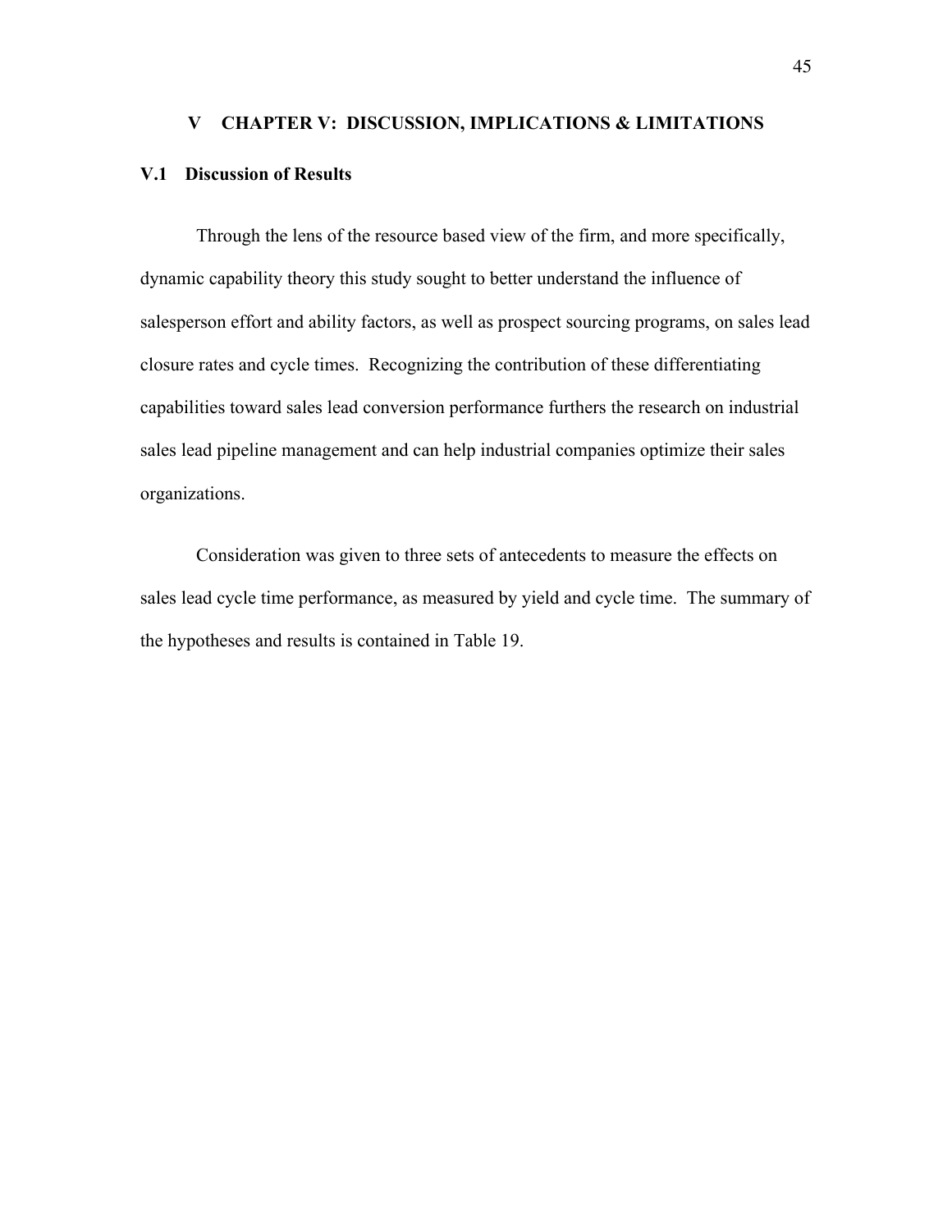# V CHAPTER V: DISCUSSION, IMPLICATIONS & LIMITATIONS

## V.1 Discussion of Results

Through the lens of the resource based view of the firm, and more specifically, dynamic capability theory this study sought to better understand the influence of salesperson effort and ability factors, as well as prospect sourcing programs, on sales lead closure rates and cycle times. Recognizing the contribution of these differentiating capabilities toward sales lead conversion performance furthers the research on industrial sales lead pipeline management and can help industrial companies optimize their sales organizations.

Consideration was given to three sets of antecedents to measure the effects on sales lead cycle time performance, as measured by yield and cycle time. The summary of the hypotheses and results is contained in Table 19.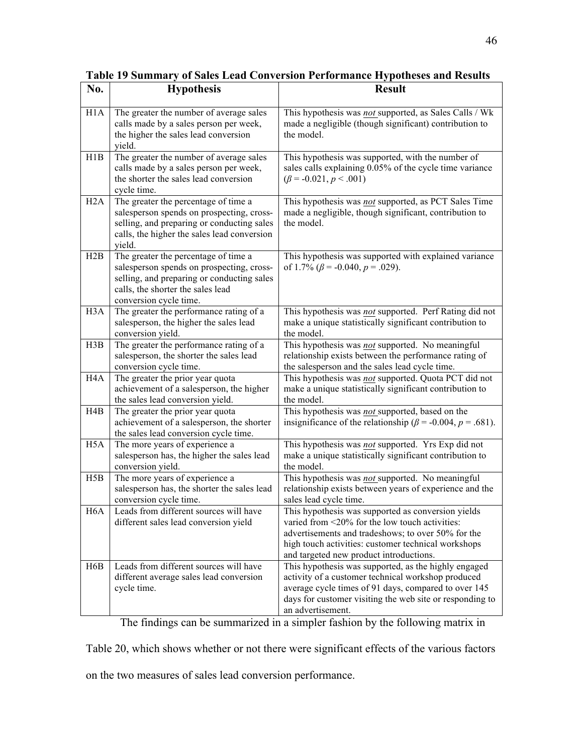**Table 19 Summary of Sales Lead Conversion Performance Hypotheses and Results**

| No. | Hypothesis | Result |
|---|---|---|
| H1A | The greater the number of average sales calls made by a sales person per week, the higher the sales lead conversion yield. | This hypothesis was ***not*** supported, as Sales Calls / Wk made a negligible (though significant) contribution to the model. |
| H1B | The greater the number of average sales calls made by a sales person per week, the shorter the sales lead conversion cycle time. | This hypothesis was supported, with the number of sales calls explaining 0.05% of the cycle time variance ($\beta$ = -0.021, $p$ < .001) |
| H2A | The greater the percentage of time a salesperson spends on prospecting, cross-selling, and preparing or conducting sales calls, the higher the sales lead conversion yield. | This hypothesis was ***not*** supported, as PCT Sales Time made a negligible, though significant, contribution to the model. |
| H2B | The greater the percentage of time a salesperson spends on prospecting, cross-selling, and preparing or conducting sales calls, the shorter the sales lead conversion cycle time. | This hypothesis was supported with explained variance of 1.7% ($\beta$ = -0.040, $p$ = .029). |
| H3A | The greater the performance rating of a salesperson, the higher the sales lead conversion yield. | This hypothesis was ***not*** supported. Perf Rating did not make a unique statistically significant contribution to the model. |
| H3B | The greater the performance rating of a salesperson, the shorter the sales lead conversion cycle time. | This hypothesis was ***not*** supported. No meaningful relationship exists between the performance rating of the salesperson and the sales lead cycle time. |
| H4A | The greater the prior year quota achievement of a salesperson, the higher the sales lead conversion yield. | This hypothesis was ***not*** supported. Quota PCT did not make a unique statistically significant contribution to the model. |
| H4B | The greater the prior year quota achievement of a salesperson, the shorter the sales lead conversion cycle time. | This hypothesis was ***not*** supported, based on the insignificance of the relationship ($\beta$ = -0.004, $p$ = .681). |
| H5A | The more years of experience a salesperson has, the higher the sales lead conversion yield. | This hypothesis was ***not*** supported. Yrs Exp did not make a unique statistically significant contribution to the model. |
| H5B | The more years of experience a salesperson has, the shorter the sales lead conversion cycle time. | This hypothesis was ***not*** supported. No meaningful relationship exists between years of experience and the sales lead cycle time. |
| H6A | Leads from different sources will have different sales lead conversion yield | This hypothesis was supported as conversion yields varied from <20% for the low touch activities: advertisements and tradeshows; to over 50% for the high touch activities: customer technical workshops and targeted new product introductions. |
| H6B | Leads from different sources will have different average sales lead conversion cycle time. | This hypothesis was supported, as the highly engaged activity of a customer technical workshop produced average cycle times of 91 days, compared to over 145 days for customer visiting the web site or responding to an advertisement. |

The findings can be summarized in a simpler fashion by the following matrix in Table 20, which shows whether or not there were significant effects of the various factors on the two measures of sales lead conversion performance.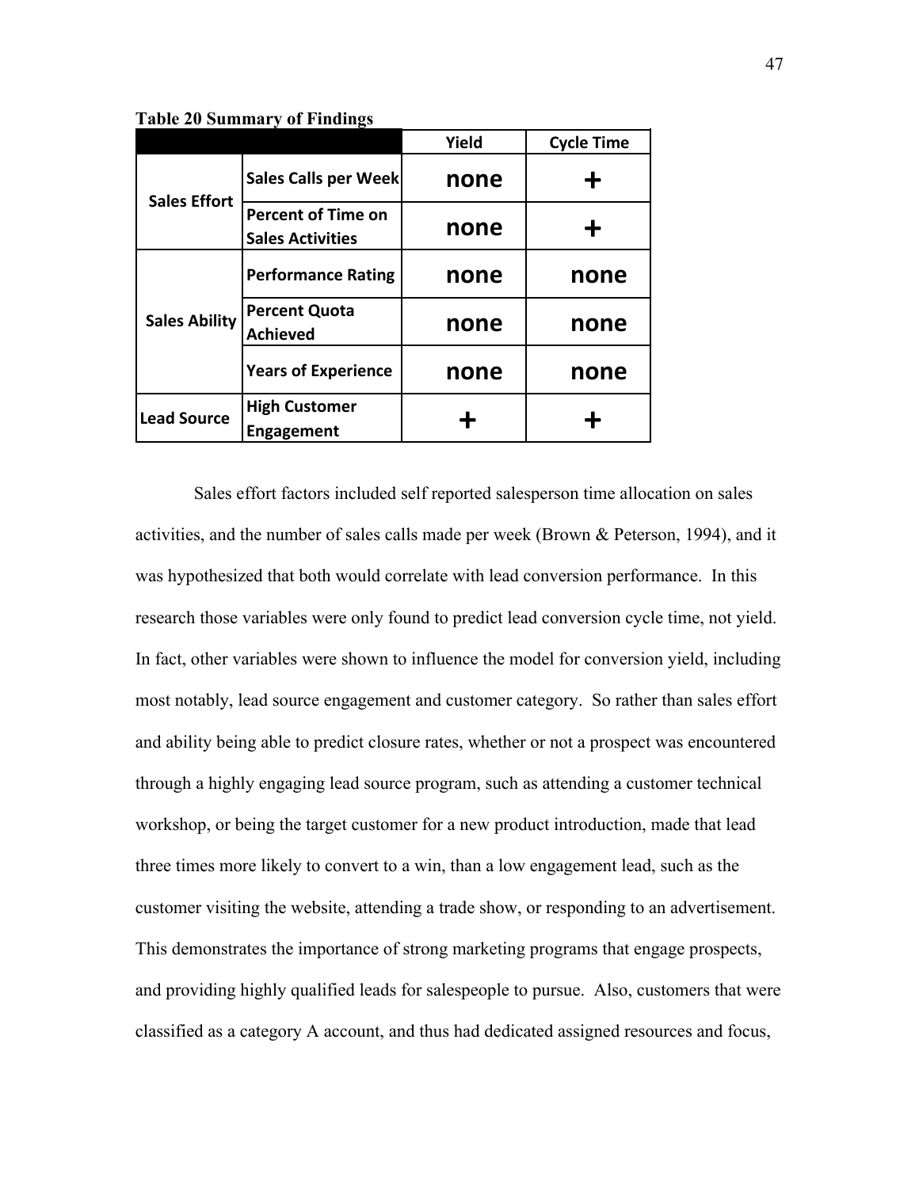**Table 20 Summary of Findings**

| | | Yield | Cycle Time |
|---|---|---|---|
| Sales Effort | Sales Calls per Week | none | + |
| | Percent of Time on Sales Activities | none | + |
| Sales Ability | Performance Rating | none | none |
| | Percent Quota Achieved | none | none |
| | Years of Experience | none | none |
| Lead Source | High Customer Engagement | + | + |

Sales effort factors included self reported salesperson time allocation on sales activities, and the number of sales calls made per week (Brown & Peterson, 1994), and it was hypothesized that both would correlate with lead conversion performance. In this research those variables were only found to predict lead conversion cycle time, not yield. In fact, other variables were shown to influence the model for conversion yield, including most notably, lead source engagement and customer category. So rather than sales effort and ability being able to predict closure rates, whether or not a prospect was encountered through a highly engaging lead source program, such as attending a customer technical workshop, or being the target customer for a new product introduction, made that lead three times more likely to convert to a win, than a low engagement lead, such as the customer visiting the website, attending a trade show, or responding to an advertisement. This demonstrates the importance of strong marketing programs that engage prospects, and providing highly qualified leads for salespeople to pursue. Also, customers that were classified as a category A account, and thus had dedicated assigned resources and focus,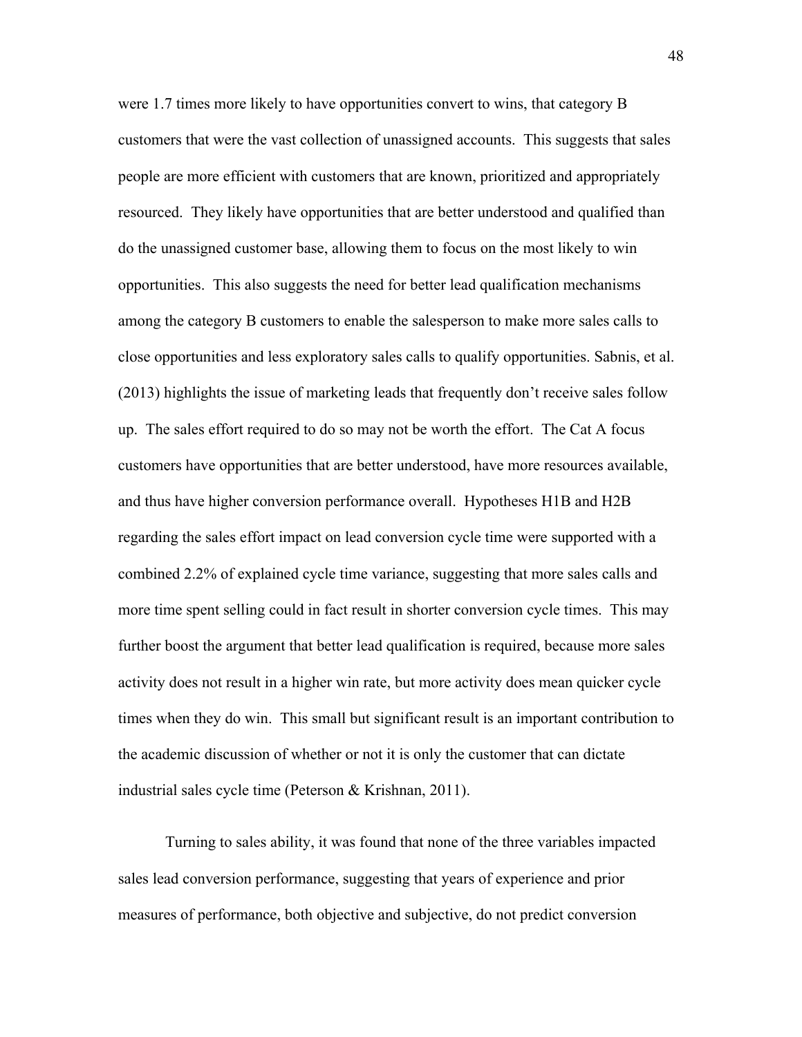were 1.7 times more likely to have opportunities convert to wins, that category B customers that were the vast collection of unassigned accounts. This suggests that sales people are more efficient with customers that are known, prioritized and appropriately resourced. They likely have opportunities that are better understood and qualified than do the unassigned customer base, allowing them to focus on the most likely to win opportunities. This also suggests the need for better lead qualification mechanisms among the category B customers to enable the salesperson to make more sales calls to close opportunities and less exploratory sales calls to qualify opportunities. Sabnis, et al. (2013) highlights the issue of marketing leads that frequently don't receive sales follow up. The sales effort required to do so may not be worth the effort. The Cat A focus customers have opportunities that are better understood, have more resources available, and thus have higher conversion performance overall. Hypotheses H1B and H2B regarding the sales effort impact on lead conversion cycle time were supported with a combined 2.2% of explained cycle time variance, suggesting that more sales calls and more time spent selling could in fact result in shorter conversion cycle times. This may further boost the argument that better lead qualification is required, because more sales activity does not result in a higher win rate, but more activity does mean quicker cycle times when they do win. This small but significant result is an important contribution to the academic discussion of whether or not it is only the customer that can dictate industrial sales cycle time (Peterson & Krishnan, 2011).

Turning to sales ability, it was found that none of the three variables impacted sales lead conversion performance, suggesting that years of experience and prior measures of performance, both objective and subjective, do not predict conversion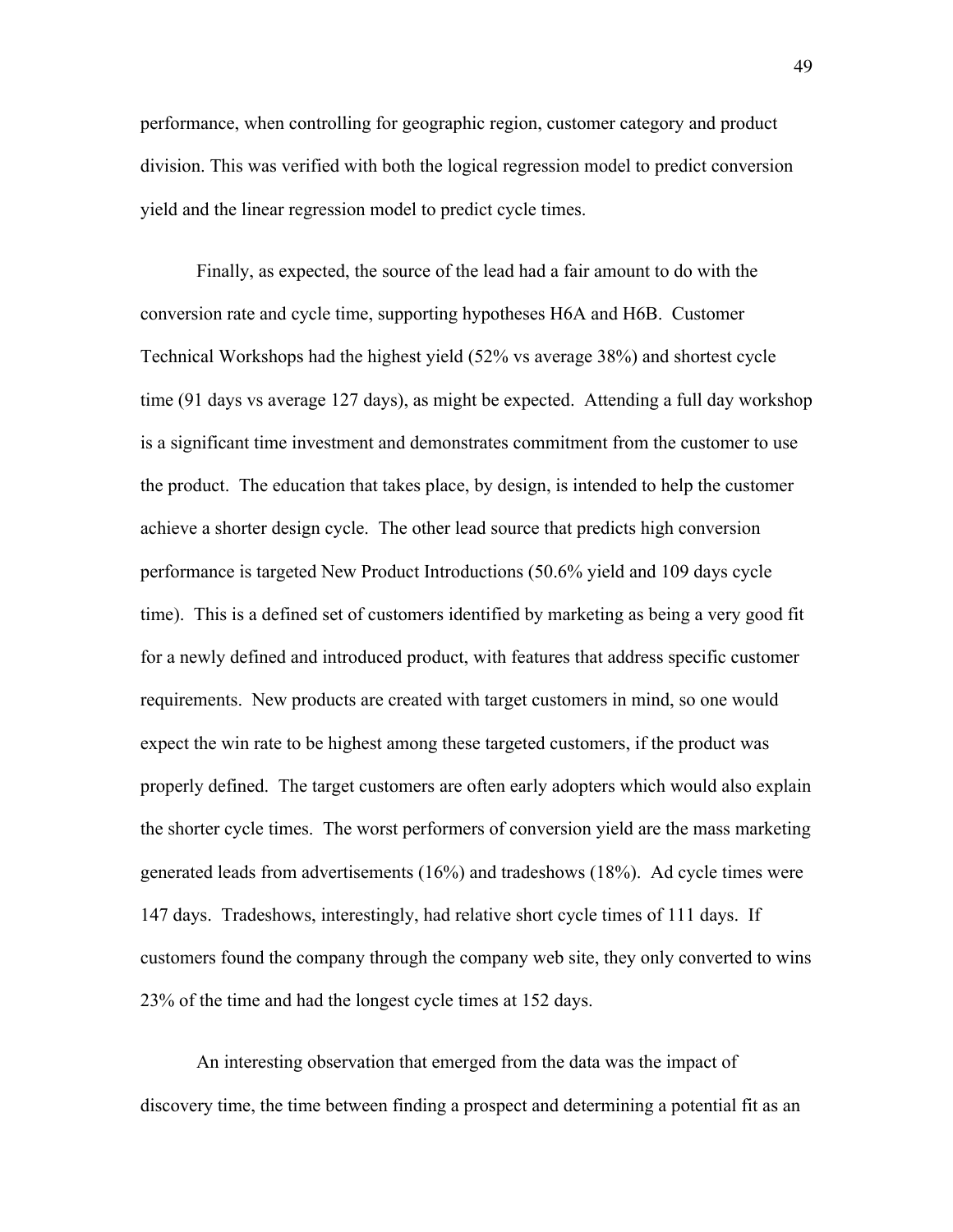performance, when controlling for geographic region, customer category and product division. This was verified with both the logical regression model to predict conversion yield and the linear regression model to predict cycle times.

Finally, as expected, the source of the lead had a fair amount to do with the conversion rate and cycle time, supporting hypotheses H6A and H6B. Customer Technical Workshops had the highest yield (52% vs average 38%) and shortest cycle time (91 days vs average 127 days), as might be expected. Attending a full day workshop is a significant time investment and demonstrates commitment from the customer to use the product. The education that takes place, by design, is intended to help the customer achieve a shorter design cycle. The other lead source that predicts high conversion performance is targeted New Product Introductions (50.6% yield and 109 days cycle time). This is a defined set of customers identified by marketing as being a very good fit for a newly defined and introduced product, with features that address specific customer requirements. New products are created with target customers in mind, so one would expect the win rate to be highest among these targeted customers, if the product was properly defined. The target customers are often early adopters which would also explain the shorter cycle times. The worst performers of conversion yield are the mass marketing generated leads from advertisements (16%) and tradeshows (18%). Ad cycle times were 147 days. Tradeshows, interestingly, had relative short cycle times of 111 days. If customers found the company through the company web site, they only converted to wins 23% of the time and had the longest cycle times at 152 days.

An interesting observation that emerged from the data was the impact of discovery time, the time between finding a prospect and determining a potential fit as an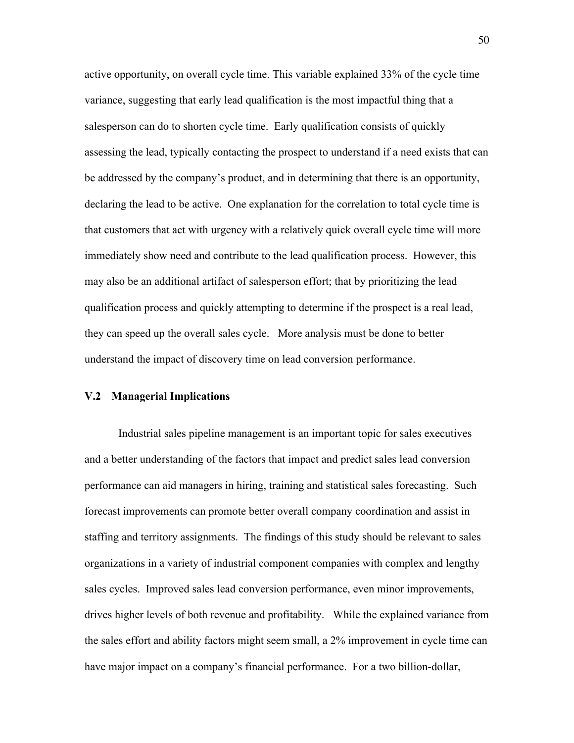active opportunity, on overall cycle time. This variable explained 33% of the cycle time variance, suggesting that early lead qualification is the most impactful thing that a salesperson can do to shorten cycle time. Early qualification consists of quickly assessing the lead, typically contacting the prospect to understand if a need exists that can be addressed by the company's product, and in determining that there is an opportunity, declaring the lead to be active. One explanation for the correlation to total cycle time is that customers that act with urgency with a relatively quick overall cycle time will more immediately show need and contribute to the lead qualification process. However, this may also be an additional artifact of salesperson effort; that by prioritizing the lead qualification process and quickly attempting to determine if the prospect is a real lead, they can speed up the overall sales cycle. More analysis must be done to better understand the impact of discovery time on lead conversion performance.

### V.2 Managerial Implications

Industrial sales pipeline management is an important topic for sales executives and a better understanding of the factors that impact and predict sales lead conversion performance can aid managers in hiring, training and statistical sales forecasting. Such forecast improvements can promote better overall company coordination and assist in staffing and territory assignments. The findings of this study should be relevant to sales organizations in a variety of industrial component companies with complex and lengthy sales cycles. Improved sales lead conversion performance, even minor improvements, drives higher levels of both revenue and profitability. While the explained variance from the sales effort and ability factors might seem small, a 2% improvement in cycle time can have major impact on a company's financial performance. For a two billion-dollar,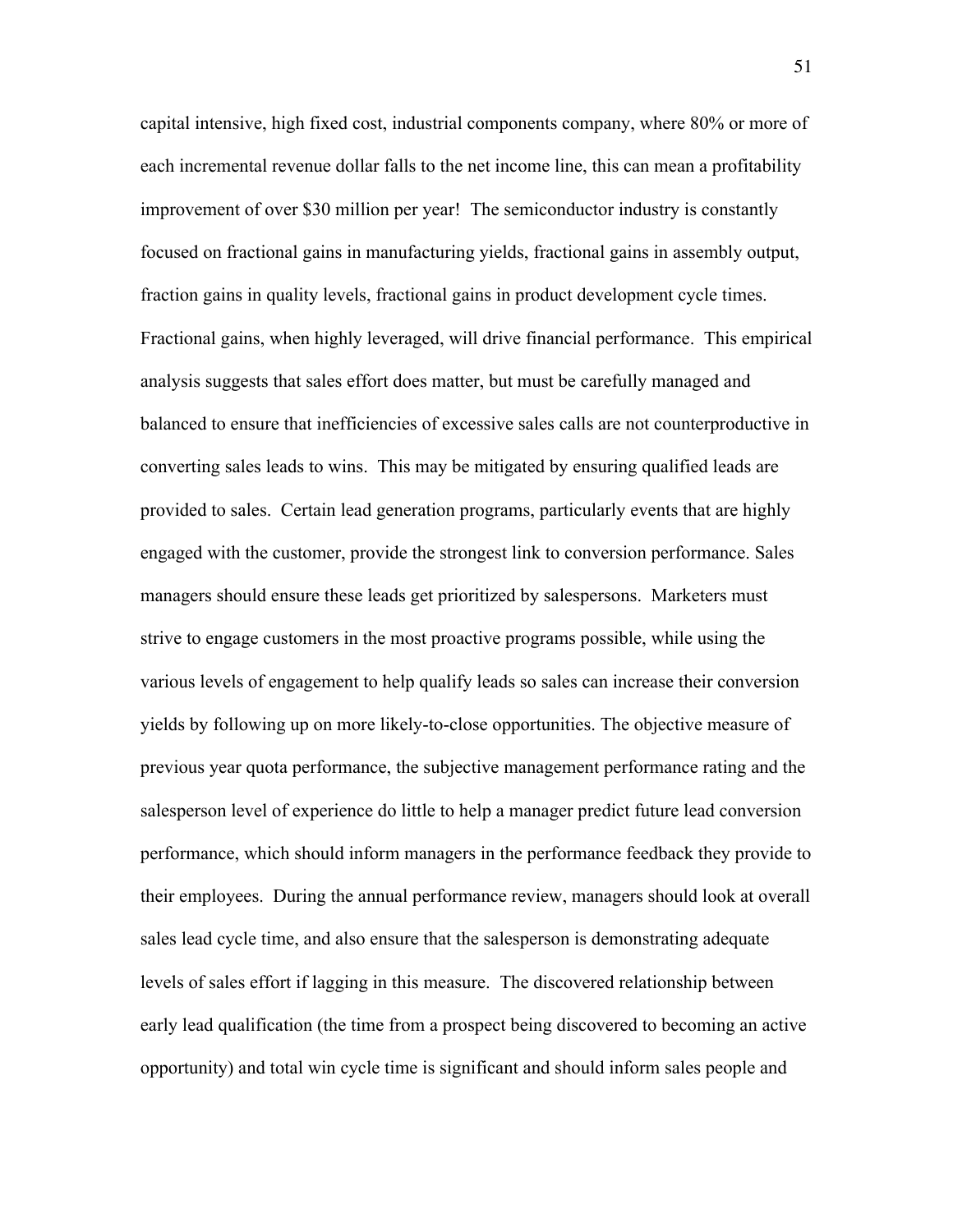capital intensive, high fixed cost, industrial components company, where 80% or more of each incremental revenue dollar falls to the net income line, this can mean a profitability improvement of over $30 million per year! The semiconductor industry is constantly focused on fractional gains in manufacturing yields, fractional gains in assembly output, fraction gains in quality levels, fractional gains in product development cycle times. Fractional gains, when highly leveraged, will drive financial performance. This empirical analysis suggests that sales effort does matter, but must be carefully managed and balanced to ensure that inefficiencies of excessive sales calls are not counterproductive in converting sales leads to wins. This may be mitigated by ensuring qualified leads are provided to sales. Certain lead generation programs, particularly events that are highly engaged with the customer, provide the strongest link to conversion performance. Sales managers should ensure these leads get prioritized by salespersons. Marketers must strive to engage customers in the most proactive programs possible, while using the various levels of engagement to help qualify leads so sales can increase their conversion yields by following up on more likely-to-close opportunities. The objective measure of previous year quota performance, the subjective management performance rating and the salesperson level of experience do little to help a manager predict future lead conversion performance, which should inform managers in the performance feedback they provide to their employees. During the annual performance review, managers should look at overall sales lead cycle time, and also ensure that the salesperson is demonstrating adequate levels of sales effort if lagging in this measure. The discovered relationship between early lead qualification (the time from a prospect being discovered to becoming an active opportunity) and total win cycle time is significant and should inform sales people and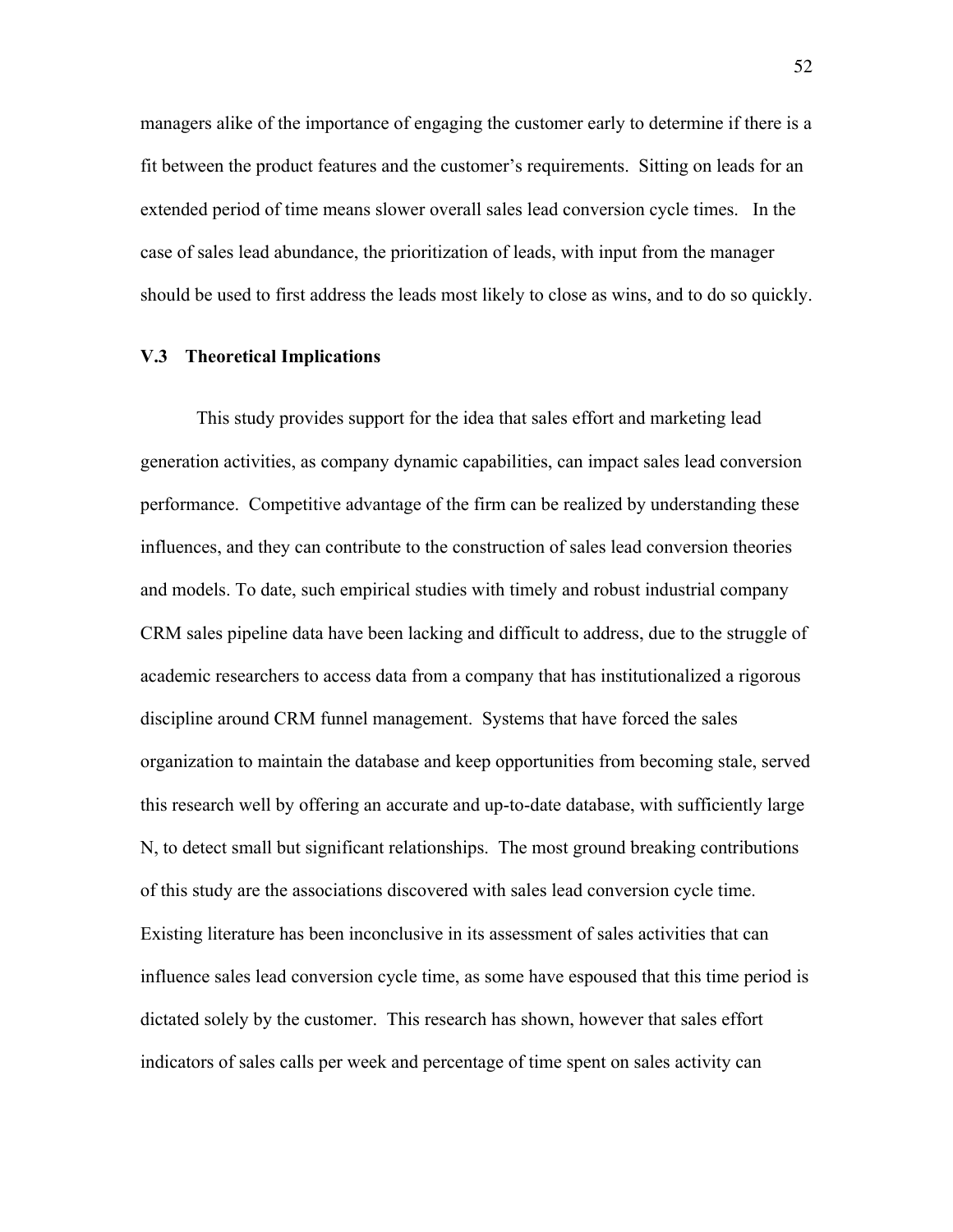managers alike of the importance of engaging the customer early to determine if there is a fit between the product features and the customer's requirements. Sitting on leads for an extended period of time means slower overall sales lead conversion cycle times. In the case of sales lead abundance, the prioritization of leads, with input from the manager should be used to first address the leads most likely to close as wins, and to do so quickly.

### V.3 Theoretical Implications

This study provides support for the idea that sales effort and marketing lead generation activities, as company dynamic capabilities, can impact sales lead conversion performance. Competitive advantage of the firm can be realized by understanding these influences, and they can contribute to the construction of sales lead conversion theories and models. To date, such empirical studies with timely and robust industrial company CRM sales pipeline data have been lacking and difficult to address, due to the struggle of academic researchers to access data from a company that has institutionalized a rigorous discipline around CRM funnel management. Systems that have forced the sales organization to maintain the database and keep opportunities from becoming stale, served this research well by offering an accurate and up-to-date database, with sufficiently large N, to detect small but significant relationships. The most ground breaking contributions of this study are the associations discovered with sales lead conversion cycle time. Existing literature has been inconclusive in its assessment of sales activities that can influence sales lead conversion cycle time, as some have espoused that this time period is dictated solely by the customer. This research has shown, however that sales effort indicators of sales calls per week and percentage of time spent on sales activity can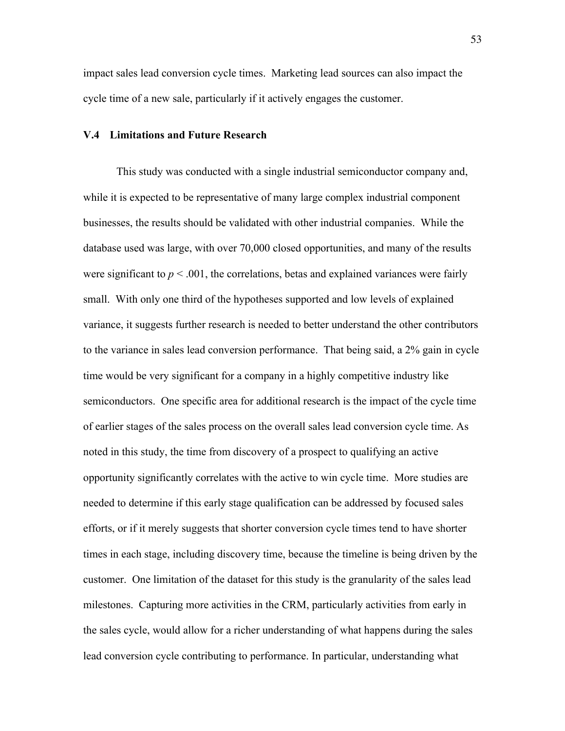impact sales lead conversion cycle times. Marketing lead sources can also impact the cycle time of a new sale, particularly if it actively engages the customer.

### V.4 Limitations and Future Research

This study was conducted with a single industrial semiconductor company and, while it is expected to be representative of many large complex industrial component businesses, the results should be validated with other industrial companies. While the database used was large, with over 70,000 closed opportunities, and many of the results were significant to $p < .001$, the correlations, betas and explained variances were fairly small. With only one third of the hypotheses supported and low levels of explained variance, it suggests further research is needed to better understand the other contributors to the variance in sales lead conversion performance. That being said, a 2% gain in cycle time would be very significant for a company in a highly competitive industry like semiconductors. One specific area for additional research is the impact of the cycle time of earlier stages of the sales process on the overall sales lead conversion cycle time. As noted in this study, the time from discovery of a prospect to qualifying an active opportunity significantly correlates with the active to win cycle time. More studies are needed to determine if this early stage qualification can be addressed by focused sales efforts, or if it merely suggests that shorter conversion cycle times tend to have shorter times in each stage, including discovery time, because the timeline is being driven by the customer. One limitation of the dataset for this study is the granularity of the sales lead milestones. Capturing more activities in the CRM, particularly activities from early in the sales cycle, would allow for a richer understanding of what happens during the sales lead conversion cycle contributing to performance. In particular, understanding what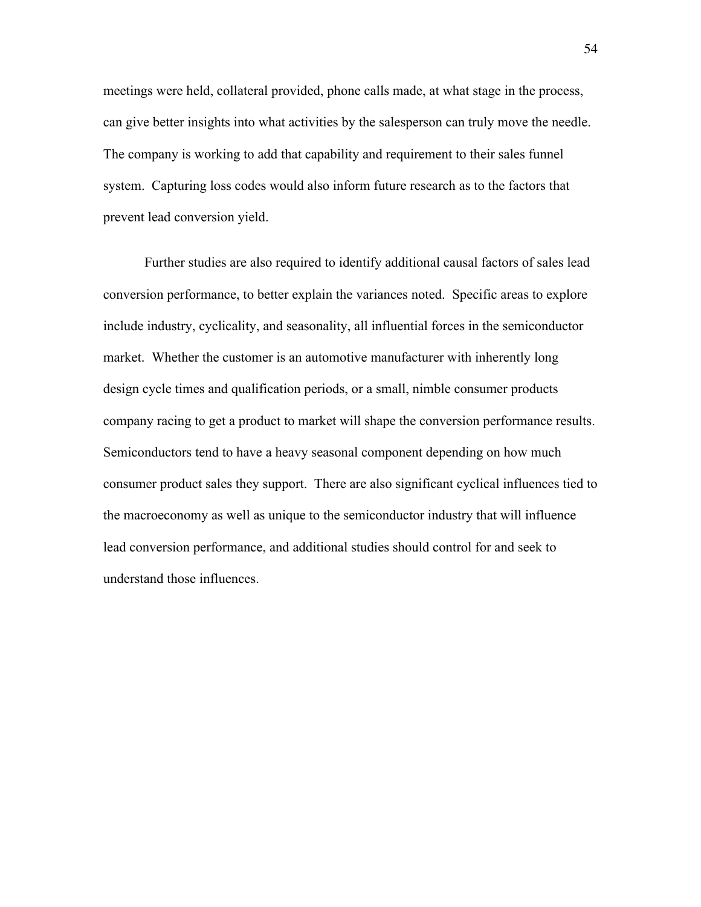meetings were held, collateral provided, phone calls made, at what stage in the process, can give better insights into what activities by the salesperson can truly move the needle. The company is working to add that capability and requirement to their sales funnel system. Capturing loss codes would also inform future research as to the factors that prevent lead conversion yield.

Further studies are also required to identify additional causal factors of sales lead conversion performance, to better explain the variances noted. Specific areas to explore include industry, cyclicality, and seasonality, all influential forces in the semiconductor market. Whether the customer is an automotive manufacturer with inherently long design cycle times and qualification periods, or a small, nimble consumer products company racing to get a product to market will shape the conversion performance results. Semiconductors tend to have a heavy seasonal component depending on how much consumer product sales they support. There are also significant cyclical influences tied to the macroeconomy as well as unique to the semiconductor industry that will influence lead conversion performance, and additional studies should control for and seek to understand those influences.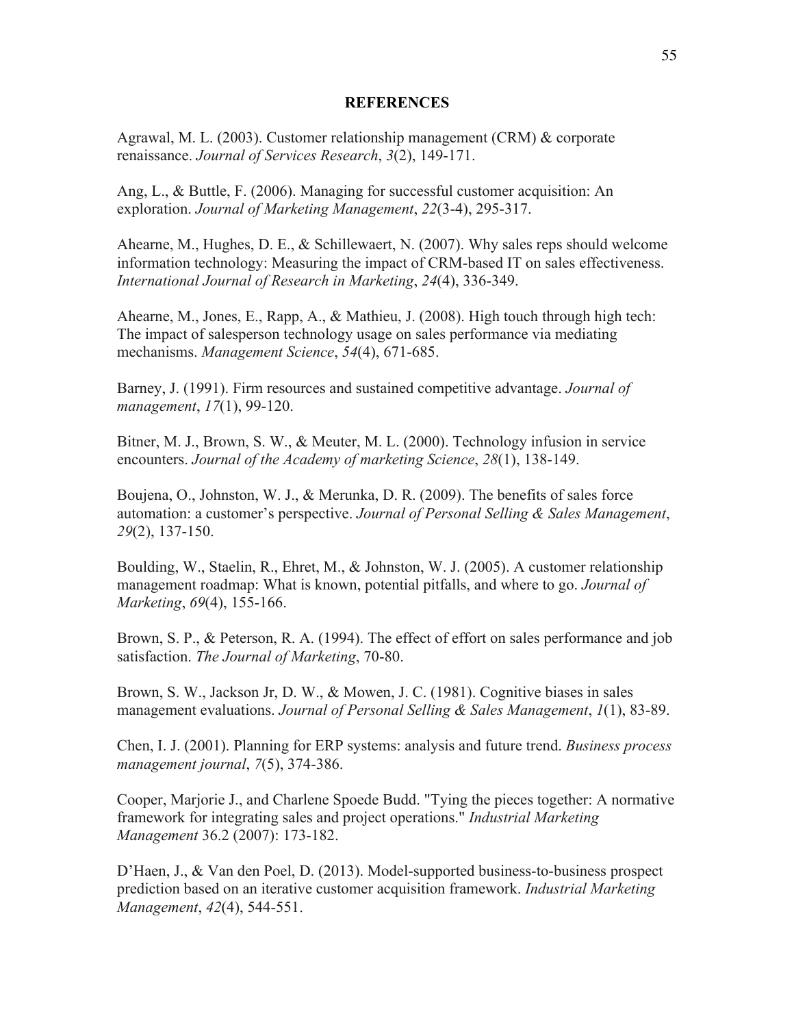## REFERENCES

Agrawal, M. L. (2003). Customer relationship management (CRM) & corporate renaissance. *Journal of Services Research*, *3*(2), 149-171.

Ang, L., & Buttle, F. (2006). Managing for successful customer acquisition: An exploration. *Journal of Marketing Management*, *22*(3-4), 295-317.

Ahearne, M., Hughes, D. E., & Schillewaert, N. (2007). Why sales reps should welcome information technology: Measuring the impact of CRM-based IT on sales effectiveness. *International Journal of Research in Marketing*, *24*(4), 336-349.

Ahearne, M., Jones, E., Rapp, A., & Mathieu, J. (2008). High touch through high tech: The impact of salesperson technology usage on sales performance via mediating mechanisms. *Management Science*, *54*(4), 671-685.

Barney, J. (1991). Firm resources and sustained competitive advantage. *Journal of management*, *17*(1), 99-120.

Bitner, M. J., Brown, S. W., & Meuter, M. L. (2000). Technology infusion in service encounters. *Journal of the Academy of marketing Science*, *28*(1), 138-149.

Boujena, O., Johnston, W. J., & Merunka, D. R. (2009). The benefits of sales force automation: a customer's perspective. *Journal of Personal Selling & Sales Management*, *29*(2), 137-150.

Boulding, W., Staelin, R., Ehret, M., & Johnston, W. J. (2005). A customer relationship management roadmap: What is known, potential pitfalls, and where to go. *Journal of Marketing*, *69*(4), 155-166.

Brown, S. P., & Peterson, R. A. (1994). The effect of effort on sales performance and job satisfaction. *The Journal of Marketing*, 70-80.

Brown, S. W., Jackson Jr, D. W., & Mowen, J. C. (1981). Cognitive biases in sales management evaluations. *Journal of Personal Selling & Sales Management*, *1*(1), 83-89.

Chen, I. J. (2001). Planning for ERP systems: analysis and future trend. *Business process management journal*, *7*(5), 374-386.

Cooper, Marjorie J., and Charlene Spoede Budd. "Tying the pieces together: A normative framework for integrating sales and project operations." *Industrial Marketing Management* 36.2 (2007): 173-182.

D'Haen, J., & Van den Poel, D. (2013). Model-supported business-to-business prospect prediction based on an iterative customer acquisition framework. *Industrial Marketing Management*, *42*(4), 544-551.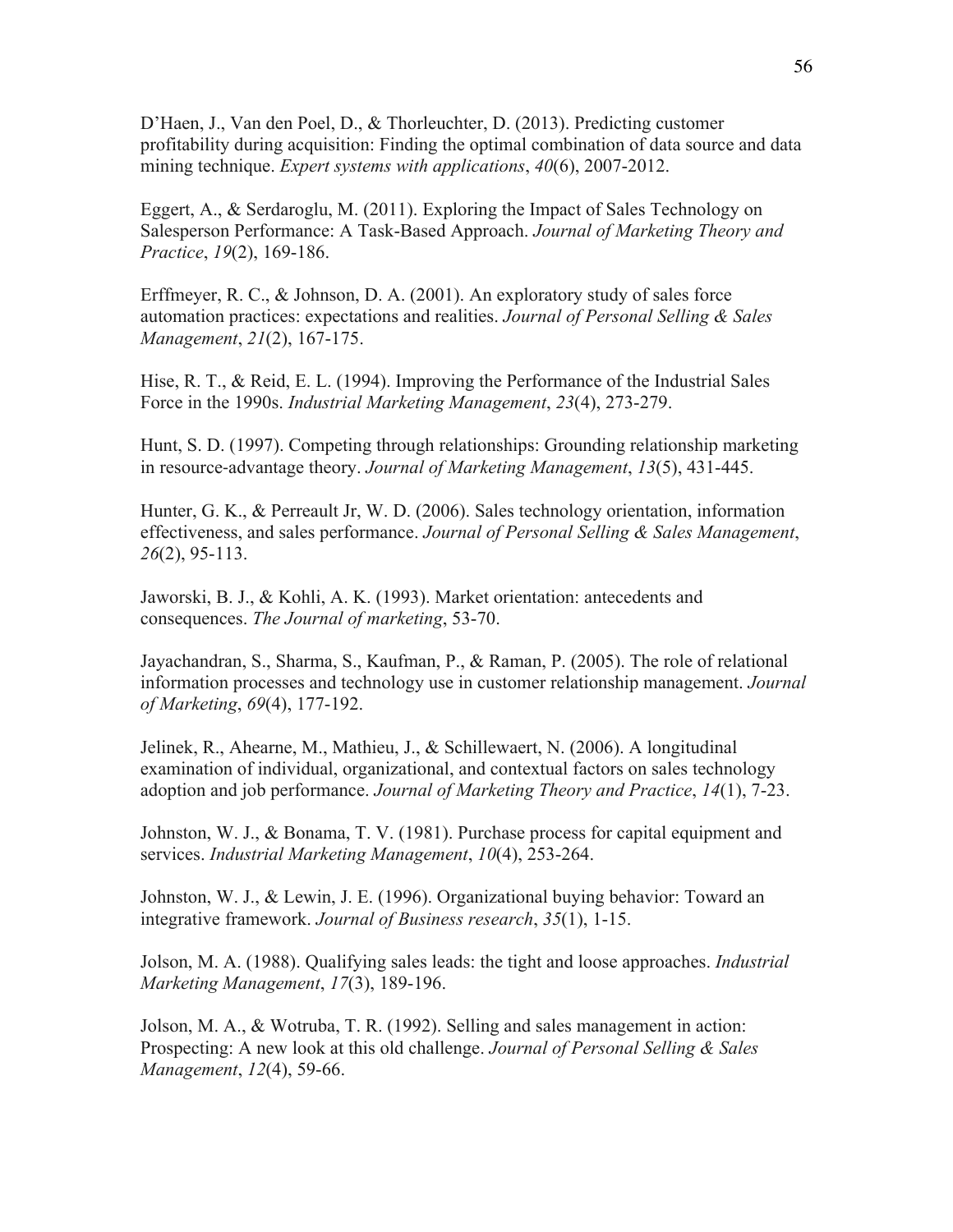D'Haen, J., Van den Poel, D., & Thorleuchter, D. (2013). Predicting customer profitability during acquisition: Finding the optimal combination of data source and data mining technique. *Expert systems with applications*, *40*(6), 2007-2012.

Eggert, A., & Serdaroglu, M. (2011). Exploring the Impact of Sales Technology on Salesperson Performance: A Task-Based Approach. *Journal of Marketing Theory and Practice*, *19*(2), 169-186.

Erffmeyer, R. C., & Johnson, D. A. (2001). An exploratory study of sales force automation practices: expectations and realities. *Journal of Personal Selling & Sales Management*, *21*(2), 167-175.

Hise, R. T., & Reid, E. L. (1994). Improving the Performance of the Industrial Sales Force in the 1990s. *Industrial Marketing Management*, *23*(4), 273-279.

Hunt, S. D. (1997). Competing through relationships: Grounding relationship marketing in resource-advantage theory. *Journal of Marketing Management*, *13*(5), 431-445.

Hunter, G. K., & Perreault Jr, W. D. (2006). Sales technology orientation, information effectiveness, and sales performance. *Journal of Personal Selling & Sales Management*, *26*(2), 95-113.

Jaworski, B. J., & Kohli, A. K. (1993). Market orientation: antecedents and consequences. *The Journal of marketing*, 53-70.

Jayachandran, S., Sharma, S., Kaufman, P., & Raman, P. (2005). The role of relational information processes and technology use in customer relationship management. *Journal of Marketing*, *69*(4), 177-192.

Jelinek, R., Ahearne, M., Mathieu, J., & Schillewaert, N. (2006). A longitudinal examination of individual, organizational, and contextual factors on sales technology adoption and job performance. *Journal of Marketing Theory and Practice*, *14*(1), 7-23.

Johnston, W. J., & Bonama, T. V. (1981). Purchase process for capital equipment and services. *Industrial Marketing Management*, *10*(4), 253-264.

Johnston, W. J., & Lewin, J. E. (1996). Organizational buying behavior: Toward an integrative framework. *Journal of Business research*, *35*(1), 1-15.

Jolson, M. A. (1988). Qualifying sales leads: the tight and loose approaches. *Industrial Marketing Management*, *17*(3), 189-196.

Jolson, M. A., & Wotruba, T. R. (1992). Selling and sales management in action: Prospecting: A new look at this old challenge. *Journal of Personal Selling & Sales Management*, *12*(4), 59-66.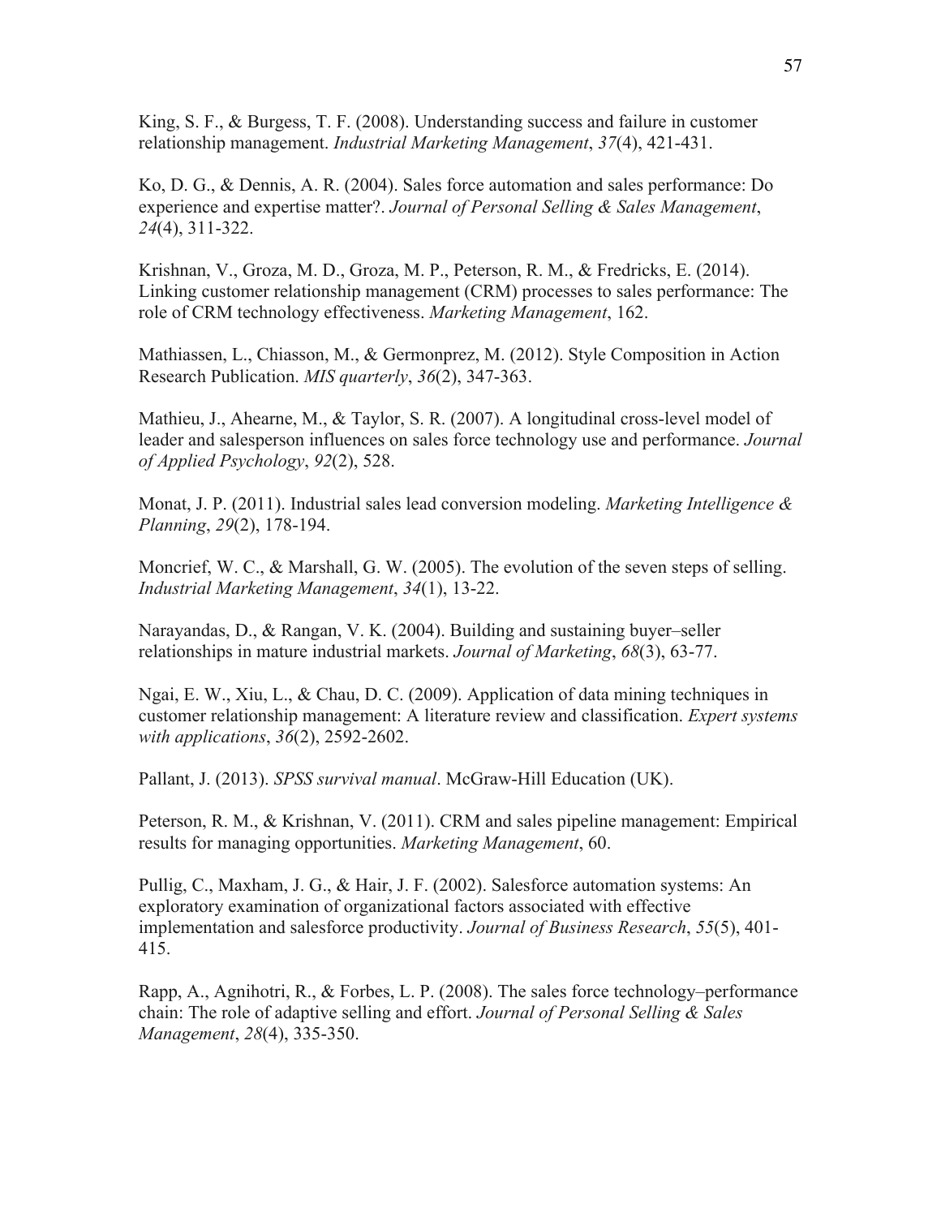King, S. F., & Burgess, T. F. (2008). Understanding success and failure in customer relationship management. *Industrial Marketing Management*, *37*(4), 421-431.

Ko, D. G., & Dennis, A. R. (2004). Sales force automation and sales performance: Do experience and expertise matter?. *Journal of Personal Selling & Sales Management*, *24*(4), 311-322.

Krishnan, V., Groza, M. D., Groza, M. P., Peterson, R. M., & Fredricks, E. (2014). Linking customer relationship management (CRM) processes to sales performance: The role of CRM technology effectiveness. *Marketing Management*, 162.

Mathiassen, L., Chiasson, M., & Germonprez, M. (2012). Style Composition in Action Research Publication. *MIS quarterly*, *36*(2), 347-363.

Mathieu, J., Ahearne, M., & Taylor, S. R. (2007). A longitudinal cross-level model of leader and salesperson influences on sales force technology use and performance. *Journal of Applied Psychology*, *92*(2), 528.

Monat, J. P. (2011). Industrial sales lead conversion modeling. *Marketing Intelligence & Planning*, *29*(2), 178-194.

Moncrief, W. C., & Marshall, G. W. (2005). The evolution of the seven steps of selling. *Industrial Marketing Management*, *34*(1), 13-22.

Narayandas, D., & Rangan, V. K. (2004). Building and sustaining buyer–seller relationships in mature industrial markets. *Journal of Marketing*, *68*(3), 63-77.

Ngai, E. W., Xiu, L., & Chau, D. C. (2009). Application of data mining techniques in customer relationship management: A literature review and classification. *Expert systems with applications*, *36*(2), 2592-2602.

Pallant, J. (2013). *SPSS survival manual*. McGraw-Hill Education (UK).

Peterson, R. M., & Krishnan, V. (2011). CRM and sales pipeline management: Empirical results for managing opportunities. *Marketing Management*, 60.

Pullig, C., Maxham, J. G., & Hair, J. F. (2002). Salesforce automation systems: An exploratory examination of organizational factors associated with effective implementation and salesforce productivity. *Journal of Business Research*, *55*(5), 401-415.

Rapp, A., Agnihotri, R., & Forbes, L. P. (2008). The sales force technology–performance chain: The role of adaptive selling and effort. *Journal of Personal Selling & Sales Management*, *28*(4), 335-350.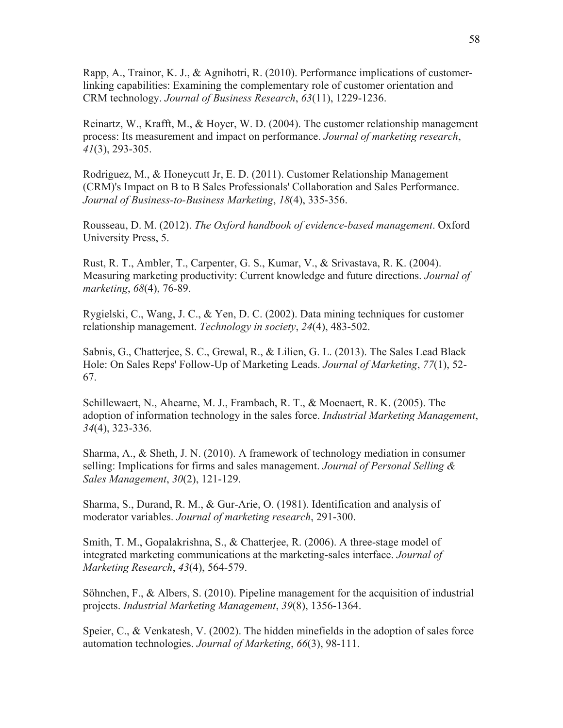Rapp, A., Trainor, K. J., & Agnihotri, R. (2010). Performance implications of customer-linking capabilities: Examining the complementary role of customer orientation and CRM technology. *Journal of Business Research*, *63*(11), 1229-1236.

Reinartz, W., Krafft, M., & Hoyer, W. D. (2004). The customer relationship management process: Its measurement and impact on performance. *Journal of marketing research*, *41*(3), 293-305.

Rodriguez, M., & Honeycutt Jr, E. D. (2011). Customer Relationship Management (CRM)'s Impact on B to B Sales Professionals' Collaboration and Sales Performance. *Journal of Business-to-Business Marketing*, *18*(4), 335-356.

Rousseau, D. M. (2012). *The Oxford handbook of evidence-based management*. Oxford University Press, 5.

Rust, R. T., Ambler, T., Carpenter, G. S., Kumar, V., & Srivastava, R. K. (2004). Measuring marketing productivity: Current knowledge and future directions. *Journal of marketing*, *68*(4), 76-89.

Rygielski, C., Wang, J. C., & Yen, D. C. (2002). Data mining techniques for customer relationship management. *Technology in society*, *24*(4), 483-502.

Sabnis, G., Chatterjee, S. C., Grewal, R., & Lilien, G. L. (2013). The Sales Lead Black Hole: On Sales Reps' Follow-Up of Marketing Leads. *Journal of Marketing*, *77*(1), 52-67.

Schillewaert, N., Ahearne, M. J., Frambach, R. T., & Moenaert, R. K. (2005). The adoption of information technology in the sales force. *Industrial Marketing Management*, *34*(4), 323-336.

Sharma, A., & Sheth, J. N. (2010). A framework of technology mediation in consumer selling: Implications for firms and sales management. *Journal of Personal Selling & Sales Management*, *30*(2), 121-129.

Sharma, S., Durand, R. M., & Gur-Arie, O. (1981). Identification and analysis of moderator variables. *Journal of marketing research*, 291-300.

Smith, T. M., Gopalakrishna, S., & Chatterjee, R. (2006). A three-stage model of integrated marketing communications at the marketing-sales interface. *Journal of Marketing Research*, *43*(4), 564-579.

Söhnchen, F., & Albers, S. (2010). Pipeline management for the acquisition of industrial projects. *Industrial Marketing Management*, *39*(8), 1356-1364.

Speier, C., & Venkatesh, V. (2002). The hidden minefields in the adoption of sales force automation technologies. *Journal of Marketing*, *66*(3), 98-111.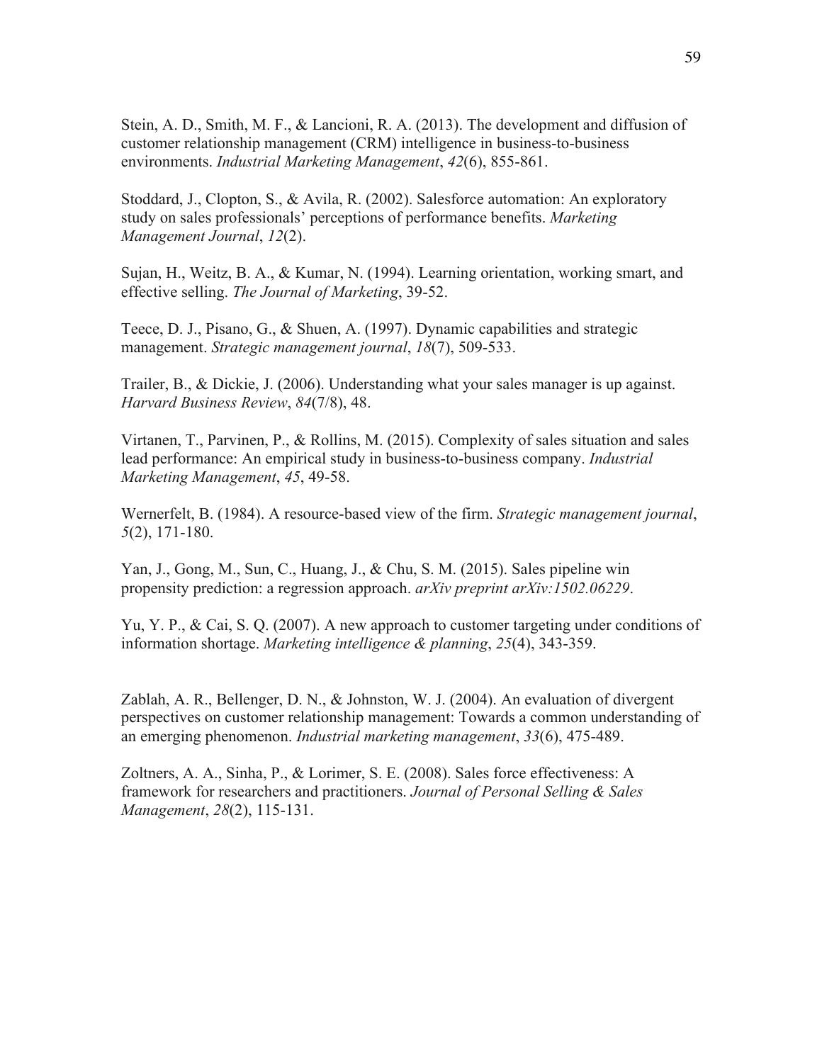Stein, A. D., Smith, M. F., & Lancioni, R. A. (2013). The development and diffusion of customer relationship management (CRM) intelligence in business-to-business environments. *Industrial Marketing Management*, *42*(6), 855-861.

Stoddard, J., Clopton, S., & Avila, R. (2002). Salesforce automation: An exploratory study on sales professionals' perceptions of performance benefits. *Marketing Management Journal*, *12*(2).

Sujan, H., Weitz, B. A., & Kumar, N. (1994). Learning orientation, working smart, and effective selling. *The Journal of Marketing*, 39-52.

Teece, D. J., Pisano, G., & Shuen, A. (1997). Dynamic capabilities and strategic management. *Strategic management journal*, *18*(7), 509-533.

Trailer, B., & Dickie, J. (2006). Understanding what your sales manager is up against. *Harvard Business Review*, *84*(7/8), 48.

Virtanen, T., Parvinen, P., & Rollins, M. (2015). Complexity of sales situation and sales lead performance: An empirical study in business-to-business company. *Industrial Marketing Management*, *45*, 49-58.

Wernerfelt, B. (1984). A resource-based view of the firm. *Strategic management journal*, *5*(2), 171-180.

Yan, J., Gong, M., Sun, C., Huang, J., & Chu, S. M. (2015). Sales pipeline win propensity prediction: a regression approach. *arXiv preprint arXiv:1502.06229*.

Yu, Y. P., & Cai, S. Q. (2007). A new approach to customer targeting under conditions of information shortage. *Marketing intelligence & planning*, *25*(4), 343-359.

Zablah, A. R., Bellenger, D. N., & Johnston, W. J. (2004). An evaluation of divergent perspectives on customer relationship management: Towards a common understanding of an emerging phenomenon. *Industrial marketing management*, *33*(6), 475-489.

Zoltners, A. A., Sinha, P., & Lorimer, S. E. (2008). Sales force effectiveness: A framework for researchers and practitioners. *Journal of Personal Selling & Sales Management*, *28*(2), 115-131.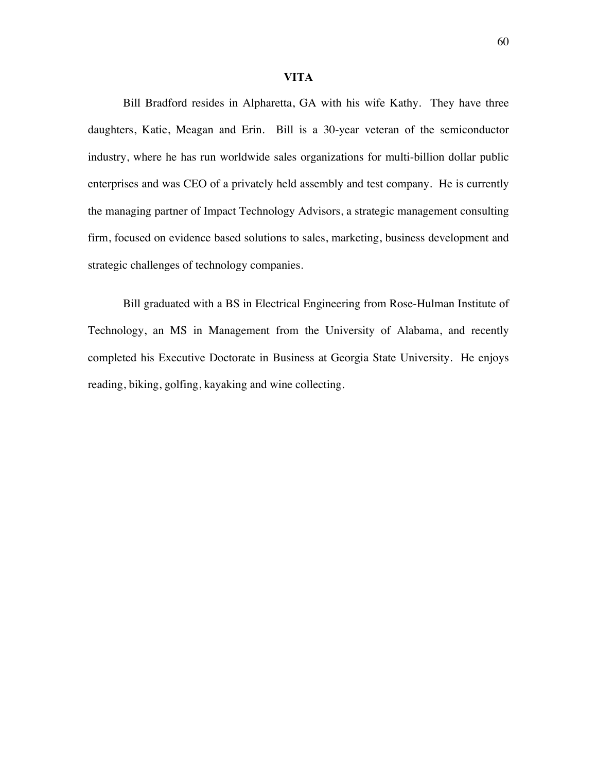## VITA

Bill Bradford resides in Alpharetta, GA with his wife Kathy. They have three daughters, Katie, Meagan and Erin. Bill is a 30-year veteran of the semiconductor industry, where he has run worldwide sales organizations for multi-billion dollar public enterprises and was CEO of a privately held assembly and test company. He is currently the managing partner of Impact Technology Advisors, a strategic management consulting firm, focused on evidence based solutions to sales, marketing, business development and strategic challenges of technology companies.

Bill graduated with a BS in Electrical Engineering from Rose-Hulman Institute of Technology, an MS in Management from the University of Alabama, and recently completed his Executive Doctorate in Business at Georgia State University. He enjoys reading, biking, golfing, kayaking and wine collecting.